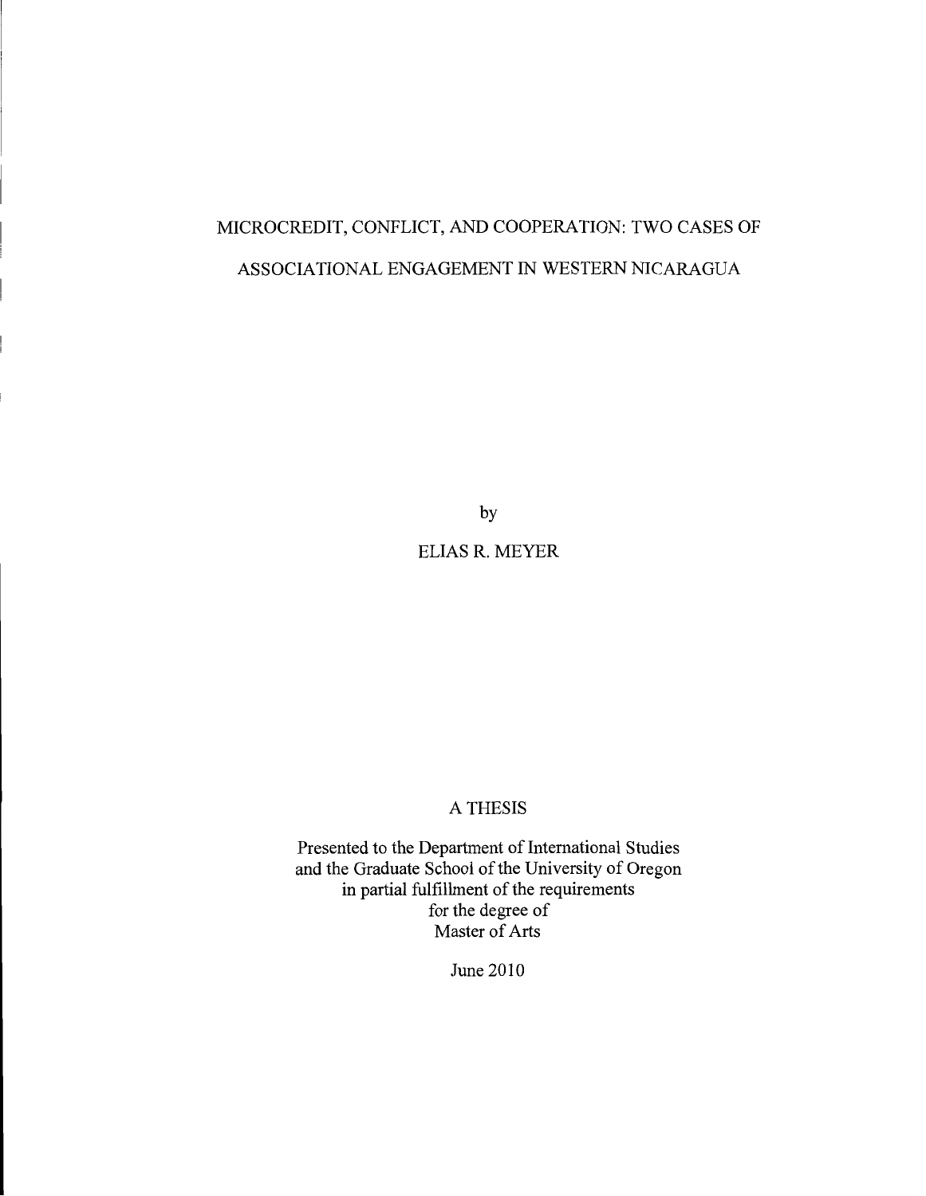# MICROCREDIT, CONFLICT, AND COOPERATION: TWO CASES OF ASSOCIATIONAL ENGAGEMENT IN WESTERN NICARAGUA

by

ELIAS R. MEYER

A THESIS

Presented to the Department of International Studies
and the Graduate School of the University of Oregon
in partial fulfillment of the requirements
for the degree of
Master of Arts

June 2010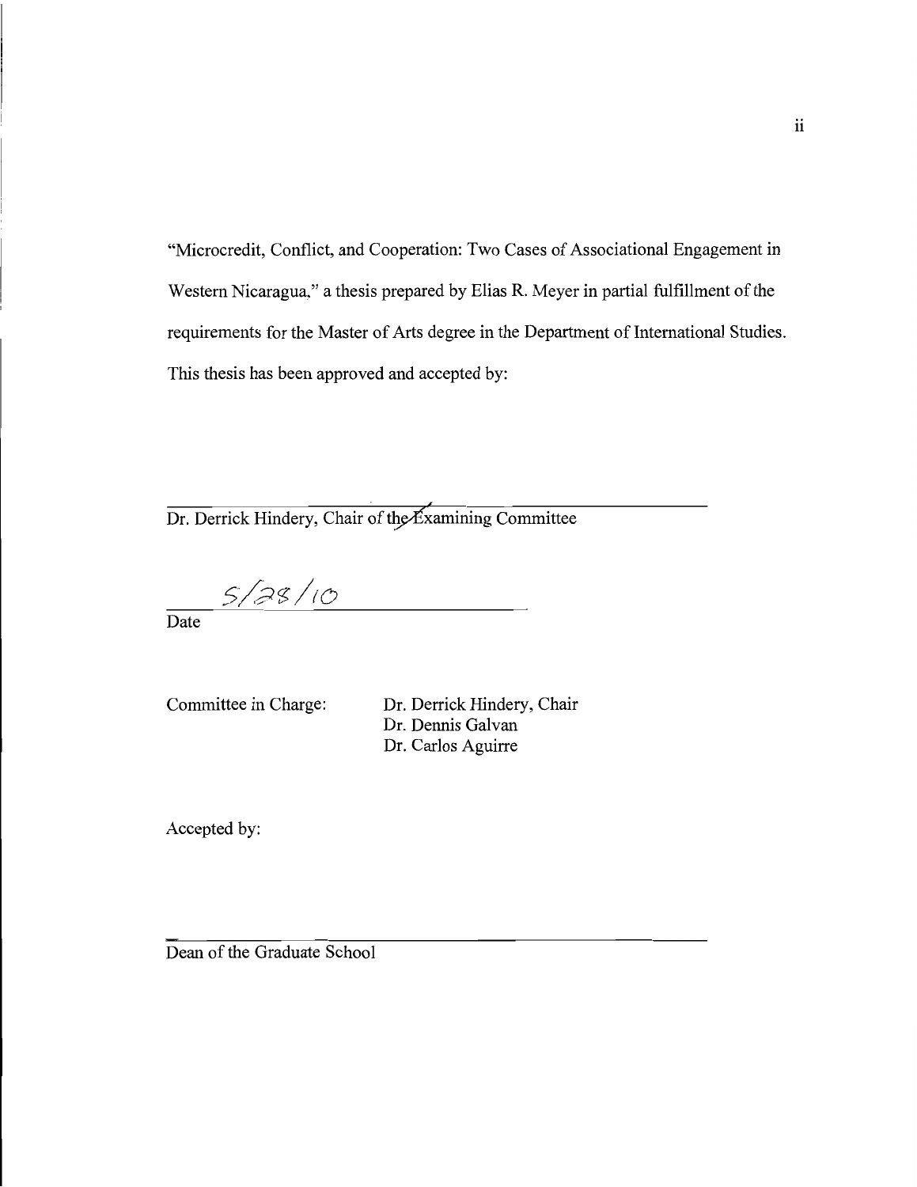"Microcredit, Conflict, and Cooperation: Two Cases of Associational Engagement in Western Nicaragua," a thesis prepared by Elias R. Meyer in partial fulfillment of the requirements for the Master of Arts degree in the Department of International Studies. This thesis has been approved and accepted by:

Dr. Derrick Hindery, Chair of the Examining Committee

5/28/10

Date

Committee in Charge: Dr. Derrick Hindery, Chair
Dr. Dennis Galvan
Dr. Carlos Aguirre

Accepted by:

Dean of the Graduate School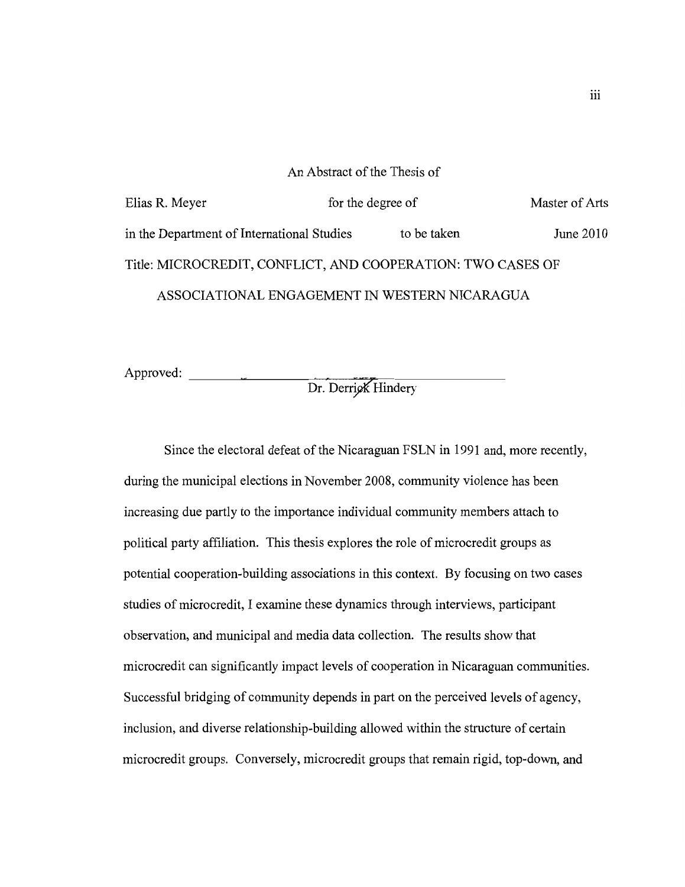An Abstract of the Thesis of

Elias R. Meyer for the degree of Master of Arts

in the Department of International Studies to be taken June 2010

Title: MICROCREDIT, CONFLICT, AND COOPERATION: TWO CASES OF ASSOCIATIONAL ENGAGEMENT IN WESTERN NICARAGUA

Approved: _______________________________
Dr. Derrick Hindery

Since the electoral defeat of the Nicaraguan FSLN in 1991 and, more recently, during the municipal elections in November 2008, community violence has been increasing due partly to the importance individual community members attach to political party affiliation. This thesis explores the role of microcredit groups as potential cooperation-building associations in this context. By focusing on two cases studies of microcredit, I examine these dynamics through interviews, participant observation, and municipal and media data collection. The results show that microcredit can significantly impact levels of cooperation in Nicaraguan communities. Successful bridging of community depends in part on the perceived levels of agency, inclusion, and diverse relationship-building allowed within the structure of certain microcredit groups. Conversely, microcredit groups that remain rigid, top-down, and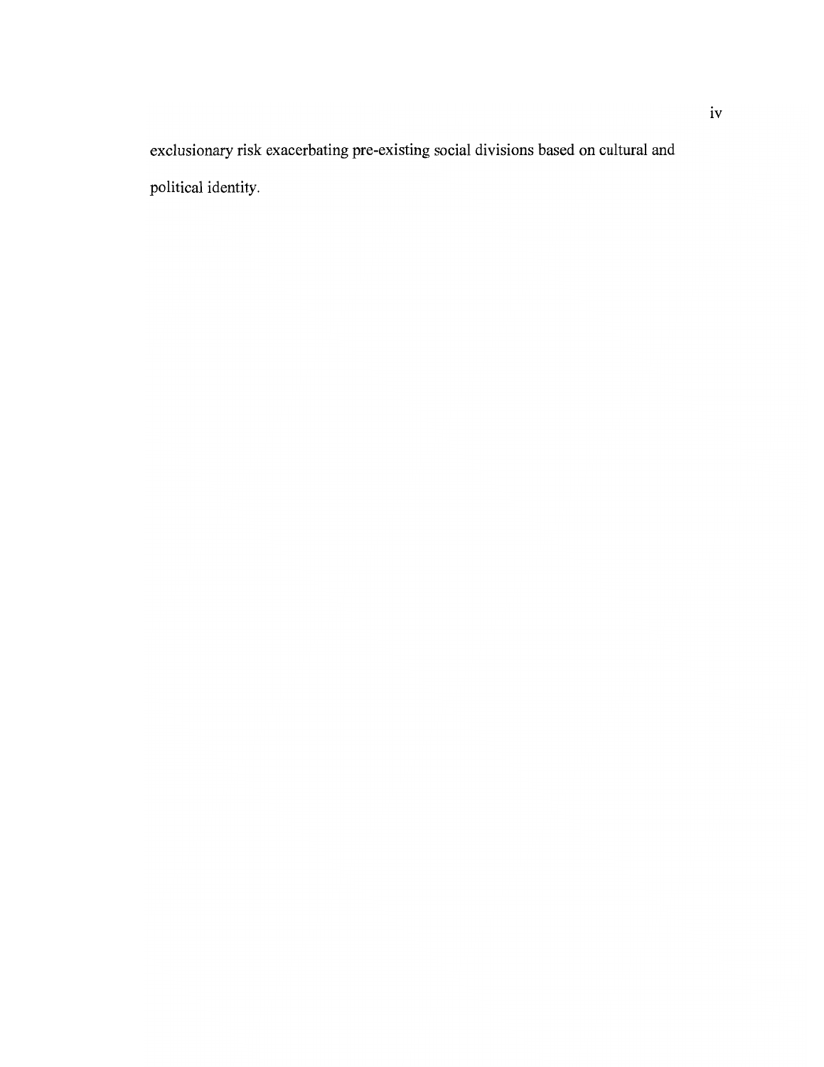exclusionary risk exacerbating pre-existing social divisions based on cultural and political identity.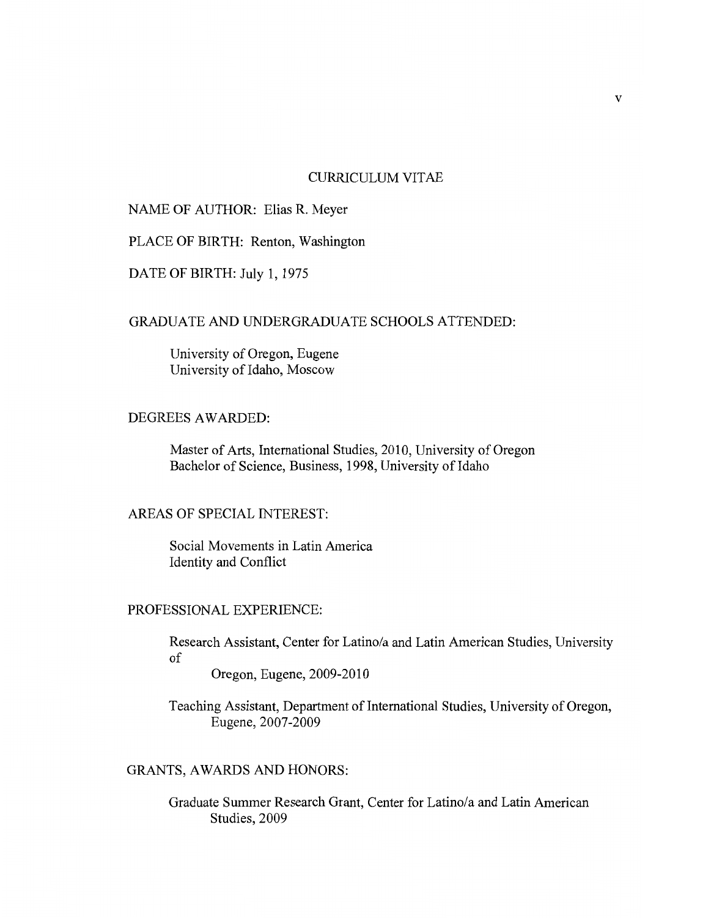# CURRICULUM VITAE

NAME OF AUTHOR: Elias R. Meyer

PLACE OF BIRTH: Renton, Washington

DATE OF BIRTH: July 1, 1975

GRADUATE AND UNDERGRADUATE SCHOOLS ATTENDED:

University of Oregon, Eugene
University of Idaho, Moscow

DEGREES AWARDED:

Master of Arts, International Studies, 2010, University of Oregon
Bachelor of Science, Business, 1998, University of Idaho

AREAS OF SPECIAL INTEREST:

Social Movements in Latin America
Identity and Conflict

PROFESSIONAL EXPERIENCE:

Research Assistant, Center for Latino/a and Latin American Studies, University of Oregon, Eugene, 2009-2010

Teaching Assistant, Department of International Studies, University of Oregon, Eugene, 2007-2009

GRANTS, AWARDS AND HONORS:

Graduate Summer Research Grant, Center for Latino/a and Latin American Studies, 2009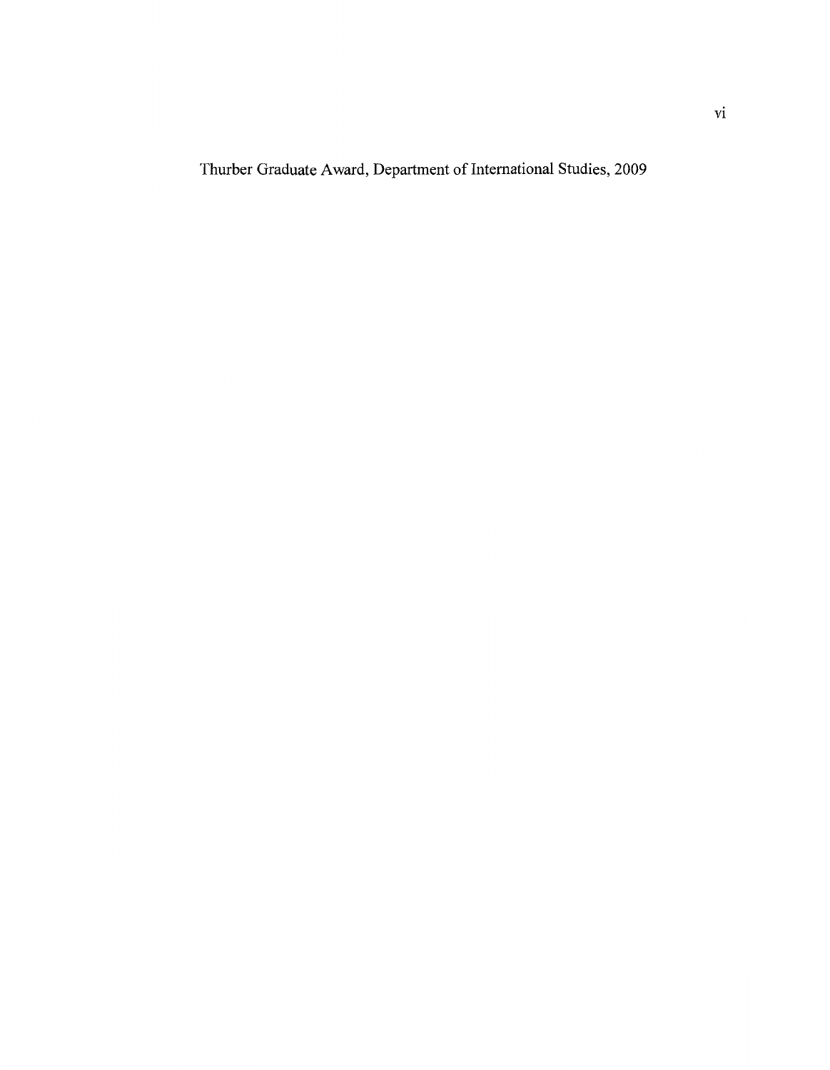Thurber Graduate Award, Department of International Studies, 2009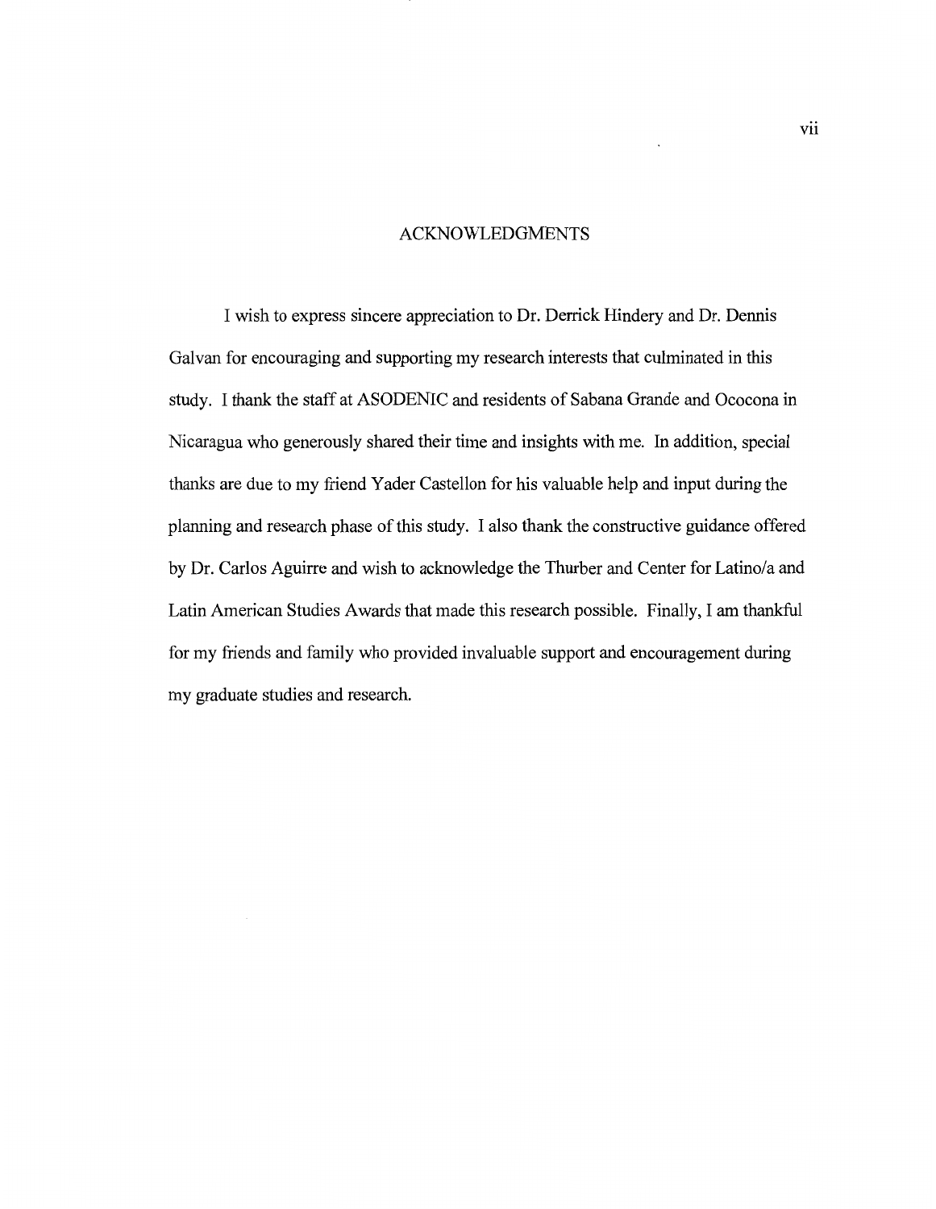# ACKNOWLEDGMENTS

I wish to express sincere appreciation to Dr. Derrick Hindery and Dr. Dennis Galvan for encouraging and supporting my research interests that culminated in this study. I thank the staff at ASODENIC and residents of Sabana Grande and Ococona in Nicaragua who generously shared their time and insights with me. In addition, special thanks are due to my friend Yader Castellon for his valuable help and input during the planning and research phase of this study. I also thank the constructive guidance offered by Dr. Carlos Aguirre and wish to acknowledge the Thurber and Center for Latino/a and Latin American Studies Awards that made this research possible. Finally, I am thankful for my friends and family who provided invaluable support and encouragement during my graduate studies and research.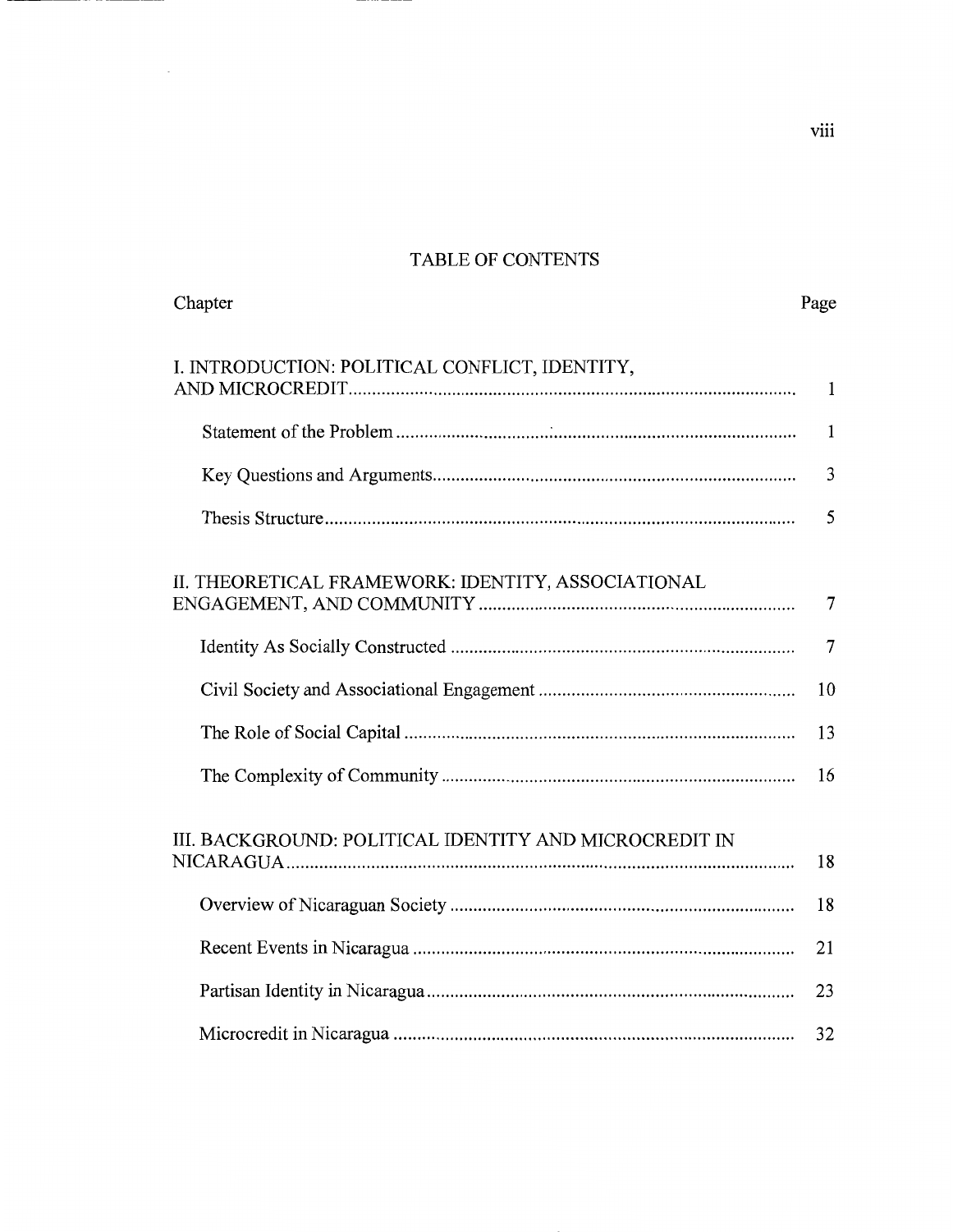# TABLE OF CONTENTS

| Chapter | Page |
|---|---|
| I. INTRODUCTION: POLITICAL CONFLICT, IDENTITY, AND MICROCREDIT | 1 |
| Statement of the Problem | 1 |
| Key Questions and Arguments | 3 |
| Thesis Structure | 5 |
| II. THEORETICAL FRAMEWORK: IDENTITY, ASSOCIATIONAL ENGAGEMENT, AND COMMUNITY | 7 |
| Identity As Socially Constructed | 7 |
| Civil Society and Associational Engagement | 10 |
| The Role of Social Capital | 13 |
| The Complexity of Community | 16 |
| III. BACKGROUND: POLITICAL IDENTITY AND MICROCREDIT IN NICARAGUA | 18 |
| Overview of Nicaraguan Society | 18 |
| Recent Events in Nicaragua | 21 |
| Partisan Identity in Nicaragua | 23 |
| Microcredit in Nicaragua | 32 |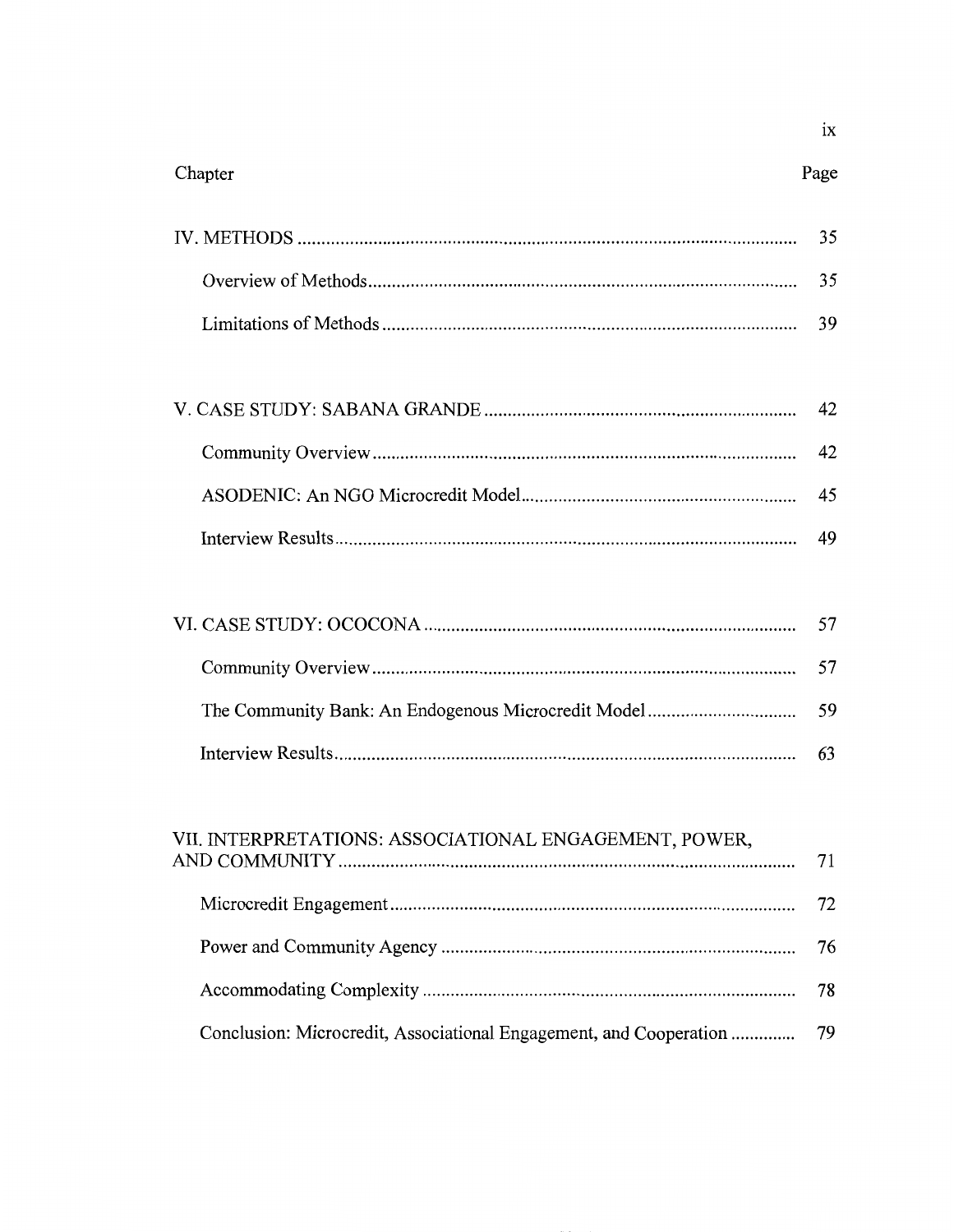| Chapter | Page |
|---|---|
| IV. METHODS | 35 |
| Overview of Methods | 35 |
| Limitations of Methods | 39 |
| V. CASE STUDY: SABANA GRANDE | 42 |
| Community Overview | 42 |
| ASODENIC: An NGO Microcredit Model | 45 |
| Interview Results | 49 |
| VI. CASE STUDY: OCOCONA | 57 |
| Community Overview | 57 |
| The Community Bank: An Endogenous Microcredit Model | 59 |
| Interview Results | 63 |
| VII. INTERPRETATIONS: ASSOCIATIONAL ENGAGEMENT, POWER, AND COMMUNITY | 71 |
| Microcredit Engagement | 72 |
| Power and Community Agency | 76 |
| Accommodating Complexity | 78 |
| Conclusion: Microcredit, Associational Engagement, and Cooperation | 79 |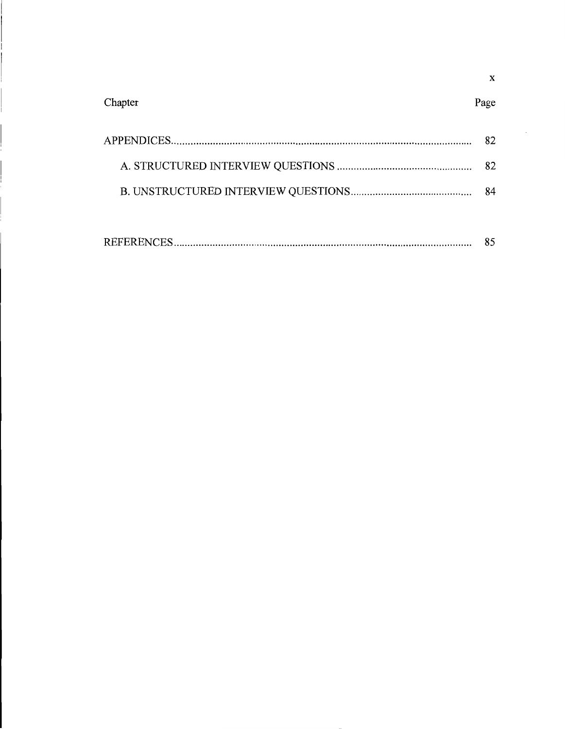| Chapter | Page |
| --- | --- |
| APPENDICES | 82 |
| A. STRUCTURED INTERVIEW QUESTIONS | 82 |
| B. UNSTRUCTURED INTERVIEW QUESTIONS | 84 |
| REFERENCES | 85 |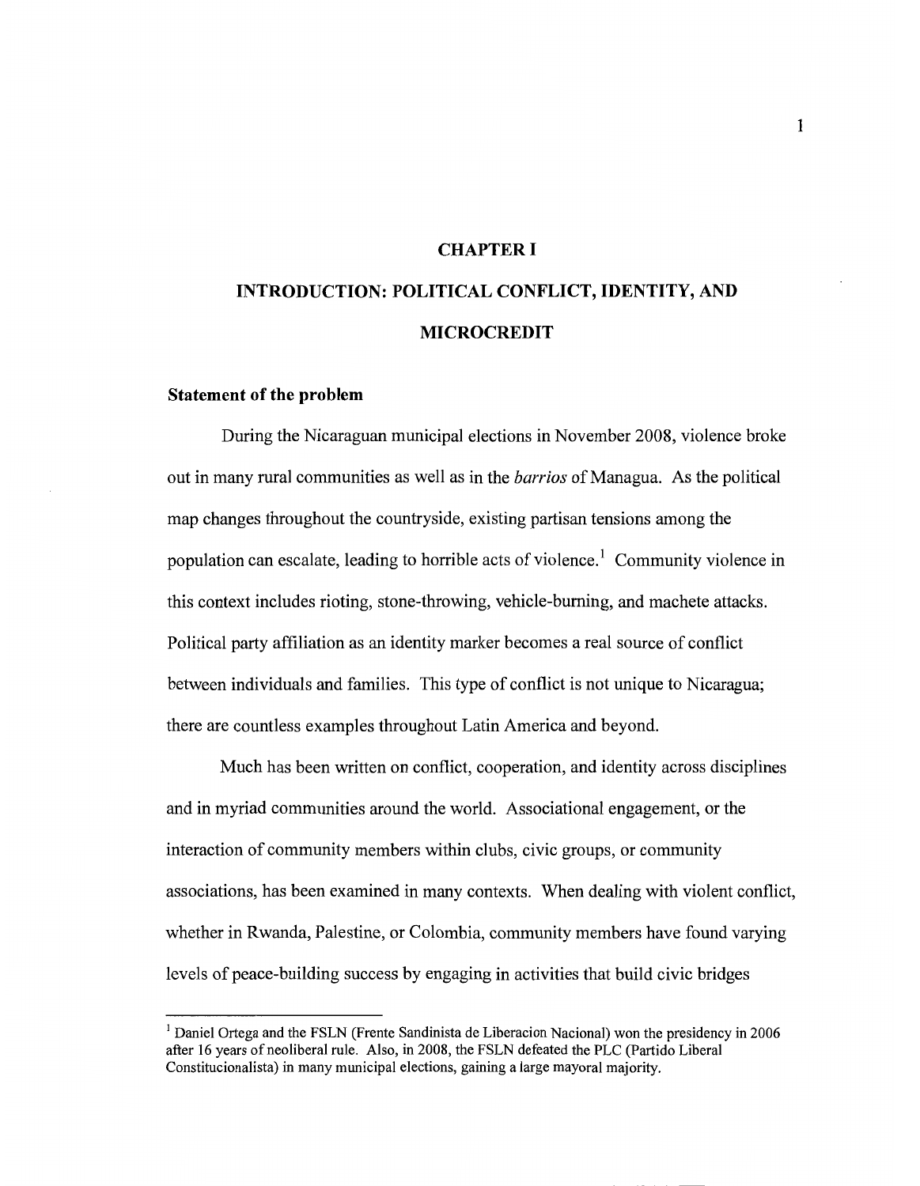# CHAPTER I

# INTRODUCTION: POLITICAL CONFLICT, IDENTITY, AND MICROCREDIT

## Statement of the problem

During the Nicaraguan municipal elections in November 2008, violence broke out in many rural communities as well as in the *barrios* of Managua. As the political map changes throughout the countryside, existing partisan tensions among the population can escalate, leading to horrible acts of violence.[1] Community violence in this context includes rioting, stone-throwing, vehicle-burning, and machete attacks. Political party affiliation as an identity marker becomes a real source of conflict between individuals and families. This type of conflict is not unique to Nicaragua; there are countless examples throughout Latin America and beyond.

Much has been written on conflict, cooperation, and identity across disciplines and in myriad communities around the world. Associational engagement, or the interaction of community members within clubs, civic groups, or community associations, has been examined in many contexts. When dealing with violent conflict, whether in Rwanda, Palestine, or Colombia, community members have found varying levels of peace-building success by engaging in activities that build civic bridges

[1] Daniel Ortega and the FSLN (Frente Sandinista de Liberacion Nacional) won the presidency in 2006 after 16 years of neoliberal rule. Also, in 2008, the FSLN defeated the PLC (Partido Liberal Constitucionalista) in many municipal elections, gaining a large mayoral majority.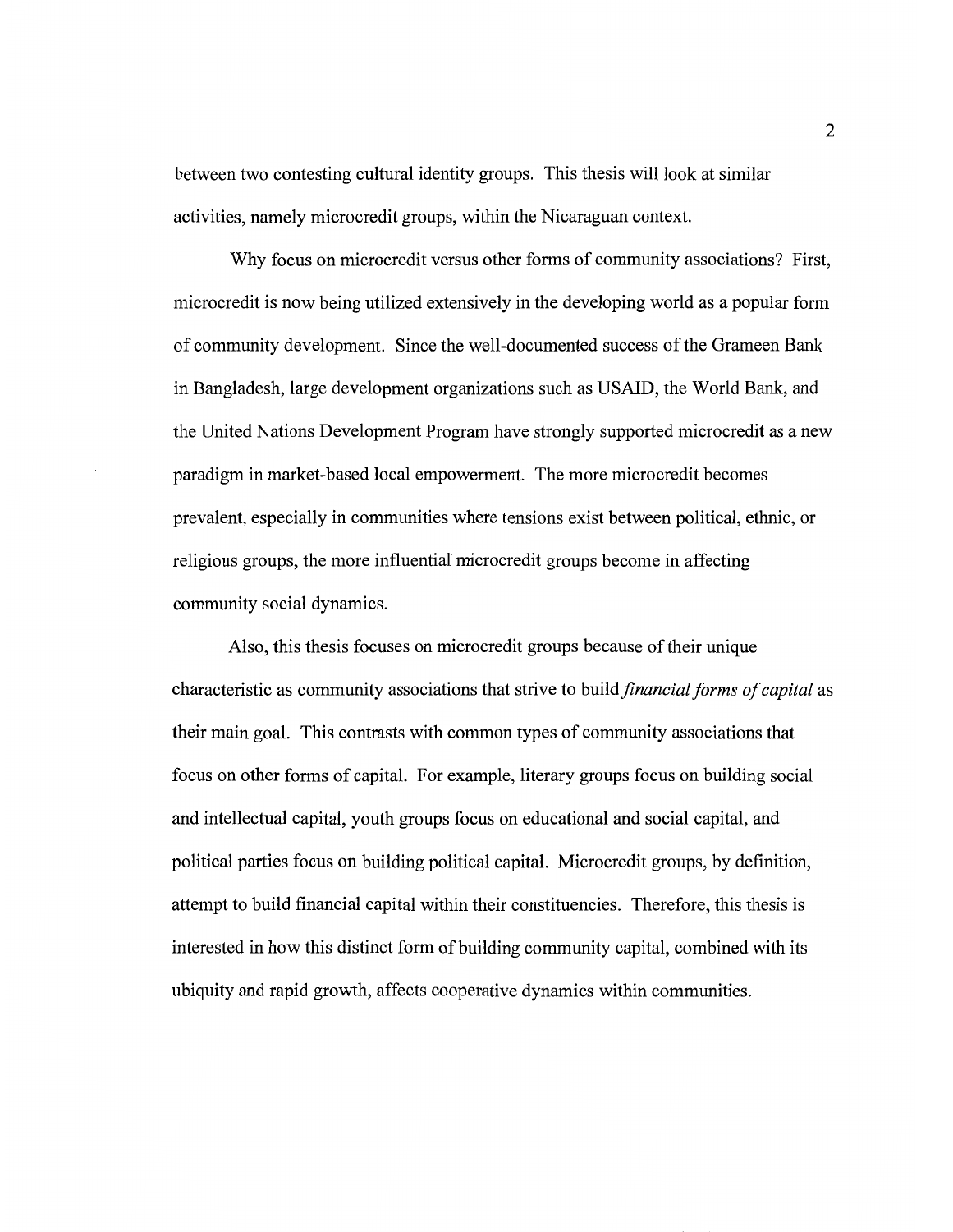between two contesting cultural identity groups. This thesis will look at similar activities, namely microcredit groups, within the Nicaraguan context.

Why focus on microcredit versus other forms of community associations? First, microcredit is now being utilized extensively in the developing world as a popular form of community development. Since the well-documented success of the Grameen Bank in Bangladesh, large development organizations such as USAID, the World Bank, and the United Nations Development Program have strongly supported microcredit as a new paradigm in market-based local empowerment. The more microcredit becomes prevalent, especially in communities where tensions exist between political, ethnic, or religious groups, the more influential microcredit groups become in affecting community social dynamics.

Also, this thesis focuses on microcredit groups because of their unique characteristic as community associations that strive to build *financial forms of capital* as their main goal. This contrasts with common types of community associations that focus on other forms of capital. For example, literary groups focus on building social and intellectual capital, youth groups focus on educational and social capital, and political parties focus on building political capital. Microcredit groups, by definition, attempt to build financial capital within their constituencies. Therefore, this thesis is interested in how this distinct form of building community capital, combined with its ubiquity and rapid growth, affects cooperative dynamics within communities.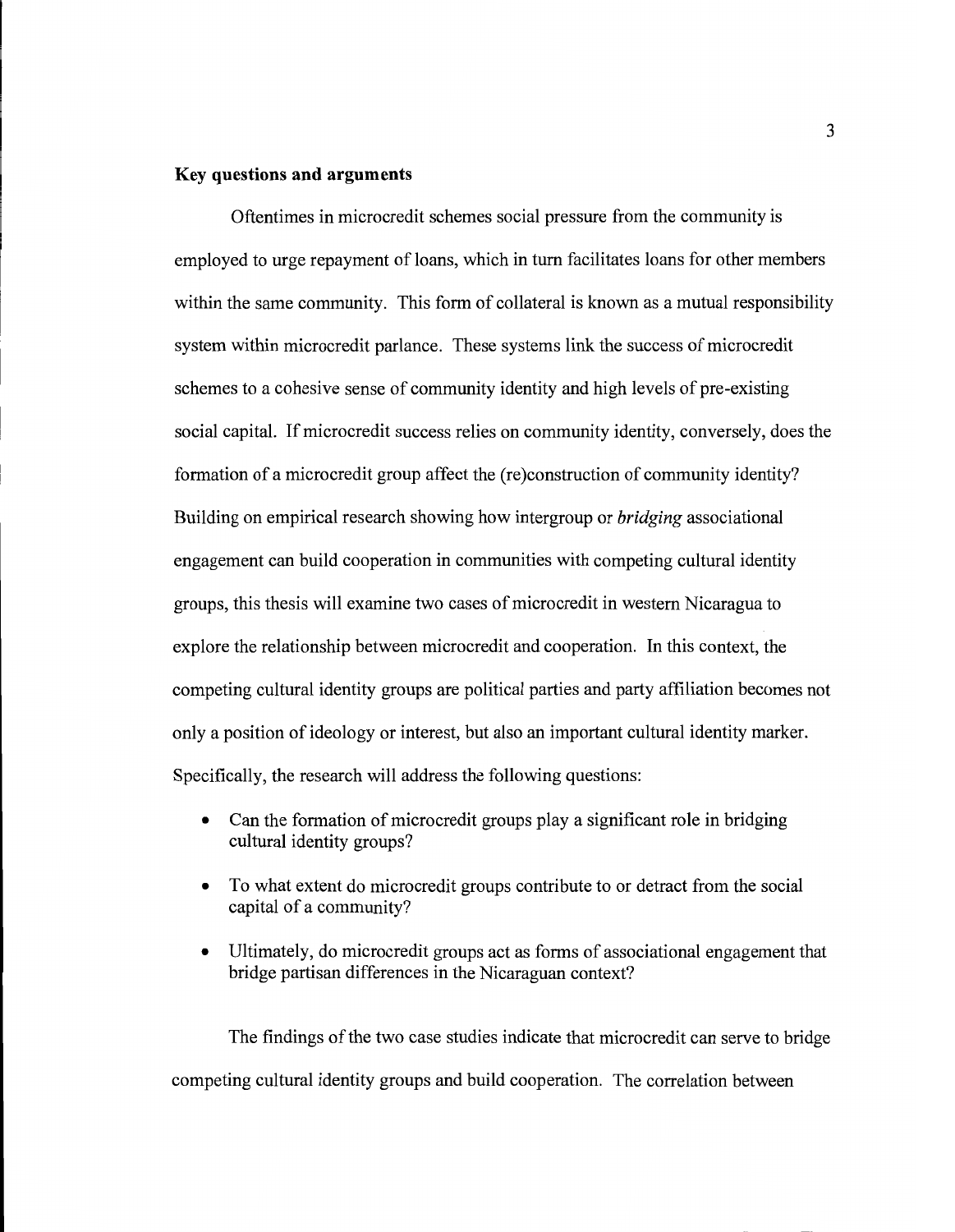**Key questions and arguments**

Oftentimes in microcredit schemes social pressure from the community is employed to urge repayment of loans, which in turn facilitates loans for other members within the same community. This form of collateral is known as a mutual responsibility system within microcredit parlance. These systems link the success of microcredit schemes to a cohesive sense of community identity and high levels of pre-existing social capital. If microcredit success relies on community identity, conversely, does the formation of a microcredit group affect the (re)construction of community identity? Building on empirical research showing how intergroup or *bridging* associational engagement can build cooperation in communities with competing cultural identity groups, this thesis will examine two cases of microcredit in western Nicaragua to explore the relationship between microcredit and cooperation. In this context, the competing cultural identity groups are political parties and party affiliation becomes not only a position of ideology or interest, but also an important cultural identity marker. Specifically, the research will address the following questions:

- Can the formation of microcredit groups play a significant role in bridging cultural identity groups?
- To what extent do microcredit groups contribute to or detract from the social capital of a community?
- Ultimately, do microcredit groups act as forms of associational engagement that bridge partisan differences in the Nicaraguan context?

The findings of the two case studies indicate that microcredit can serve to bridge competing cultural identity groups and build cooperation. The correlation between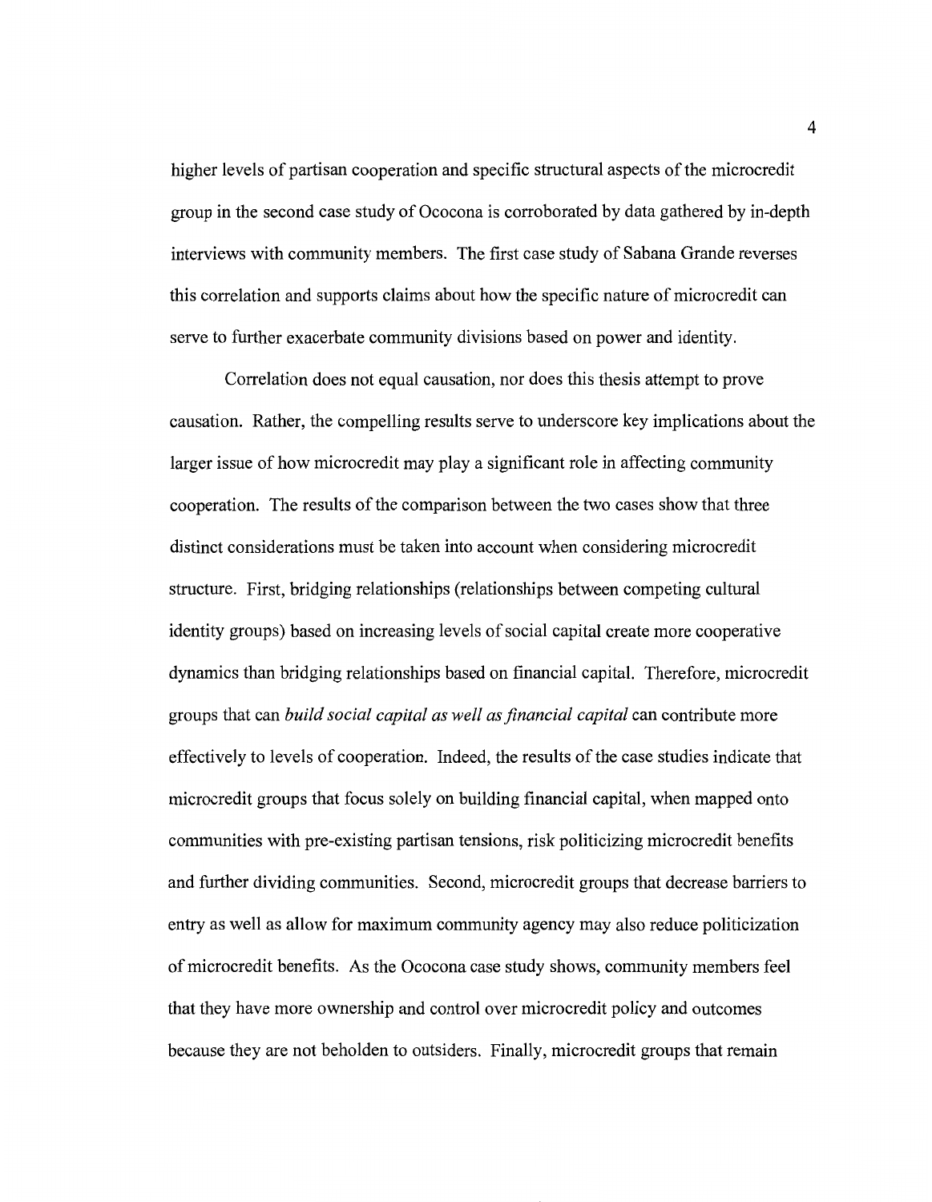higher levels of partisan cooperation and specific structural aspects of the microcredit group in the second case study of Ococona is corroborated by data gathered by in-depth interviews with community members. The first case study of Sabana Grande reverses this correlation and supports claims about how the specific nature of microcredit can serve to further exacerbate community divisions based on power and identity.

Correlation does not equal causation, nor does this thesis attempt to prove causation. Rather, the compelling results serve to underscore key implications about the larger issue of how microcredit may play a significant role in affecting community cooperation. The results of the comparison between the two cases show that three distinct considerations must be taken into account when considering microcredit structure. First, bridging relationships (relationships between competing cultural identity groups) based on increasing levels of social capital create more cooperative dynamics than bridging relationships based on financial capital. Therefore, microcredit groups that can *build social capital as well as financial capital* can contribute more effectively to levels of cooperation. Indeed, the results of the case studies indicate that microcredit groups that focus solely on building financial capital, when mapped onto communities with pre-existing partisan tensions, risk politicizing microcredit benefits and further dividing communities. Second, microcredit groups that decrease barriers to entry as well as allow for maximum community agency may also reduce politicization of microcredit benefits. As the Ococona case study shows, community members feel that they have more ownership and control over microcredit policy and outcomes because they are not beholden to outsiders. Finally, microcredit groups that remain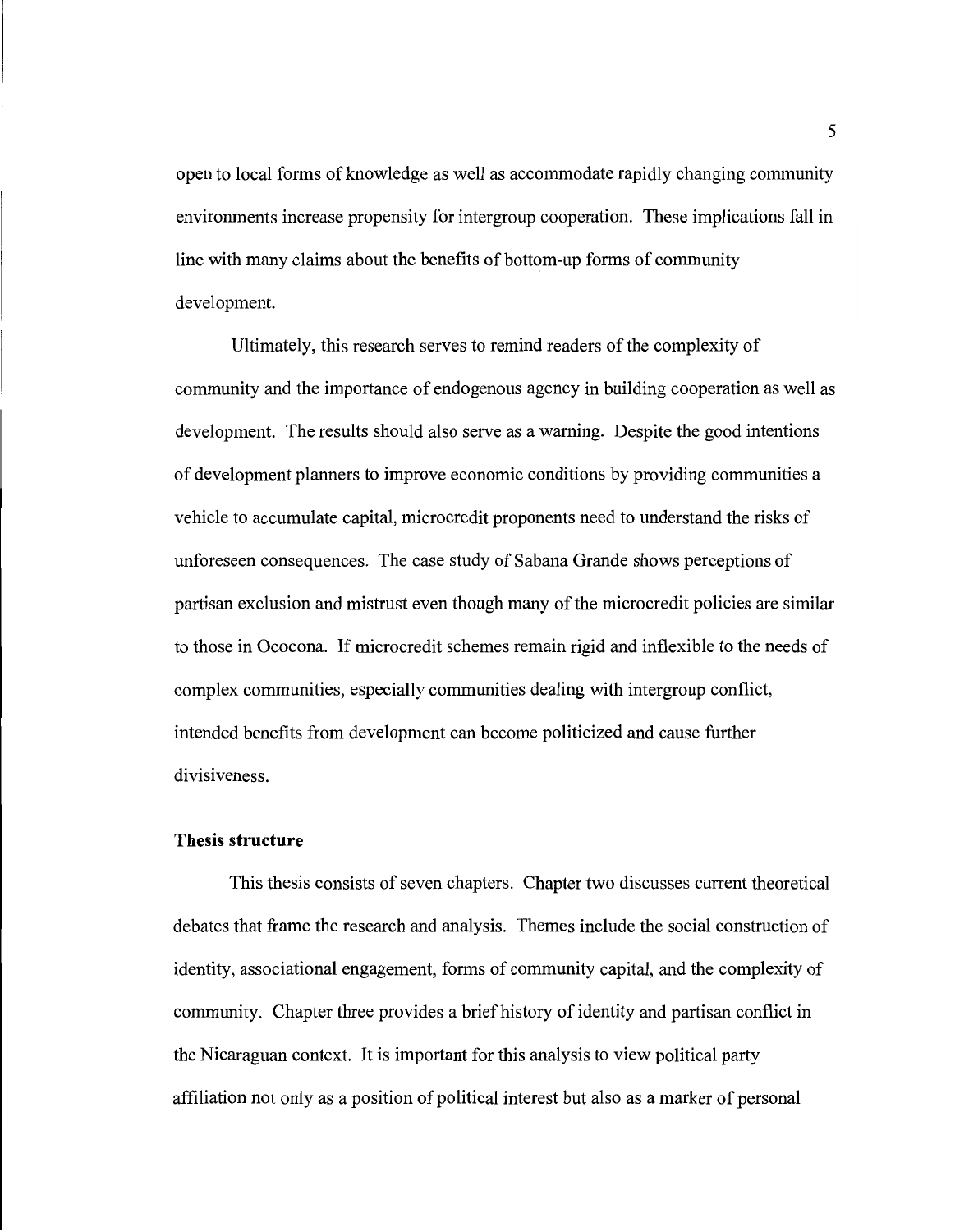open to local forms of knowledge as well as accommodate rapidly changing community environments increase propensity for intergroup cooperation. These implications fall in line with many claims about the benefits of bottom-up forms of community development.

Ultimately, this research serves to remind readers of the complexity of community and the importance of endogenous agency in building cooperation as well as development. The results should also serve as a warning. Despite the good intentions of development planners to improve economic conditions by providing communities a vehicle to accumulate capital, microcredit proponents need to understand the risks of unforeseen consequences. The case study of Sabana Grande shows perceptions of partisan exclusion and mistrust even though many of the microcredit policies are similar to those in Ococona. If microcredit schemes remain rigid and inflexible to the needs of complex communities, especially communities dealing with intergroup conflict, intended benefits from development can become politicized and cause further divisiveness.

### Thesis structure

This thesis consists of seven chapters. Chapter two discusses current theoretical debates that frame the research and analysis. Themes include the social construction of identity, associational engagement, forms of community capital, and the complexity of community. Chapter three provides a brief history of identity and partisan conflict in the Nicaraguan context. It is important for this analysis to view political party affiliation not only as a position of political interest but also as a marker of personal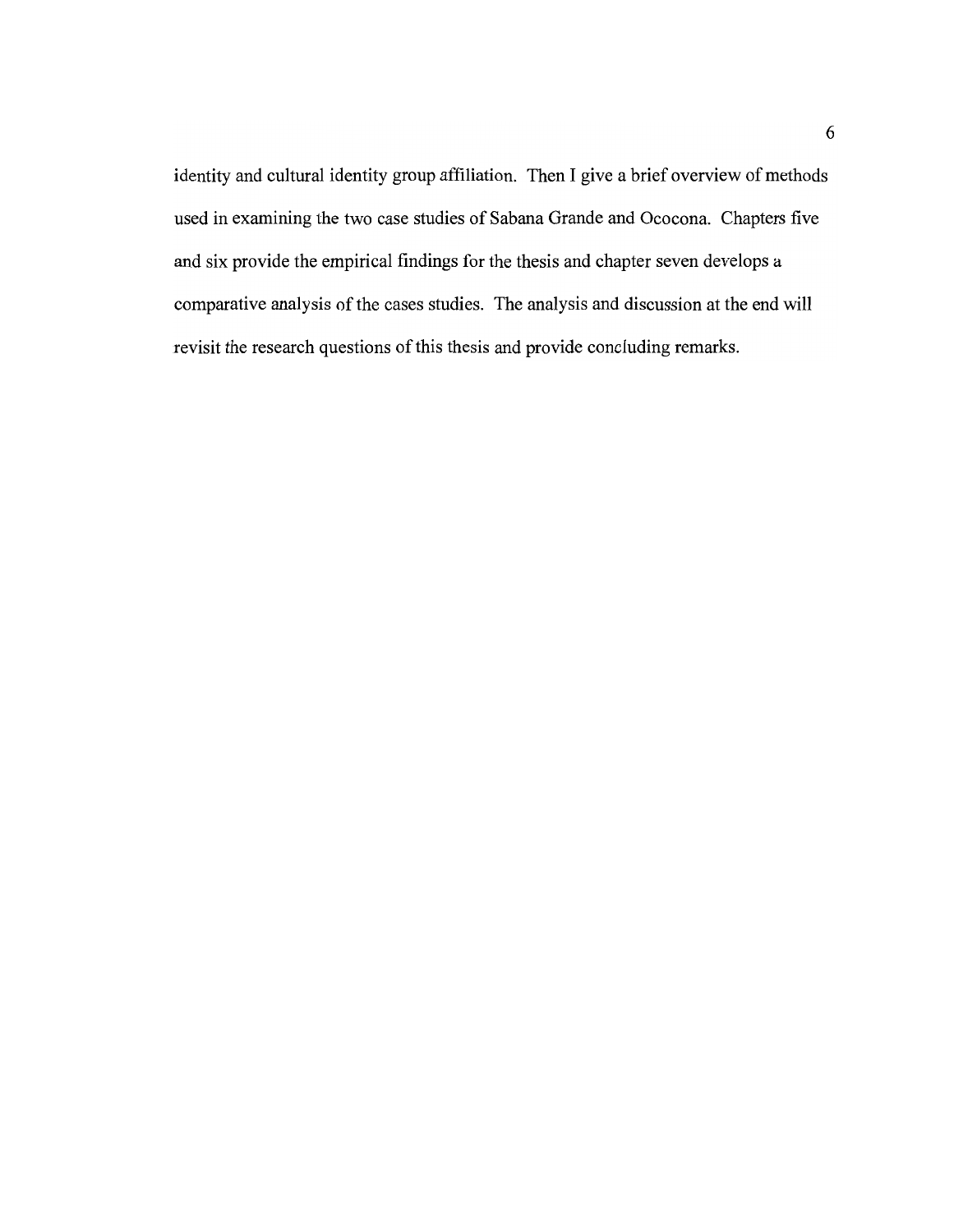identity and cultural identity group affiliation. Then I give a brief overview of methods used in examining the two case studies of Sabana Grande and Ococona. Chapters five and six provide the empirical findings for the thesis and chapter seven develops a comparative analysis of the cases studies. The analysis and discussion at the end will revisit the research questions of this thesis and provide concluding remarks.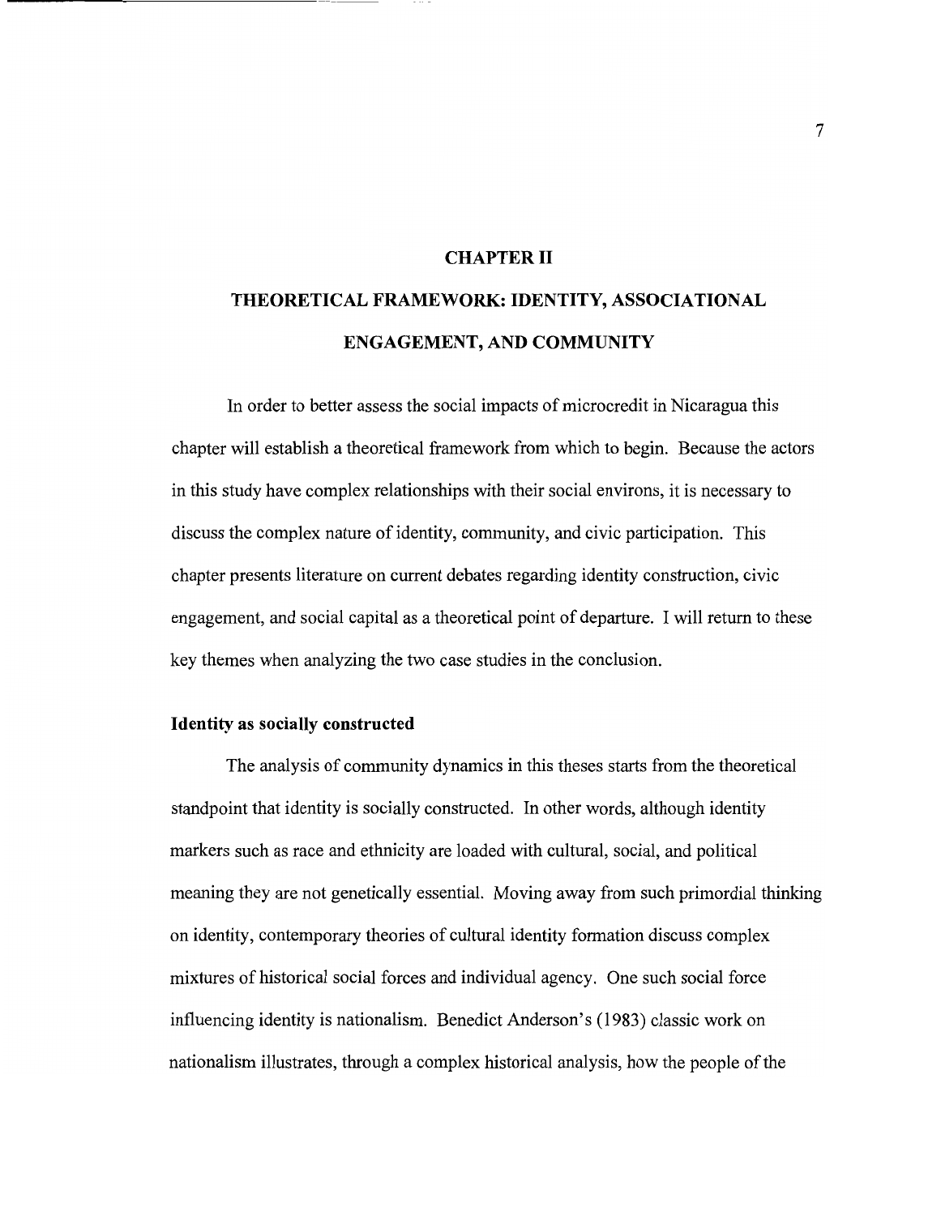# CHAPTER II

# THEORETICAL FRAMEWORK: IDENTITY, ASSOCIATIONAL ENGAGEMENT, AND COMMUNITY

In order to better assess the social impacts of microcredit in Nicaragua this chapter will establish a theoretical framework from which to begin. Because the actors in this study have complex relationships with their social environs, it is necessary to discuss the complex nature of identity, community, and civic participation. This chapter presents literature on current debates regarding identity construction, civic engagement, and social capital as a theoretical point of departure. I will return to these key themes when analyzing the two case studies in the conclusion.

## Identity as socially constructed

The analysis of community dynamics in this theses starts from the theoretical standpoint that identity is socially constructed. In other words, although identity markers such as race and ethnicity are loaded with cultural, social, and political meaning they are not genetically essential. Moving away from such primordial thinking on identity, contemporary theories of cultural identity formation discuss complex mixtures of historical social forces and individual agency. One such social force influencing identity is nationalism. Benedict Anderson's (1983) classic work on nationalism illustrates, through a complex historical analysis, how the people of the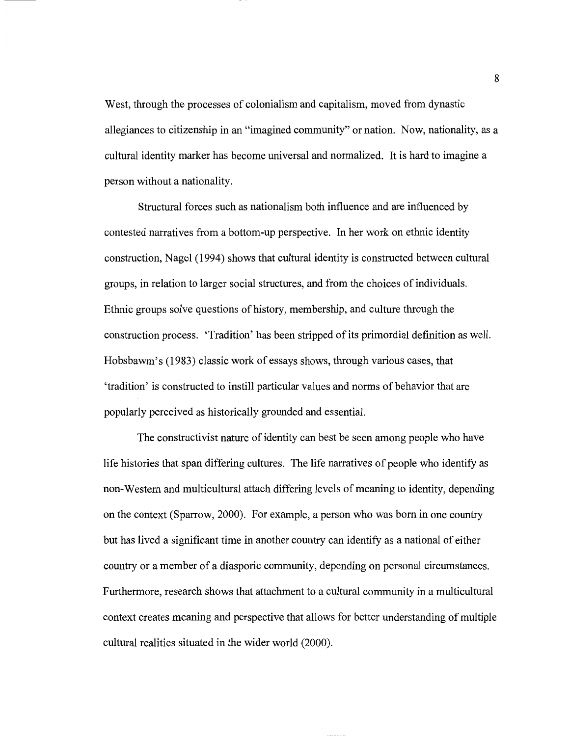West, through the processes of colonialism and capitalism, moved from dynastic allegiances to citizenship in an "imagined community" or nation. Now, nationality, as a cultural identity marker has become universal and normalized. It is hard to imagine a person without a nationality.

Structural forces such as nationalism both influence and are influenced by contested narratives from a bottom-up perspective. In her work on ethnic identity construction, Nagel (1994) shows that cultural identity is constructed between cultural groups, in relation to larger social structures, and from the choices of individuals. Ethnic groups solve questions of history, membership, and culture through the construction process. 'Tradition' has been stripped of its primordial definition as well. Hobsbawm's (1983) classic work of essays shows, through various cases, that 'tradition' is constructed to instill particular values and norms of behavior that are popularly perceived as historically grounded and essential.

The constructivist nature of identity can best be seen among people who have life histories that span differing cultures. The life narratives of people who identify as non-Western and multicultural attach differing levels of meaning to identity, depending on the context (Sparrow, 2000). For example, a person who was born in one country but has lived a significant time in another country can identify as a national of either country or a member of a diasporic community, depending on personal circumstances. Furthermore, research shows that attachment to a cultural community in a multicultural context creates meaning and perspective that allows for better understanding of multiple cultural realities situated in the wider world (2000).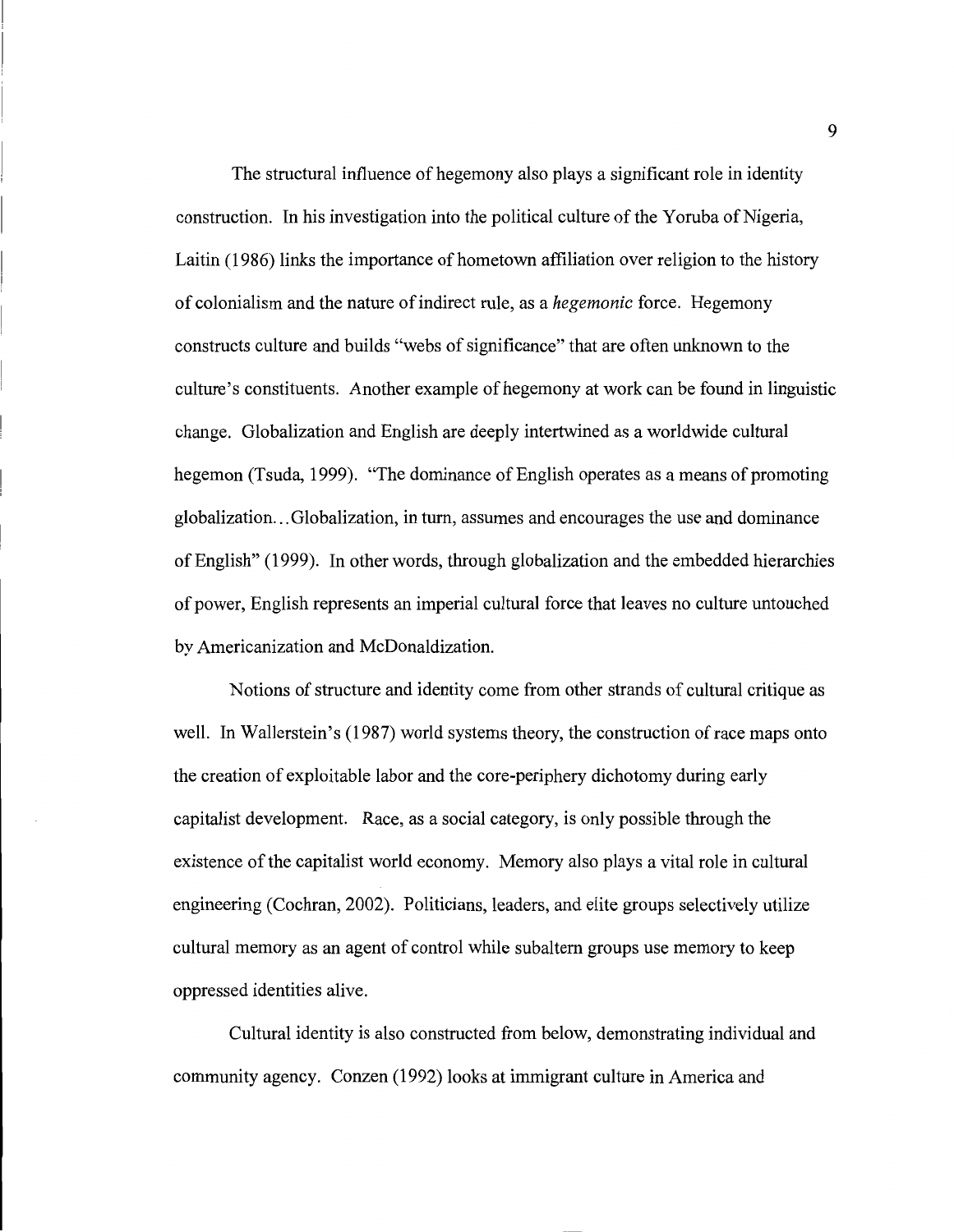The structural influence of hegemony also plays a significant role in identity construction. In his investigation into the political culture of the Yoruba of Nigeria, Laitin (1986) links the importance of hometown affiliation over religion to the history of colonialism and the nature of indirect rule, as a *hegemonic* force. Hegemony constructs culture and builds "webs of significance" that are often unknown to the culture's constituents. Another example of hegemony at work can be found in linguistic change. Globalization and English are deeply intertwined as a worldwide cultural hegemon (Tsuda, 1999). "The dominance of English operates as a means of promoting globalization…Globalization, in turn, assumes and encourages the use and dominance of English" (1999). In other words, through globalization and the embedded hierarchies of power, English represents an imperial cultural force that leaves no culture untouched by Americanization and McDonaldization.

Notions of structure and identity come from other strands of cultural critique as well. In Wallerstein's (1987) world systems theory, the construction of race maps onto the creation of exploitable labor and the core-periphery dichotomy during early capitalist development. Race, as a social category, is only possible through the existence of the capitalist world economy. Memory also plays a vital role in cultural engineering (Cochran, 2002). Politicians, leaders, and elite groups selectively utilize cultural memory as an agent of control while subaltern groups use memory to keep oppressed identities alive.

Cultural identity is also constructed from below, demonstrating individual and community agency. Conzen (1992) looks at immigrant culture in America and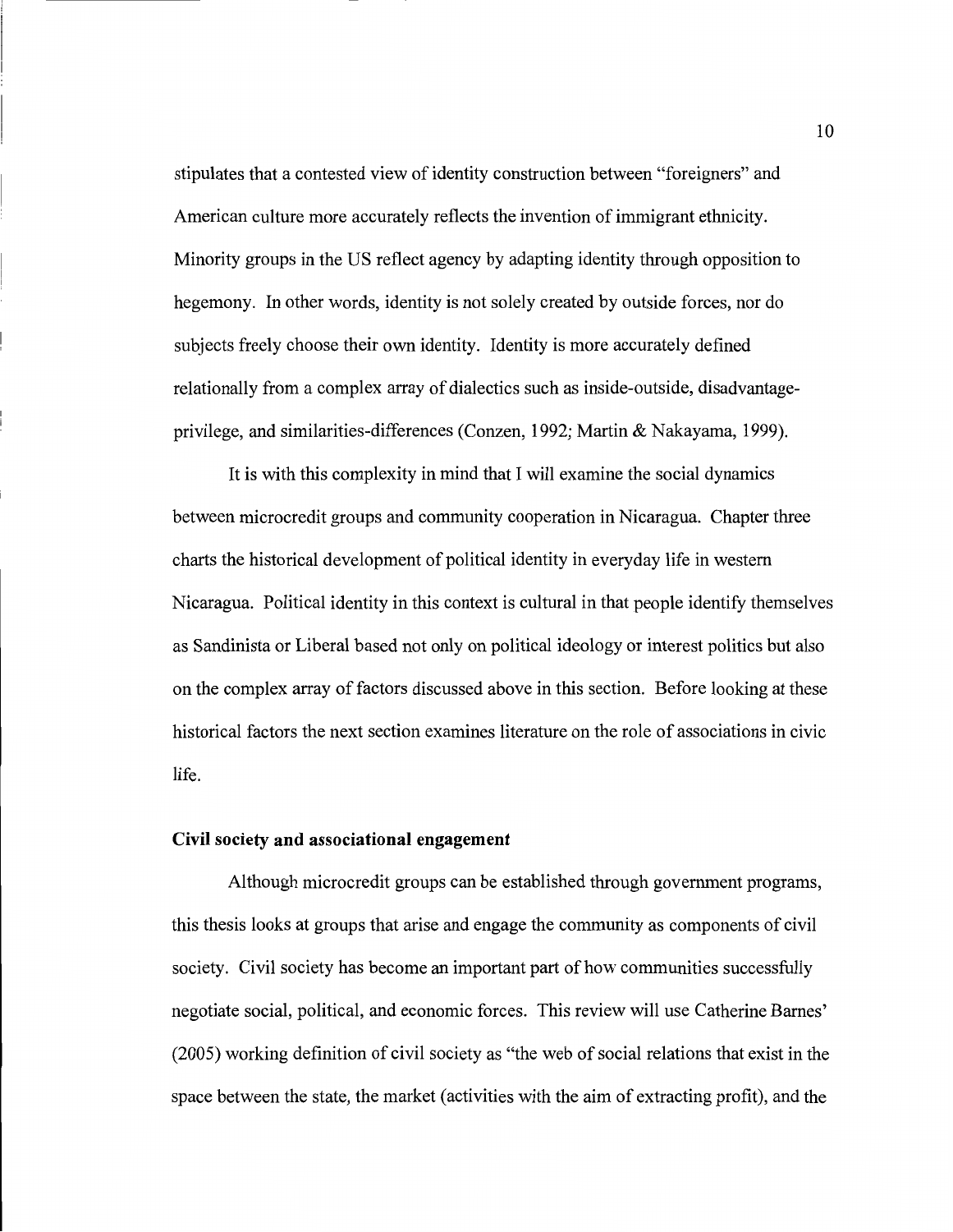stipulates that a contested view of identity construction between "foreigners" and American culture more accurately reflects the invention of immigrant ethnicity. Minority groups in the US reflect agency by adapting identity through opposition to hegemony. In other words, identity is not solely created by outside forces, nor do subjects freely choose their own identity. Identity is more accurately defined relationally from a complex array of dialectics such as inside-outside, disadvantage-privilege, and similarities-differences (Conzen, 1992; Martin & Nakayama, 1999).

It is with this complexity in mind that I will examine the social dynamics between microcredit groups and community cooperation in Nicaragua. Chapter three charts the historical development of political identity in everyday life in western Nicaragua. Political identity in this context is cultural in that people identify themselves as Sandinista or Liberal based not only on political ideology or interest politics but also on the complex array of factors discussed above in this section. Before looking at these historical factors the next section examines literature on the role of associations in civic life.

### Civil society and associational engagement

Although microcredit groups can be established through government programs, this thesis looks at groups that arise and engage the community as components of civil society. Civil society has become an important part of how communities successfully negotiate social, political, and economic forces. This review will use Catherine Barnes' (2005) working definition of civil society as "the web of social relations that exist in the space between the state, the market (activities with the aim of extracting profit), and the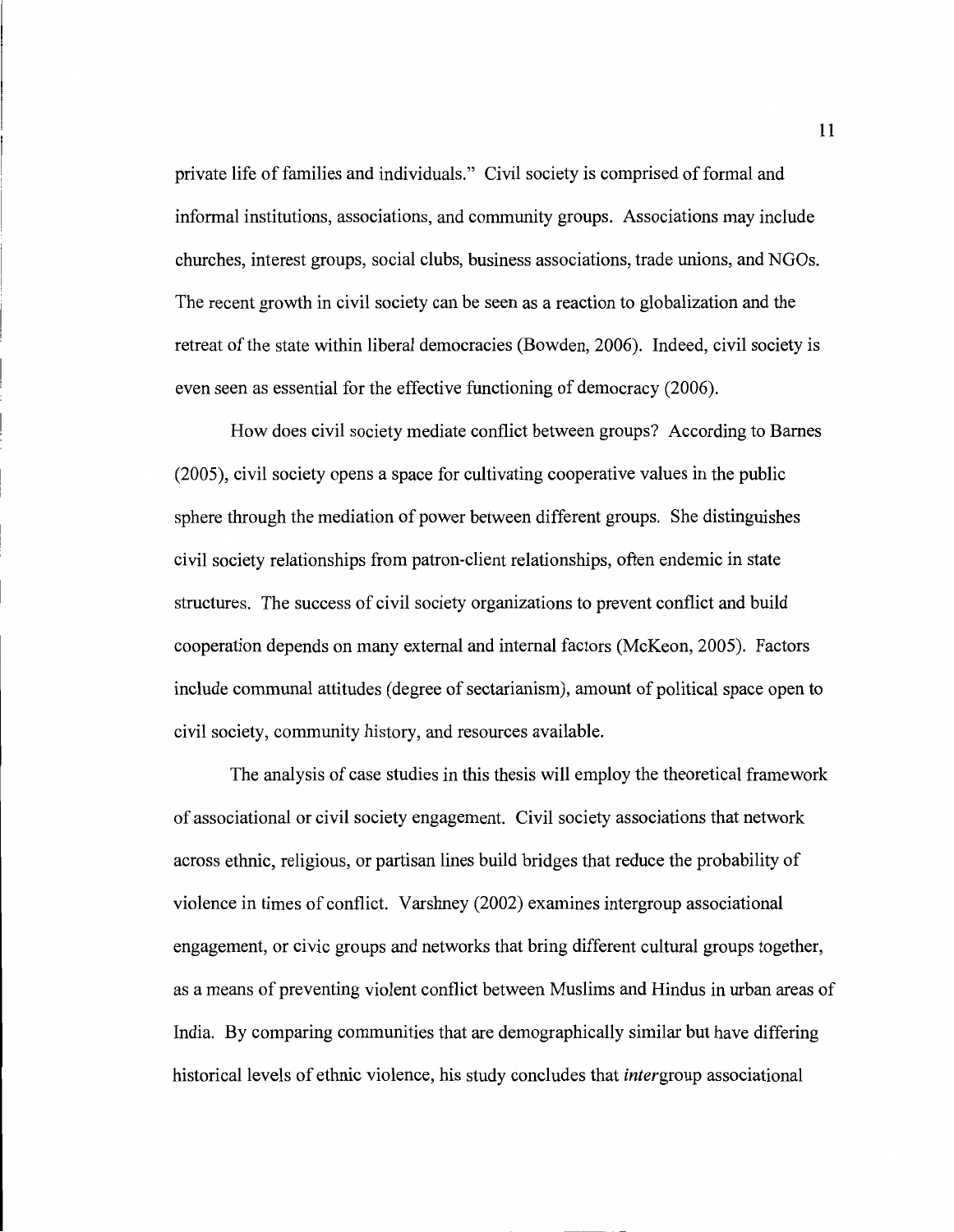private life of families and individuals." Civil society is comprised of formal and informal institutions, associations, and community groups. Associations may include churches, interest groups, social clubs, business associations, trade unions, and NGOs. The recent growth in civil society can be seen as a reaction to globalization and the retreat of the state within liberal democracies (Bowden, 2006). Indeed, civil society is even seen as essential for the effective functioning of democracy (2006).

How does civil society mediate conflict between groups? According to Barnes (2005), civil society opens a space for cultivating cooperative values in the public sphere through the mediation of power between different groups. She distinguishes civil society relationships from patron-client relationships, often endemic in state structures. The success of civil society organizations to prevent conflict and build cooperation depends on many external and internal factors (McKeon, 2005). Factors include communal attitudes (degree of sectarianism), amount of political space open to civil society, community history, and resources available.

The analysis of case studies in this thesis will employ the theoretical framework of associational or civil society engagement. Civil society associations that network across ethnic, religious, or partisan lines build bridges that reduce the probability of violence in times of conflict. Varshney (2002) examines intergroup associational engagement, or civic groups and networks that bring different cultural groups together, as a means of preventing violent conflict between Muslims and Hindus in urban areas of India. By comparing communities that are demographically similar but have differing historical levels of ethnic violence, his study concludes that *inter*group associational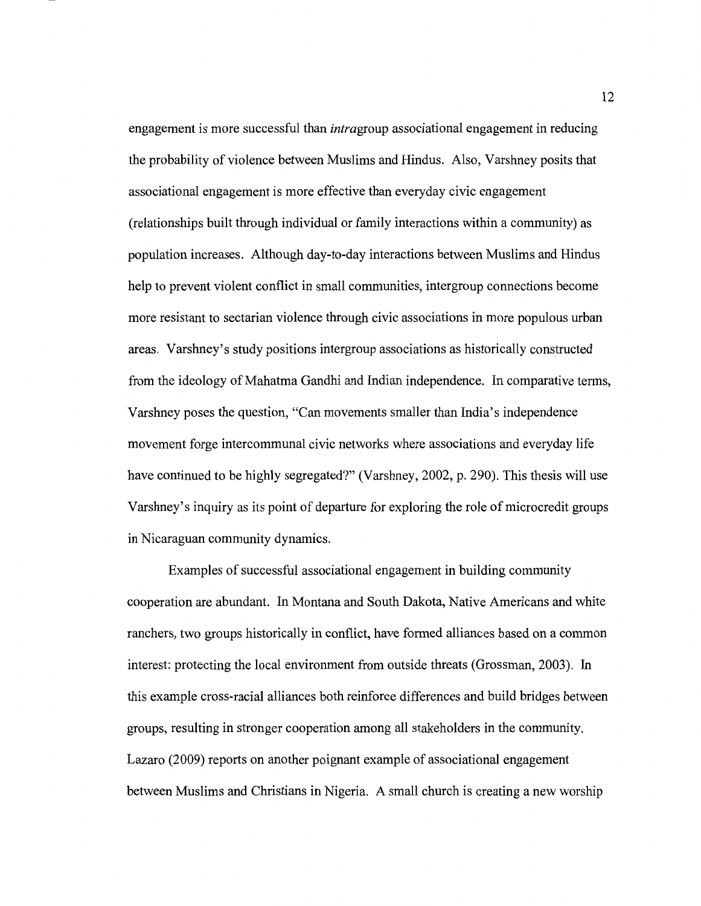engagement is more successful than *intra*group associational engagement in reducing the probability of violence between Muslims and Hindus. Also, Varshney posits that associational engagement is more effective than everyday civic engagement (relationships built through individual or family interactions within a community) as population increases. Although day-to-day interactions between Muslims and Hindus help to prevent violent conflict in small communities, intergroup connections become more resistant to sectarian violence through civic associations in more populous urban areas. Varshney's study positions intergroup associations as historically constructed from the ideology of Mahatma Gandhi and Indian independence. In comparative terms, Varshney poses the question, "Can movements smaller than India's independence movement forge intercommunal civic networks where associations and everyday life have continued to be highly segregated?" (Varshney, 2002, p. 290). This thesis will use Varshney's inquiry as its point of departure for exploring the role of microcredit groups in Nicaraguan community dynamics.

Examples of successful associational engagement in building community cooperation are abundant. In Montana and South Dakota, Native Americans and white ranchers, two groups historically in conflict, have formed alliances based on a common interest: protecting the local environment from outside threats (Grossman, 2003). In this example cross-racial alliances both reinforce differences and build bridges between groups, resulting in stronger cooperation among all stakeholders in the community. Lazaro (2009) reports on another poignant example of associational engagement between Muslims and Christians in Nigeria. A small church is creating a new worship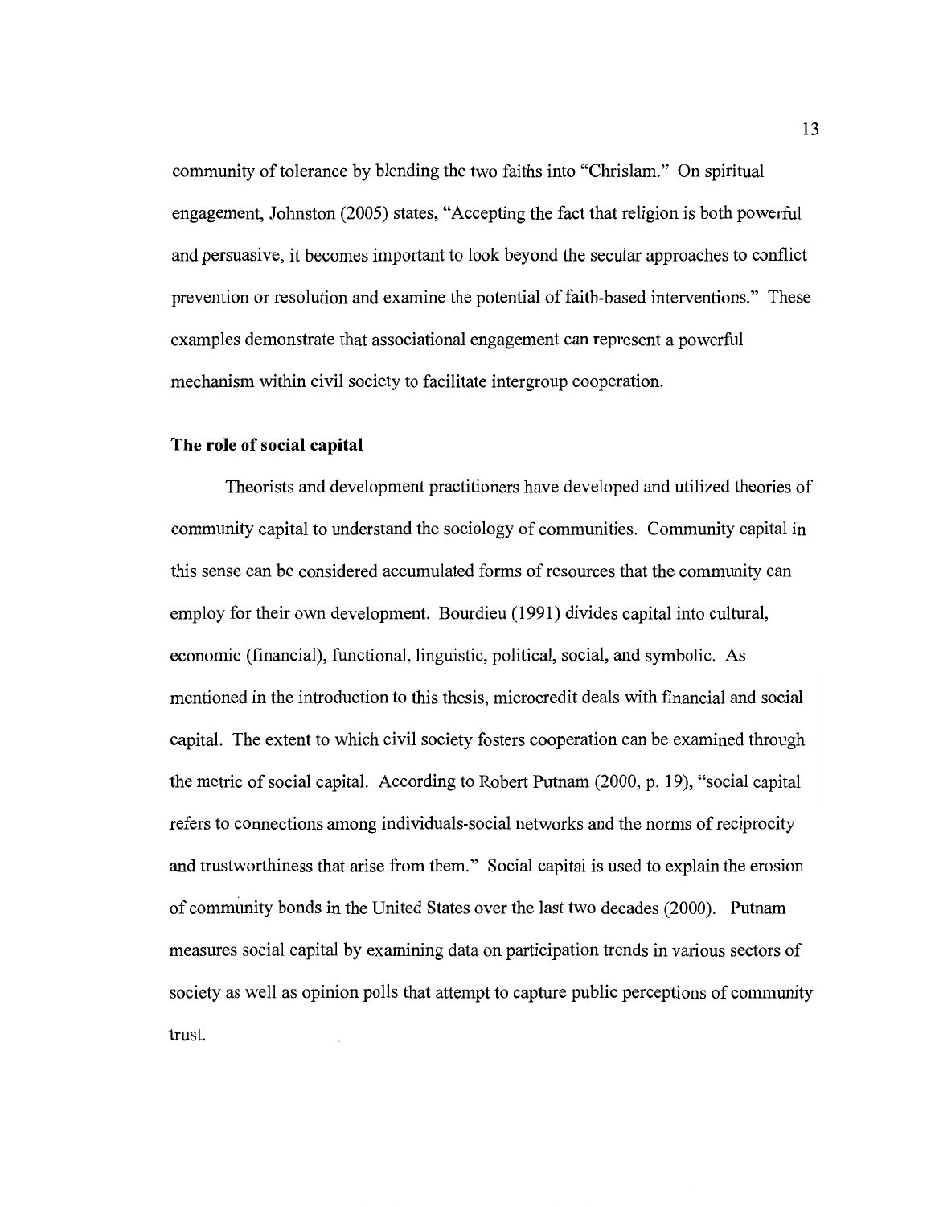community of tolerance by blending the two faiths into "Chrislam." On spiritual engagement, Johnston (2005) states, "Accepting the fact that religion is both powerful and persuasive, it becomes important to look beyond the secular approaches to conflict prevention or resolution and examine the potential of faith-based interventions." These examples demonstrate that associational engagement can represent a powerful mechanism within civil society to facilitate intergroup cooperation.

### The role of social capital

Theorists and development practitioners have developed and utilized theories of community capital to understand the sociology of communities. Community capital in this sense can be considered accumulated forms of resources that the community can employ for their own development. Bourdieu (1991) divides capital into cultural, economic (financial), functional, linguistic, political, social, and symbolic. As mentioned in the introduction to this thesis, microcredit deals with financial and social capital. The extent to which civil society fosters cooperation can be examined through the metric of social capital. According to Robert Putnam (2000, p. 19), "social capital refers to connections among individuals-social networks and the norms of reciprocity and trustworthiness that arise from them." Social capital is used to explain the erosion of community bonds in the United States over the last two decades (2000). Putnam measures social capital by examining data on participation trends in various sectors of society as well as opinion polls that attempt to capture public perceptions of community trust.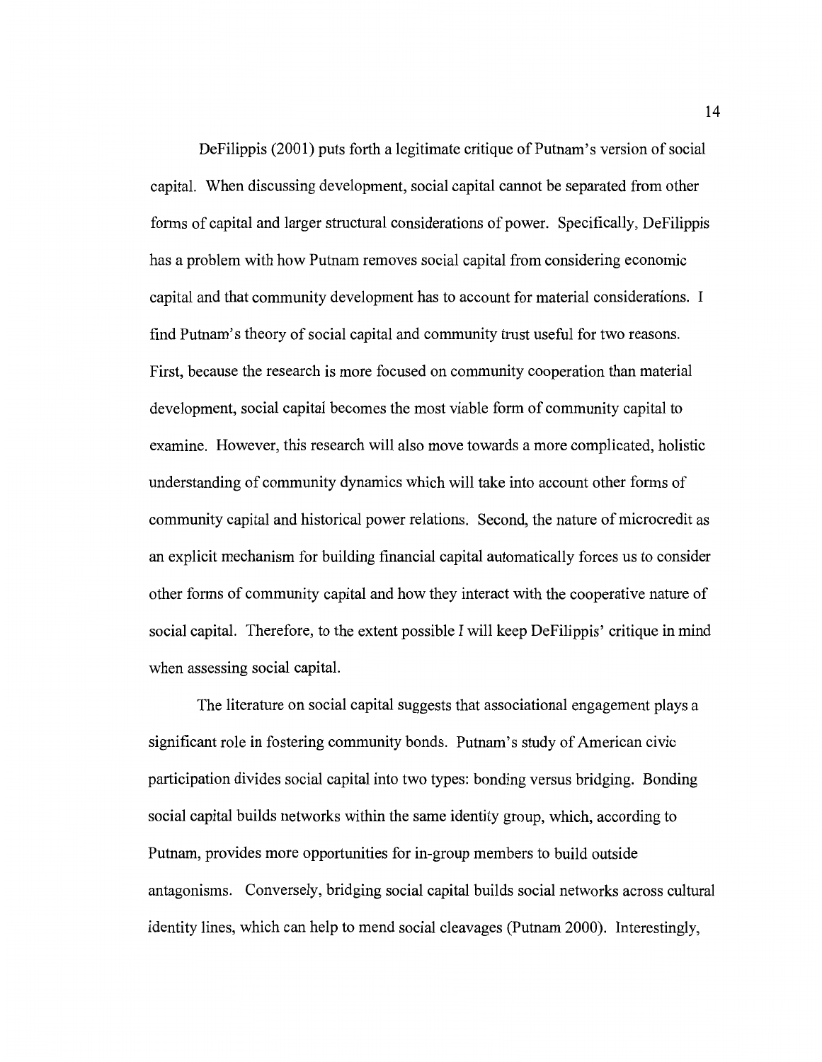DeFilippis (2001) puts forth a legitimate critique of Putnam's version of social capital. When discussing development, social capital cannot be separated from other forms of capital and larger structural considerations of power. Specifically, DeFilippis has a problem with how Putnam removes social capital from considering economic capital and that community development has to account for material considerations. I find Putnam's theory of social capital and community trust useful for two reasons. First, because the research is more focused on community cooperation than material development, social capital becomes the most viable form of community capital to examine. However, this research will also move towards a more complicated, holistic understanding of community dynamics which will take into account other forms of community capital and historical power relations. Second, the nature of microcredit as an explicit mechanism for building financial capital automatically forces us to consider other forms of community capital and how they interact with the cooperative nature of social capital. Therefore, to the extent possible I will keep DeFilippis' critique in mind when assessing social capital.

The literature on social capital suggests that associational engagement plays a significant role in fostering community bonds. Putnam's study of American civic participation divides social capital into two types: bonding versus bridging. Bonding social capital builds networks within the same identity group, which, according to Putnam, provides more opportunities for in-group members to build outside antagonisms. Conversely, bridging social capital builds social networks across cultural identity lines, which can help to mend social cleavages (Putnam 2000). Interestingly,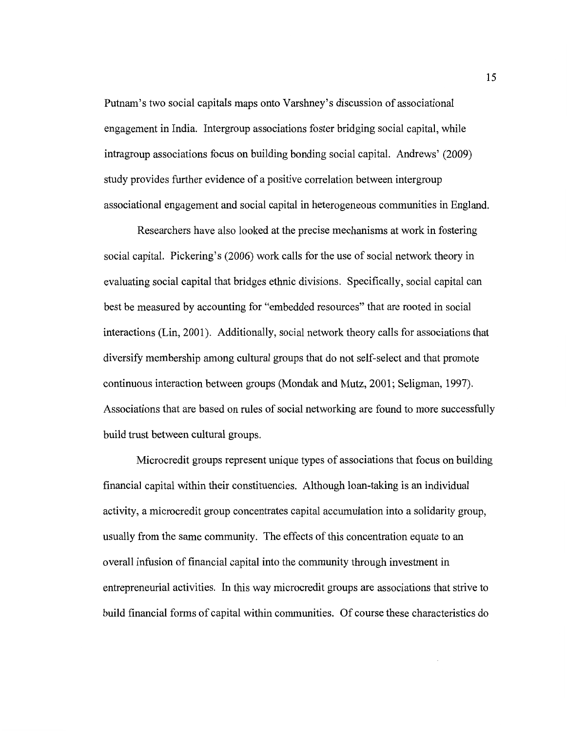Putnam's two social capitals maps onto Varshney's discussion of associational engagement in India. Intergroup associations foster bridging social capital, while intragroup associations focus on building bonding social capital. Andrews' (2009) study provides further evidence of a positive correlation between intergroup associational engagement and social capital in heterogeneous communities in England.

Researchers have also looked at the precise mechanisms at work in fostering social capital. Pickering's (2006) work calls for the use of social network theory in evaluating social capital that bridges ethnic divisions. Specifically, social capital can best be measured by accounting for "embedded resources" that are rooted in social interactions (Lin, 2001). Additionally, social network theory calls for associations that diversify membership among cultural groups that do not self-select and that promote continuous interaction between groups (Mondak and Mutz, 2001; Seligman, 1997). Associations that are based on rules of social networking are found to more successfully build trust between cultural groups.

Microcredit groups represent unique types of associations that focus on building financial capital within their constituencies. Although loan-taking is an individual activity, a microcredit group concentrates capital accumulation into a solidarity group, usually from the same community. The effects of this concentration equate to an overall infusion of financial capital into the community through investment in entrepreneurial activities. In this way microcredit groups are associations that strive to build financial forms of capital within communities. Of course these characteristics do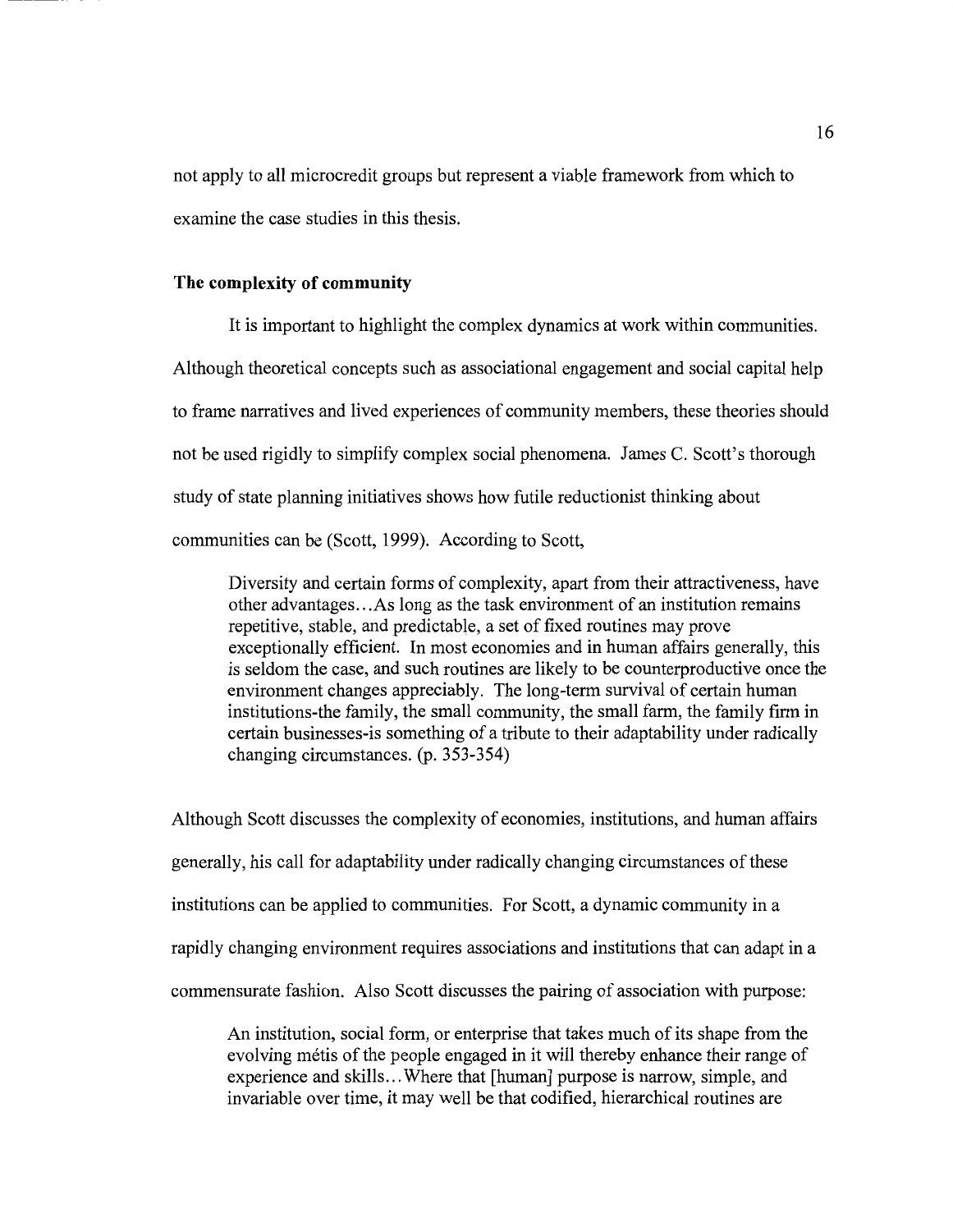not apply to all microcredit groups but represent a viable framework from which to examine the case studies in this thesis.

### The complexity of community

It is important to highlight the complex dynamics at work within communities. Although theoretical concepts such as associational engagement and social capital help to frame narratives and lived experiences of community members, these theories should not be used rigidly to simplify complex social phenomena. James C. Scott's thorough study of state planning initiatives shows how futile reductionist thinking about communities can be (Scott, 1999). According to Scott,

> Diversity and certain forms of complexity, apart from their attractiveness, have other advantages…As long as the task environment of an institution remains repetitive, stable, and predictable, a set of fixed routines may prove exceptionally efficient. In most economies and in human affairs generally, this is seldom the case, and such routines are likely to be counterproductive once the environment changes appreciably. The long-term survival of certain human institutions-the family, the small community, the small farm, the family firm in certain businesses-is something of a tribute to their adaptability under radically changing circumstances. (p. 353-354)

Although Scott discusses the complexity of economies, institutions, and human affairs generally, his call for adaptability under radically changing circumstances of these institutions can be applied to communities. For Scott, a dynamic community in a rapidly changing environment requires associations and institutions that can adapt in a commensurate fashion. Also Scott discusses the pairing of association with purpose:

> An institution, social form, or enterprise that takes much of its shape from the evolving mètis of the people engaged in it will thereby enhance their range of experience and skills…Where that [human] purpose is narrow, simple, and invariable over time, it may well be that codified, hierarchical routines are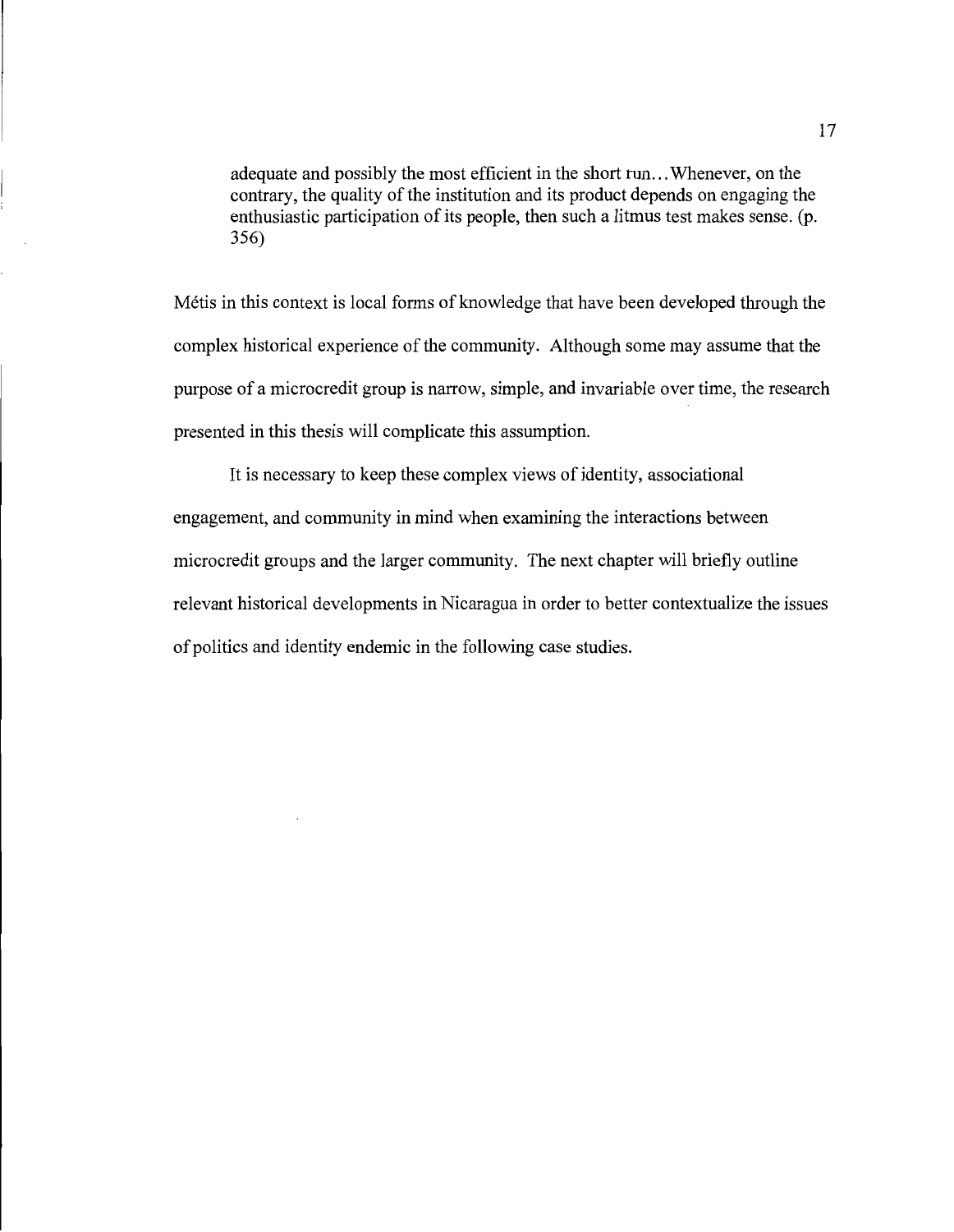> adequate and possibly the most efficient in the short run…Whenever, on the contrary, the quality of the institution and its product depends on engaging the enthusiastic participation of its people, then such a litmus test makes sense. (p. 356)

Métis in this context is local forms of knowledge that have been developed through the complex historical experience of the community. Although some may assume that the purpose of a microcredit group is narrow, simple, and invariable over time, the research presented in this thesis will complicate this assumption.

It is necessary to keep these complex views of identity, associational engagement, and community in mind when examining the interactions between microcredit groups and the larger community. The next chapter will briefly outline relevant historical developments in Nicaragua in order to better contextualize the issues of politics and identity endemic in the following case studies.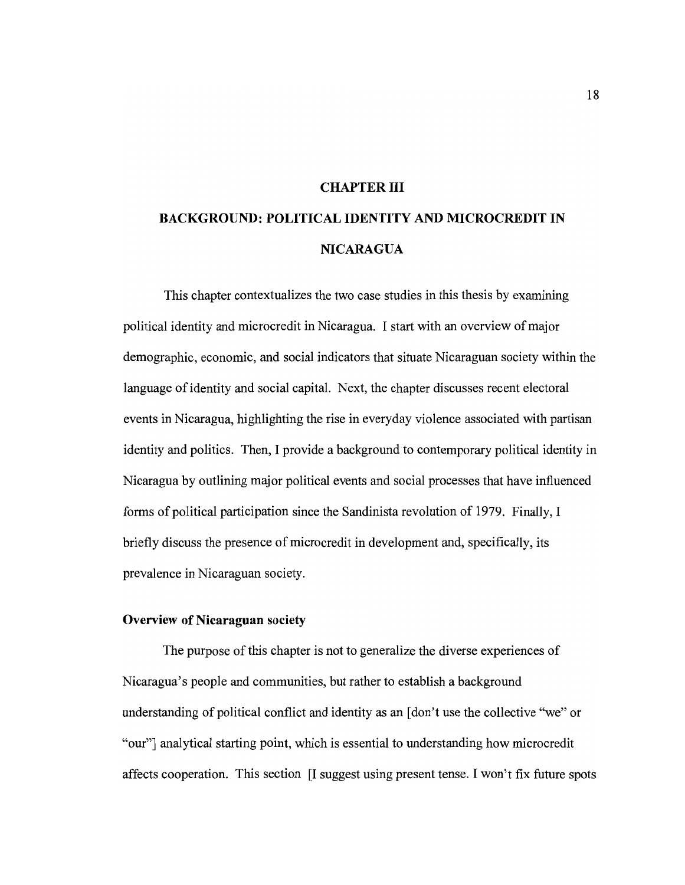# CHAPTER III

# BACKGROUND: POLITICAL IDENTITY AND MICROCREDIT IN NICARAGUA

This chapter contextualizes the two case studies in this thesis by examining political identity and microcredit in Nicaragua. I start with an overview of major demographic, economic, and social indicators that situate Nicaraguan society within the language of identity and social capital. Next, the chapter discusses recent electoral events in Nicaragua, highlighting the rise in everyday violence associated with partisan identity and politics. Then, I provide a background to contemporary political identity in Nicaragua by outlining major political events and social processes that have influenced forms of political participation since the Sandinista revolution of 1979. Finally, I briefly discuss the presence of microcredit in development and, specifically, its prevalence in Nicaraguan society.

## Overview of Nicaraguan society

The purpose of this chapter is not to generalize the diverse experiences of Nicaragua's people and communities, but rather to establish a background understanding of political conflict and identity as an [don't use the collective "we" or "our"] analytical starting point, which is essential to understanding how microcredit affects cooperation. This section [I suggest using present tense. I won't fix future spots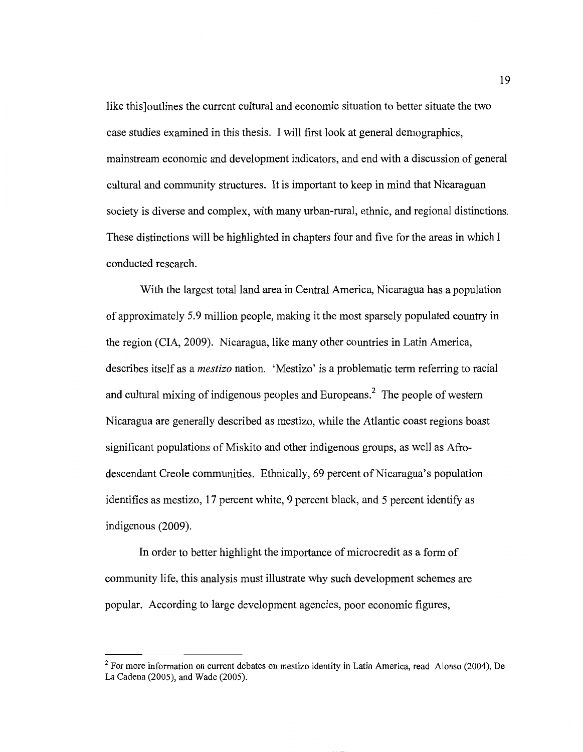like this]outlines the current cultural and economic situation to better situate the two case studies examined in this thesis. I will first look at general demographics, mainstream economic and development indicators, and end with a discussion of general cultural and community structures. It is important to keep in mind that Nicaraguan society is diverse and complex, with many urban-rural, ethnic, and regional distinctions. These distinctions will be highlighted in chapters four and five for the areas in which I conducted research.

With the largest total land area in Central America, Nicaragua has a population of approximately 5.9 million people, making it the most sparsely populated country in the region (CIA, 2009). Nicaragua, like many other countries in Latin America, describes itself as a *mestizo* nation. 'Mestizo' is a problematic term referring to racial and cultural mixing of indigenous peoples and Europeans.[2] The people of western Nicaragua are generally described as mestizo, while the Atlantic coast regions boast significant populations of Miskito and other indigenous groups, as well as Afro-descendant Creole communities. Ethnically, 69 percent of Nicaragua's population identifies as mestizo, 17 percent white, 9 percent black, and 5 percent identify as indigenous (2009).

In order to better highlight the importance of microcredit as a form of community life, this analysis must illustrate why such development schemes are popular. According to large development agencies, poor economic figures,

---

[2] For more information on current debates on mestizo identity in Latin America, read Alonso (2004), De La Cadena (2005), and Wade (2005).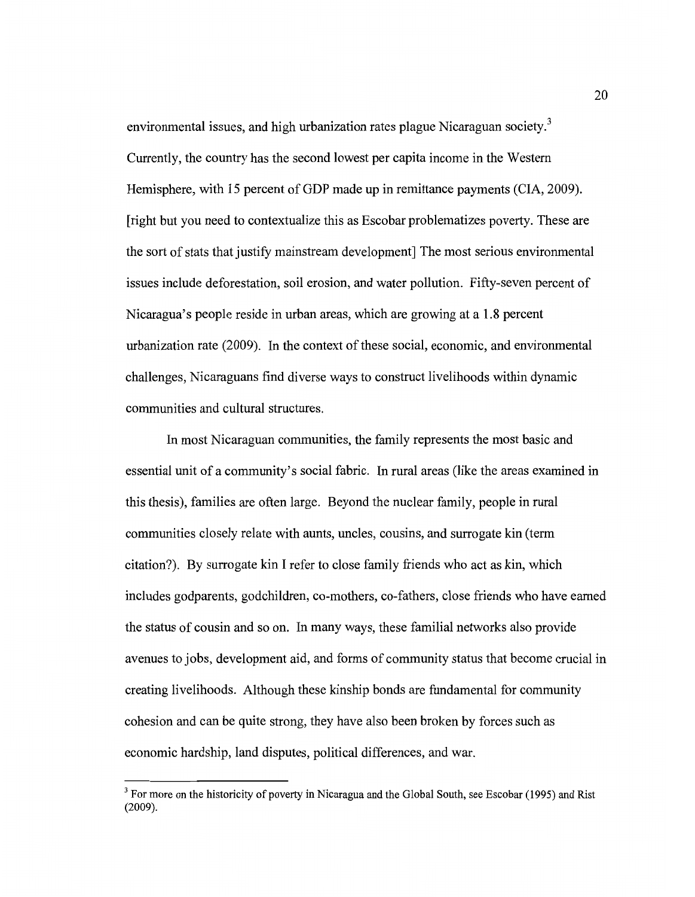environmental issues, and high urbanization rates plague Nicaraguan society.[3] Currently, the country has the second lowest per capita income in the Western Hemisphere, with 15 percent of GDP made up in remittance payments (CIA, 2009). [right but you need to contextualize this as Escobar problematizes poverty. These are the sort of stats that justify mainstream development] The most serious environmental issues include deforestation, soil erosion, and water pollution. Fifty-seven percent of Nicaragua's people reside in urban areas, which are growing at a 1.8 percent urbanization rate (2009). In the context of these social, economic, and environmental challenges, Nicaraguans find diverse ways to construct livelihoods within dynamic communities and cultural structures.

In most Nicaraguan communities, the family represents the most basic and essential unit of a community's social fabric. In rural areas (like the areas examined in this thesis), families are often large. Beyond the nuclear family, people in rural communities closely relate with aunts, uncles, cousins, and surrogate kin (term citation?). By surrogate kin I refer to close family friends who act as kin, which includes godparents, godchildren, co-mothers, co-fathers, close friends who have earned the status of cousin and so on. In many ways, these familial networks also provide avenues to jobs, development aid, and forms of community status that become crucial in creating livelihoods. Although these kinship bonds are fundamental for community cohesion and can be quite strong, they have also been broken by forces such as economic hardship, land disputes, political differences, and war.

[3] For more on the historicity of poverty in Nicaragua and the Global South, see Escobar (1995) and Rist (2009).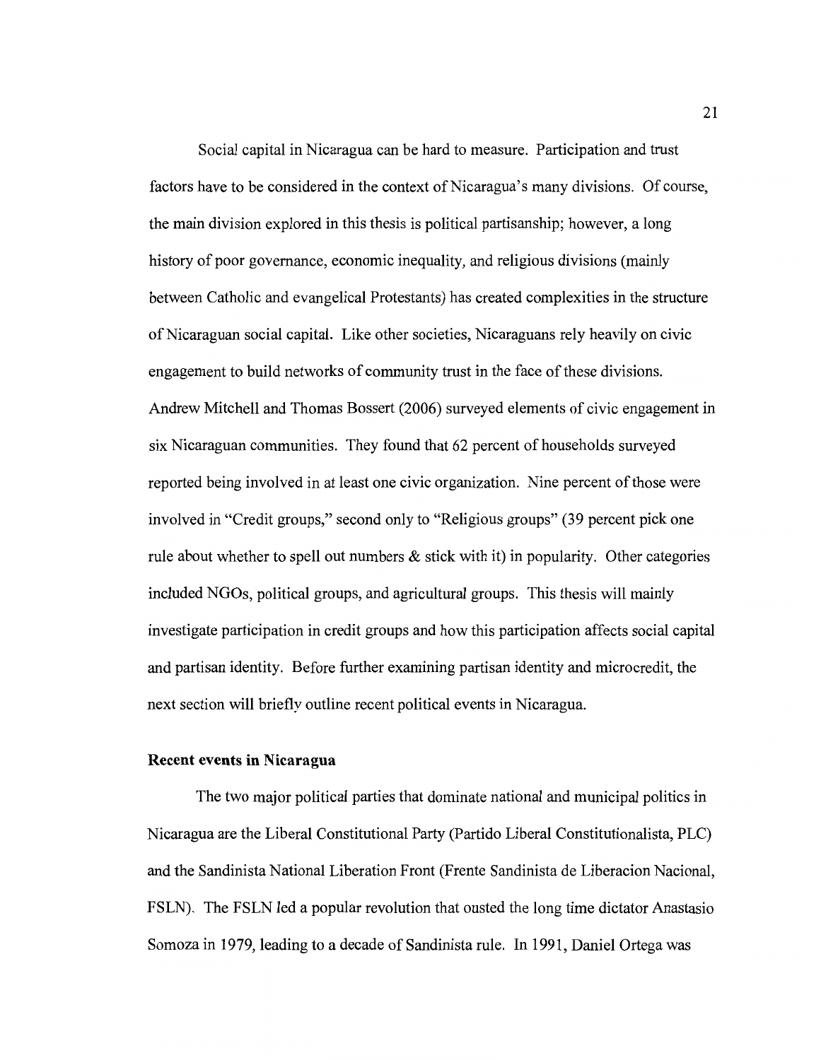Social capital in Nicaragua can be hard to measure. Participation and trust factors have to be considered in the context of Nicaragua's many divisions. Of course, the main division explored in this thesis is political partisanship; however, a long history of poor governance, economic inequality, and religious divisions (mainly between Catholic and evangelical Protestants) has created complexities in the structure of Nicaraguan social capital. Like other societies, Nicaraguans rely heavily on civic engagement to build networks of community trust in the face of these divisions. Andrew Mitchell and Thomas Bossert (2006) surveyed elements of civic engagement in six Nicaraguan communities. They found that 62 percent of households surveyed reported being involved in at least one civic organization. Nine percent of those were involved in "Credit groups," second only to "Religious groups" (39 percent pick one rule about whether to spell out numbers & stick with it) in popularity. Other categories included NGOs, political groups, and agricultural groups. This thesis will mainly investigate participation in credit groups and how this participation affects social capital and partisan identity. Before further examining partisan identity and microcredit, the next section will briefly outline recent political events in Nicaragua.

### Recent events in Nicaragua

The two major political parties that dominate national and municipal politics in Nicaragua are the Liberal Constitutional Party (Partido Liberal Constitutionalista, PLC) and the Sandinista National Liberation Front (Frente Sandinista de Liberacion Nacional, FSLN). The FSLN led a popular revolution that ousted the long time dictator Anastasio Somoza in 1979, leading to a decade of Sandinista rule. In 1991, Daniel Ortega was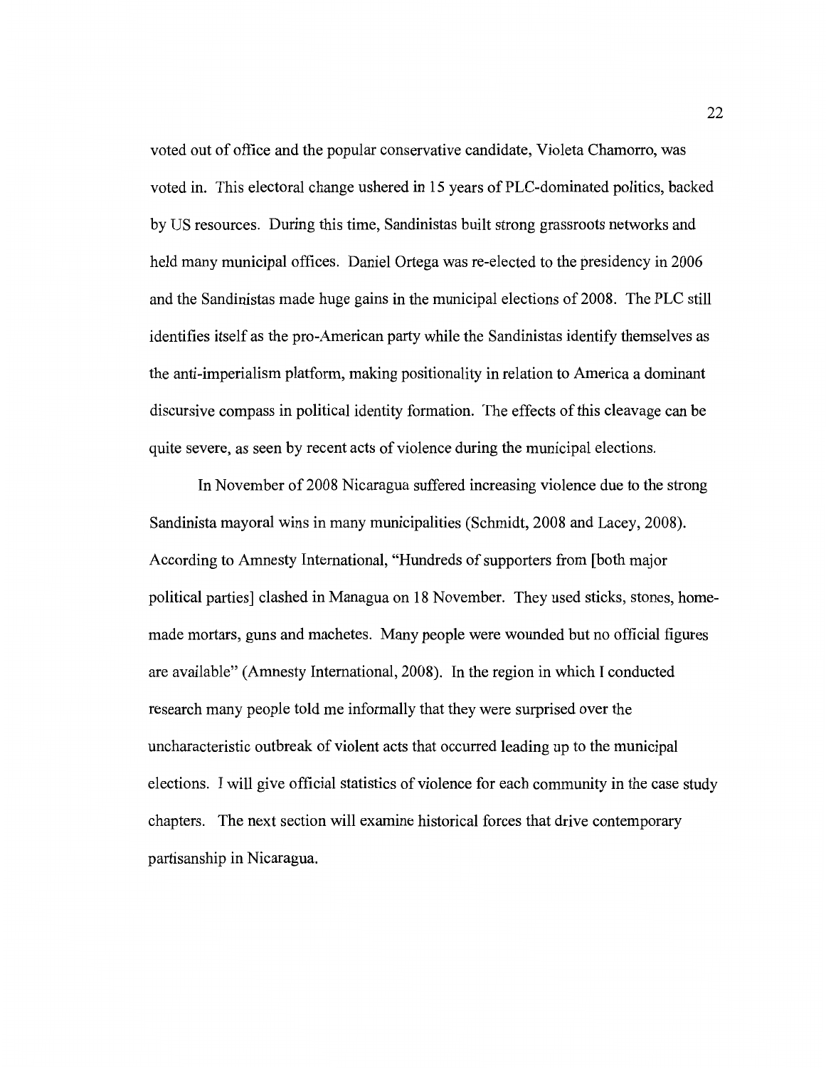voted out of office and the popular conservative candidate, Violeta Chamorro, was voted in. This electoral change ushered in 15 years of PLC-dominated politics, backed by US resources. During this time, Sandinistas built strong grassroots networks and held many municipal offices. Daniel Ortega was re-elected to the presidency in 2006 and the Sandinistas made huge gains in the municipal elections of 2008. The PLC still identifies itself as the pro-American party while the Sandinistas identify themselves as the anti-imperialism platform, making positionality in relation to America a dominant discursive compass in political identity formation. The effects of this cleavage can be quite severe, as seen by recent acts of violence during the municipal elections.

In November of 2008 Nicaragua suffered increasing violence due to the strong Sandinista mayoral wins in many municipalities (Schmidt, 2008 and Lacey, 2008). According to Amnesty International, "Hundreds of supporters from [both major political parties] clashed in Managua on 18 November. They used sticks, stones, home-made mortars, guns and machetes. Many people were wounded but no official figures are available" (Amnesty International, 2008). In the region in which I conducted research many people told me informally that they were surprised over the uncharacteristic outbreak of violent acts that occurred leading up to the municipal elections. I will give official statistics of violence for each community in the case study chapters. The next section will examine historical forces that drive contemporary partisanship in Nicaragua.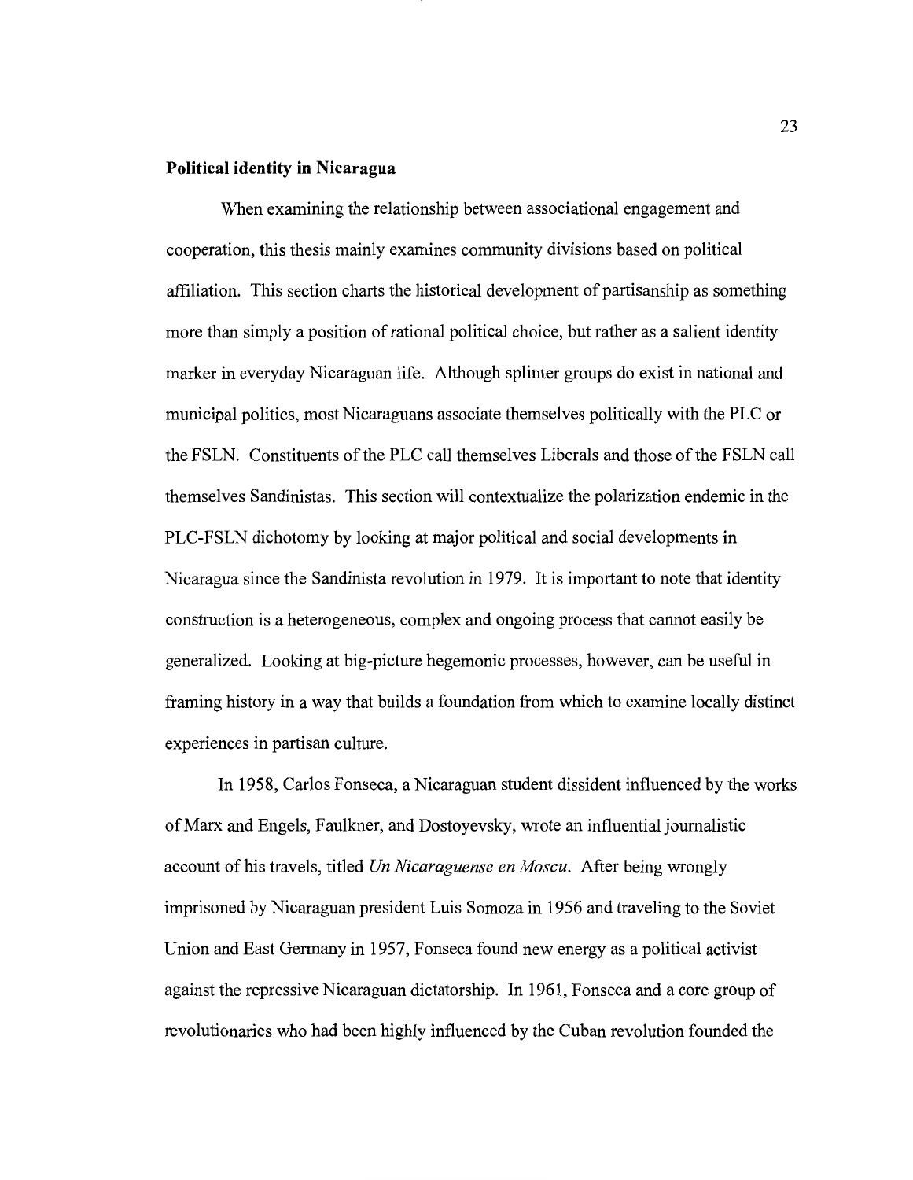## Political identity in Nicaragua

When examining the relationship between associational engagement and cooperation, this thesis mainly examines community divisions based on political affiliation. This section charts the historical development of partisanship as something more than simply a position of rational political choice, but rather as a salient identity marker in everyday Nicaraguan life. Although splinter groups do exist in national and municipal politics, most Nicaraguans associate themselves politically with the PLC or the FSLN. Constituents of the PLC call themselves Liberals and those of the FSLN call themselves Sandinistas. This section will contextualize the polarization endemic in the PLC-FSLN dichotomy by looking at major political and social developments in Nicaragua since the Sandinista revolution in 1979. It is important to note that identity construction is a heterogeneous, complex and ongoing process that cannot easily be generalized. Looking at big-picture hegemonic processes, however, can be useful in framing history in a way that builds a foundation from which to examine locally distinct experiences in partisan culture.

In 1958, Carlos Fonseca, a Nicaraguan student dissident influenced by the works of Marx and Engels, Faulkner, and Dostoyevsky, wrote an influential journalistic account of his travels, titled *Un Nicaraguense en Moscu*. After being wrongly imprisoned by Nicaraguan president Luis Somoza in 1956 and traveling to the Soviet Union and East Germany in 1957, Fonseca found new energy as a political activist against the repressive Nicaraguan dictatorship. In 1961, Fonseca and a core group of revolutionaries who had been highly influenced by the Cuban revolution founded the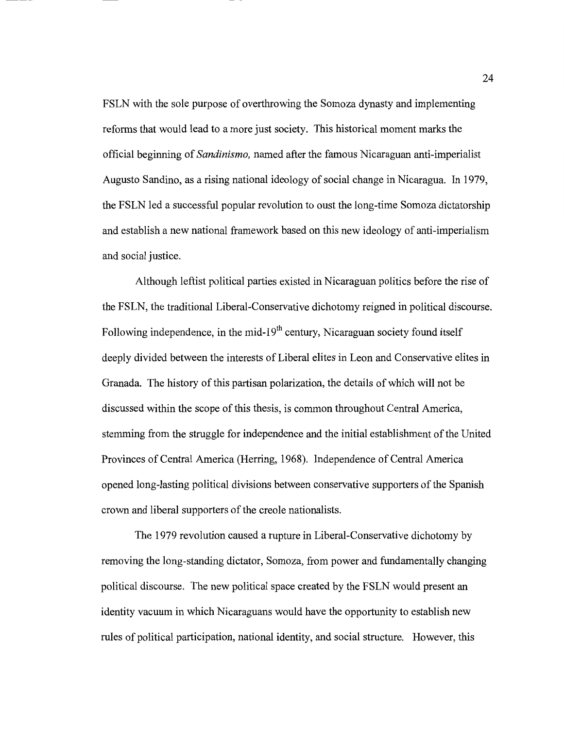FSLN with the sole purpose of overthrowing the Somoza dynasty and implementing reforms that would lead to a more just society. This historical moment marks the official beginning of *Sandinismo,* named after the famous Nicaraguan anti-imperialist Augusto Sandino, as a rising national ideology of social change in Nicaragua. In 1979, the FSLN led a successful popular revolution to oust the long-time Somoza dictatorship and establish a new national framework based on this new ideology of anti-imperialism and social justice.

Although leftist political parties existed in Nicaraguan politics before the rise of the FSLN, the traditional Liberal-Conservative dichotomy reigned in political discourse. Following independence, in the mid-19th century, Nicaraguan society found itself deeply divided between the interests of Liberal elites in Leon and Conservative elites in Granada. The history of this partisan polarization, the details of which will not be discussed within the scope of this thesis, is common throughout Central America, stemming from the struggle for independence and the initial establishment of the United Provinces of Central America (Herring, 1968). Independence of Central America opened long-lasting political divisions between conservative supporters of the Spanish crown and liberal supporters of the creole nationalists.

The 1979 revolution caused a rupture in Liberal-Conservative dichotomy by removing the long-standing dictator, Somoza, from power and fundamentally changing political discourse. The new political space created by the FSLN would present an identity vacuum in which Nicaraguans would have the opportunity to establish new rules of political participation, national identity, and social structure. However, this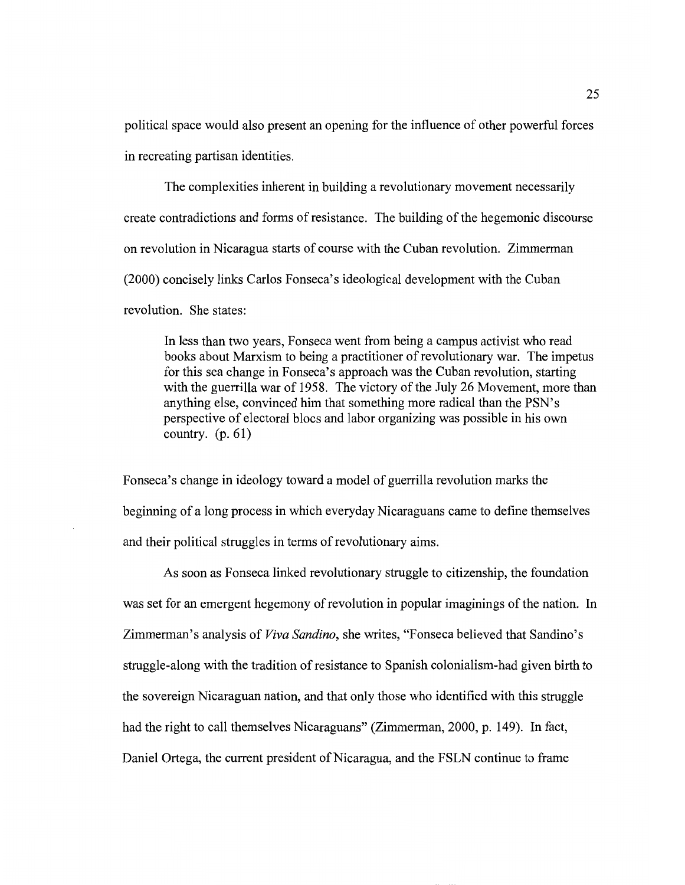political space would also present an opening for the influence of other powerful forces in recreating partisan identities.

The complexities inherent in building a revolutionary movement necessarily create contradictions and forms of resistance. The building of the hegemonic discourse on revolution in Nicaragua starts of course with the Cuban revolution. Zimmerman (2000) concisely links Carlos Fonseca's ideological development with the Cuban revolution. She states:

> In less than two years, Fonseca went from being a campus activist who read books about Marxism to being a practitioner of revolutionary war. The impetus for this sea change in Fonseca's approach was the Cuban revolution, starting with the guerrilla war of 1958. The victory of the July 26 Movement, more than anything else, convinced him that something more radical than the PSN's perspective of electoral blocs and labor organizing was possible in his own country. (p. 61)

Fonseca's change in ideology toward a model of guerrilla revolution marks the beginning of a long process in which everyday Nicaraguans came to define themselves and their political struggles in terms of revolutionary aims.

As soon as Fonseca linked revolutionary struggle to citizenship, the foundation was set for an emergent hegemony of revolution in popular imaginings of the nation. In Zimmerman's analysis of *Viva Sandino*, she writes, "Fonseca believed that Sandino's struggle-along with the tradition of resistance to Spanish colonialism-had given birth to the sovereign Nicaraguan nation, and that only those who identified with this struggle had the right to call themselves Nicaraguans" (Zimmerman, 2000, p. 149). In fact, Daniel Ortega, the current president of Nicaragua, and the FSLN continue to frame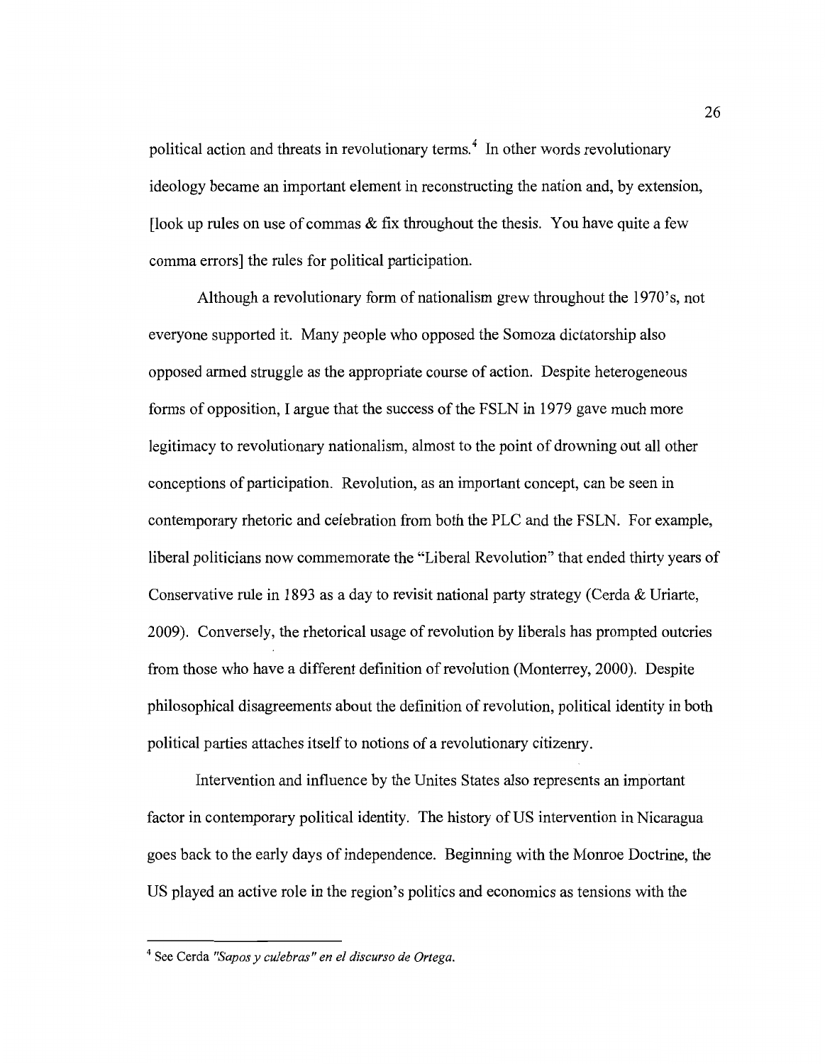political action and threats in revolutionary terms.[4] In other words revolutionary ideology became an important element in reconstructing the nation and, by extension, [look up rules on use of commas & fix throughout the thesis. You have quite a few comma errors] the rules for political participation.

Although a revolutionary form of nationalism grew throughout the 1970's, not everyone supported it. Many people who opposed the Somoza dictatorship also opposed armed struggle as the appropriate course of action. Despite heterogeneous forms of opposition, I argue that the success of the FSLN in 1979 gave much more legitimacy to revolutionary nationalism, almost to the point of drowning out all other conceptions of participation. Revolution, as an important concept, can be seen in contemporary rhetoric and celebration from both the PLC and the FSLN. For example, liberal politicians now commemorate the "Liberal Revolution" that ended thirty years of Conservative rule in 1893 as a day to revisit national party strategy (Cerda & Uriarte, 2009). Conversely, the rhetorical usage of revolution by liberals has prompted outcries from those who have a different definition of revolution (Monterrey, 2000). Despite philosophical disagreements about the definition of revolution, political identity in both political parties attaches itself to notions of a revolutionary citizenry.

Intervention and influence by the Unites States also represents an important factor in contemporary political identity. The history of US intervention in Nicaragua goes back to the early days of independence. Beginning with the Monroe Doctrine, the US played an active role in the region's politics and economics as tensions with the

---

[4] See Cerda *"Sapos y culebras" en el discurso de Ortega.*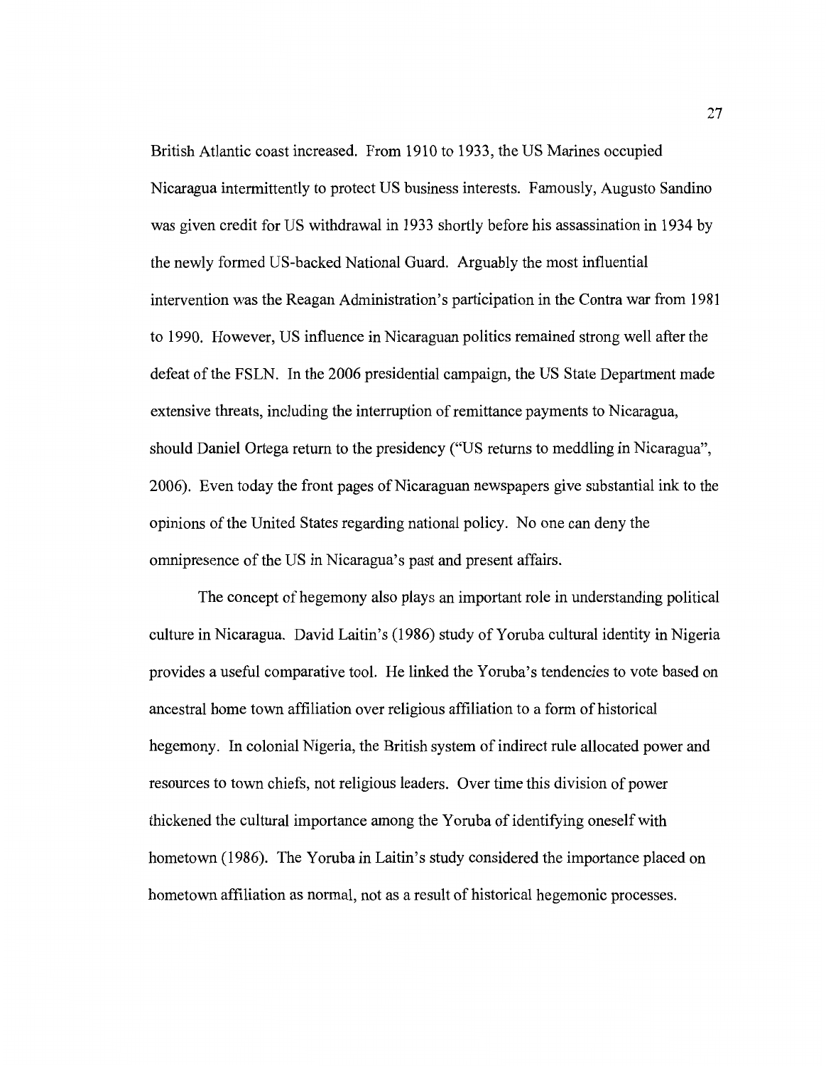British Atlantic coast increased. From 1910 to 1933, the US Marines occupied Nicaragua intermittently to protect US business interests. Famously, Augusto Sandino was given credit for US withdrawal in 1933 shortly before his assassination in 1934 by the newly formed US-backed National Guard. Arguably the most influential intervention was the Reagan Administration's participation in the Contra war from 1981 to 1990. However, US influence in Nicaraguan politics remained strong well after the defeat of the FSLN. In the 2006 presidential campaign, the US State Department made extensive threats, including the interruption of remittance payments to Nicaragua, should Daniel Ortega return to the presidency ("US returns to meddling in Nicaragua", 2006). Even today the front pages of Nicaraguan newspapers give substantial ink to the opinions of the United States regarding national policy. No one can deny the omnipresence of the US in Nicaragua's past and present affairs.

The concept of hegemony also plays an important role in understanding political culture in Nicaragua. David Laitin's (1986) study of Yoruba cultural identity in Nigeria provides a useful comparative tool. He linked the Yoruba's tendencies to vote based on ancestral home town affiliation over religious affiliation to a form of historical hegemony. In colonial Nigeria, the British system of indirect rule allocated power and resources to town chiefs, not religious leaders. Over time this division of power thickened the cultural importance among the Yoruba of identifying oneself with hometown (1986). The Yoruba in Laitin's study considered the importance placed on hometown affiliation as normal, not as a result of historical hegemonic processes.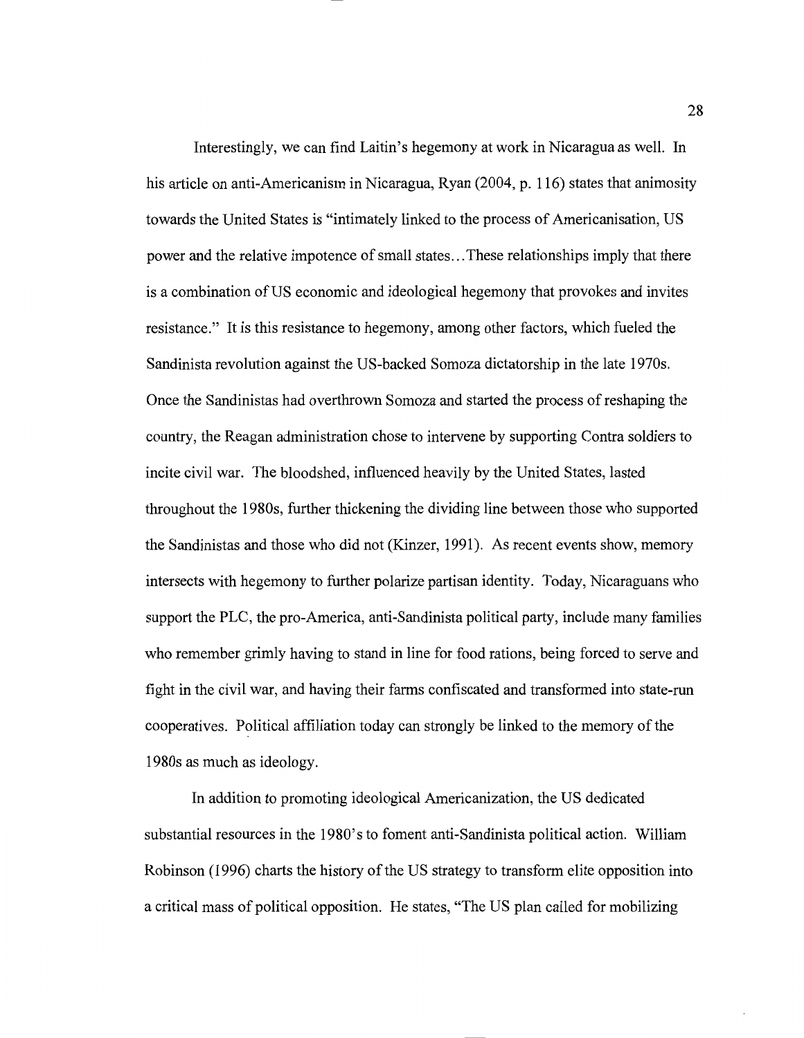Interestingly, we can find Laitin's hegemony at work in Nicaragua as well. In his article on anti-Americanism in Nicaragua, Ryan (2004, p. 116) states that animosity towards the United States is "intimately linked to the process of Americanisation, US power and the relative impotence of small states…These relationships imply that there is a combination of US economic and ideological hegemony that provokes and invites resistance." It is this resistance to hegemony, among other factors, which fueled the Sandinista revolution against the US-backed Somoza dictatorship in the late 1970s. Once the Sandinistas had overthrown Somoza and started the process of reshaping the country, the Reagan administration chose to intervene by supporting Contra soldiers to incite civil war. The bloodshed, influenced heavily by the United States, lasted throughout the 1980s, further thickening the dividing line between those who supported the Sandinistas and those who did not (Kinzer, 1991). As recent events show, memory intersects with hegemony to further polarize partisan identity. Today, Nicaraguans who support the PLC, the pro-America, anti-Sandinista political party, include many families who remember grimly having to stand in line for food rations, being forced to serve and fight in the civil war, and having their farms confiscated and transformed into state-run cooperatives. Political affiliation today can strongly be linked to the memory of the 1980s as much as ideology.

In addition to promoting ideological Americanization, the US dedicated substantial resources in the 1980's to foment anti-Sandinista political action. William Robinson (1996) charts the history of the US strategy to transform elite opposition into a critical mass of political opposition. He states, "The US plan called for mobilizing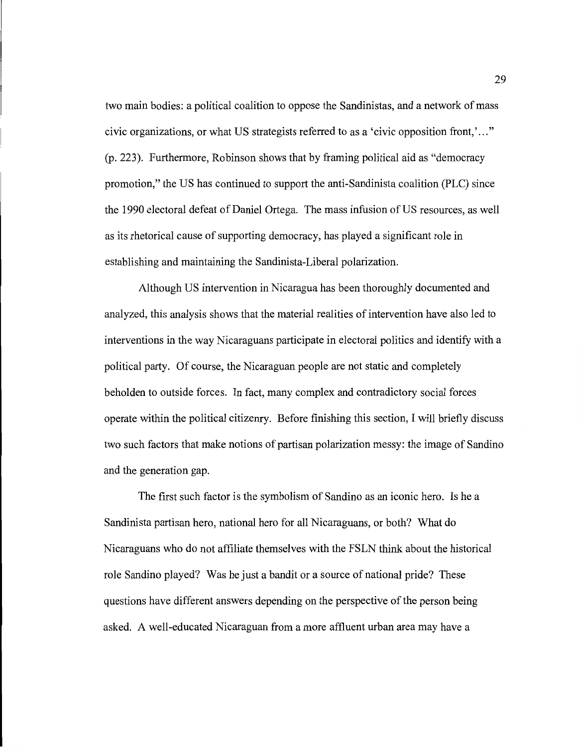two main bodies: a political coalition to oppose the Sandinistas, and a network of mass civic organizations, or what US strategists referred to as a 'civic opposition front,'…" (p. 223). Furthermore, Robinson shows that by framing political aid as "democracy promotion," the US has continued to support the anti-Sandinista coalition (PLC) since the 1990 electoral defeat of Daniel Ortega. The mass infusion of US resources, as well as its rhetorical cause of supporting democracy, has played a significant role in establishing and maintaining the Sandinista-Liberal polarization.

Although US intervention in Nicaragua has been thoroughly documented and analyzed, this analysis shows that the material realities of intervention have also led to interventions in the way Nicaraguans participate in electoral politics and identify with a political party. Of course, the Nicaraguan people are not static and completely beholden to outside forces. In fact, many complex and contradictory social forces operate within the political citizenry. Before finishing this section, I will briefly discuss two such factors that make notions of partisan polarization messy: the image of Sandino and the generation gap.

The first such factor is the symbolism of Sandino as an iconic hero. Is he a Sandinista partisan hero, national hero for all Nicaraguans, or both? What do Nicaraguans who do not affiliate themselves with the FSLN think about the historical role Sandino played? Was he just a bandit or a source of national pride? These questions have different answers depending on the perspective of the person being asked. A well-educated Nicaraguan from a more affluent urban area may have a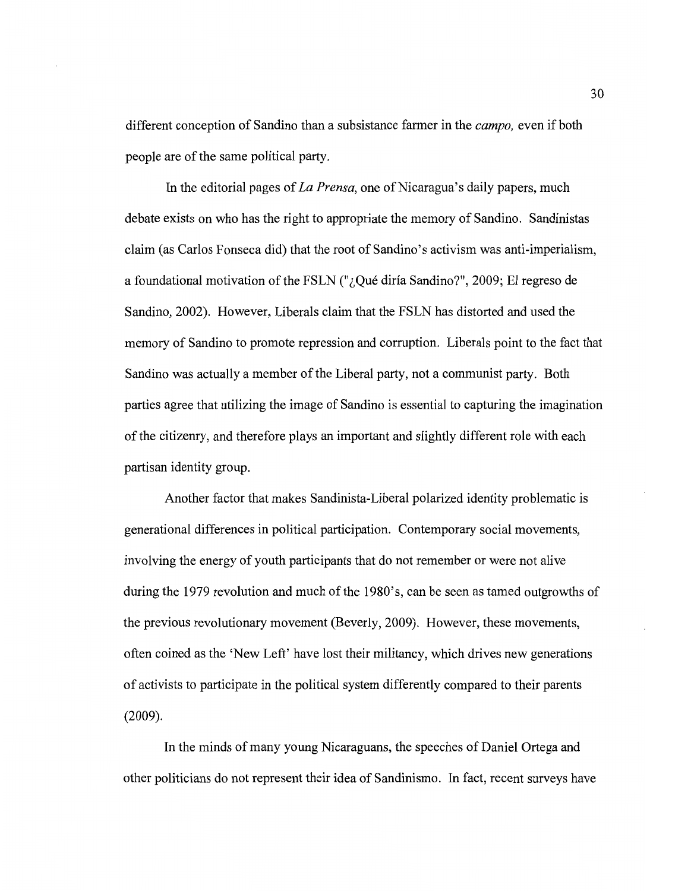different conception of Sandino than a subsistance farmer in the *campo,* even if both people are of the same political party.

In the editorial pages of *La Prensa,* one of Nicaragua's daily papers, much debate exists on who has the right to appropriate the memory of Sandino. Sandinistas claim (as Carlos Fonseca did) that the root of Sandino's activism was anti-imperialism, a foundational motivation of the FSLN ("¿Qué diría Sandino?", 2009; El regreso de Sandino, 2002). However, Liberals claim that the FSLN has distorted and used the memory of Sandino to promote repression and corruption. Liberals point to the fact that Sandino was actually a member of the Liberal party, not a communist party. Both parties agree that utilizing the image of Sandino is essential to capturing the imagination of the citizenry, and therefore plays an important and slightly different role with each partisan identity group.

Another factor that makes Sandinista-Liberal polarized identity problematic is generational differences in political participation. Contemporary social movements, involving the energy of youth participants that do not remember or were not alive during the 1979 revolution and much of the 1980's, can be seen as tamed outgrowths of the previous revolutionary movement (Beverly, 2009). However, these movements, often coined as the 'New Left' have lost their militancy, which drives new generations of activists to participate in the political system differently compared to their parents (2009).

In the minds of many young Nicaraguans, the speeches of Daniel Ortega and other politicians do not represent their idea of Sandinismo. In fact, recent surveys have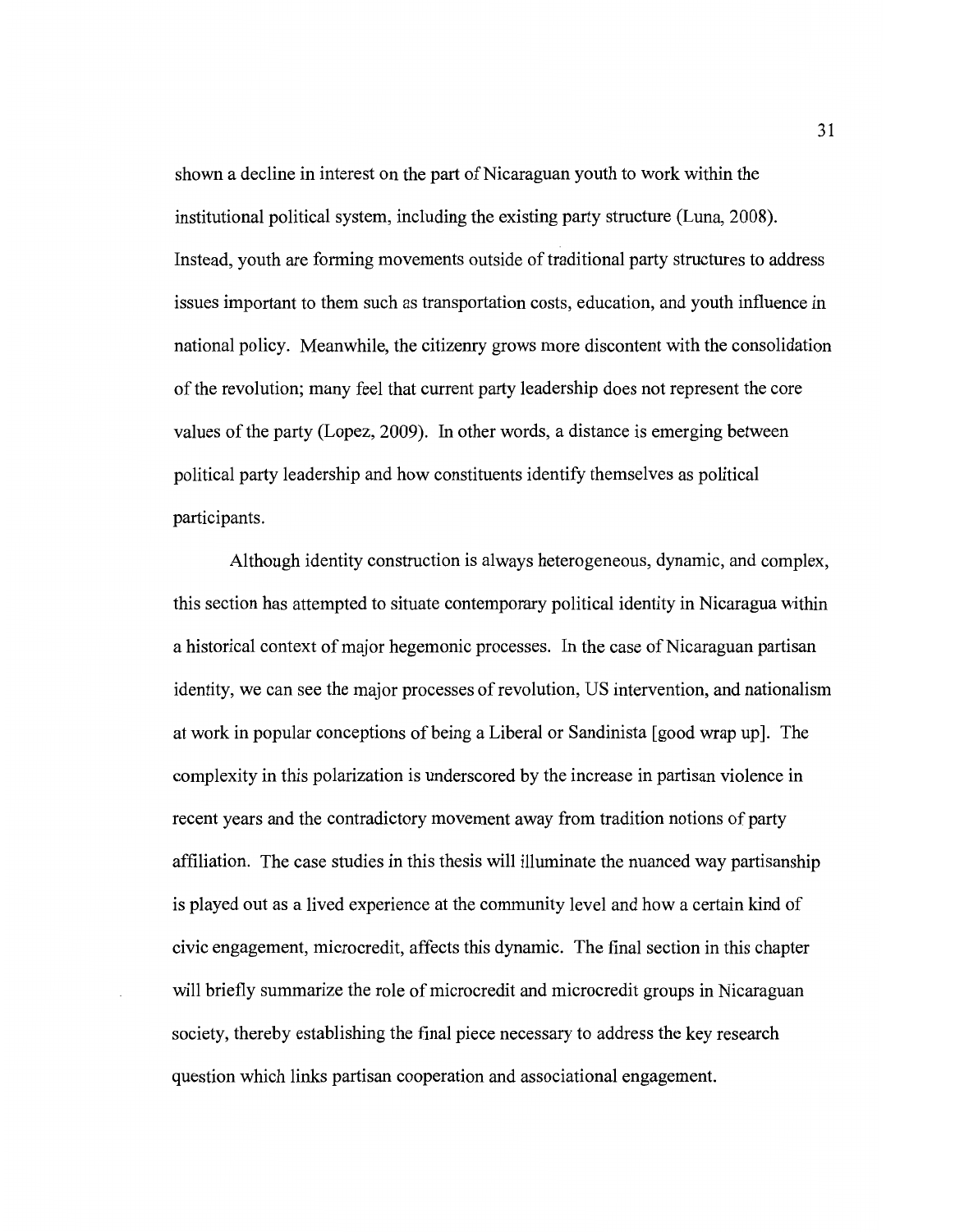shown a decline in interest on the part of Nicaraguan youth to work within the institutional political system, including the existing party structure (Luna, 2008). Instead, youth are forming movements outside of traditional party structures to address issues important to them such as transportation costs, education, and youth influence in national policy. Meanwhile, the citizenry grows more discontent with the consolidation of the revolution; many feel that current party leadership does not represent the core values of the party (Lopez, 2009). In other words, a distance is emerging between political party leadership and how constituents identify themselves as political participants.

Although identity construction is always heterogeneous, dynamic, and complex, this section has attempted to situate contemporary political identity in Nicaragua within a historical context of major hegemonic processes. In the case of Nicaraguan partisan identity, we can see the major processes of revolution, US intervention, and nationalism at work in popular conceptions of being a Liberal or Sandinista [good wrap up]. The complexity in this polarization is underscored by the increase in partisan violence in recent years and the contradictory movement away from tradition notions of party affiliation. The case studies in this thesis will illuminate the nuanced way partisanship is played out as a lived experience at the community level and how a certain kind of civic engagement, microcredit, affects this dynamic. The final section in this chapter will briefly summarize the role of microcredit and microcredit groups in Nicaraguan society, thereby establishing the final piece necessary to address the key research question which links partisan cooperation and associational engagement.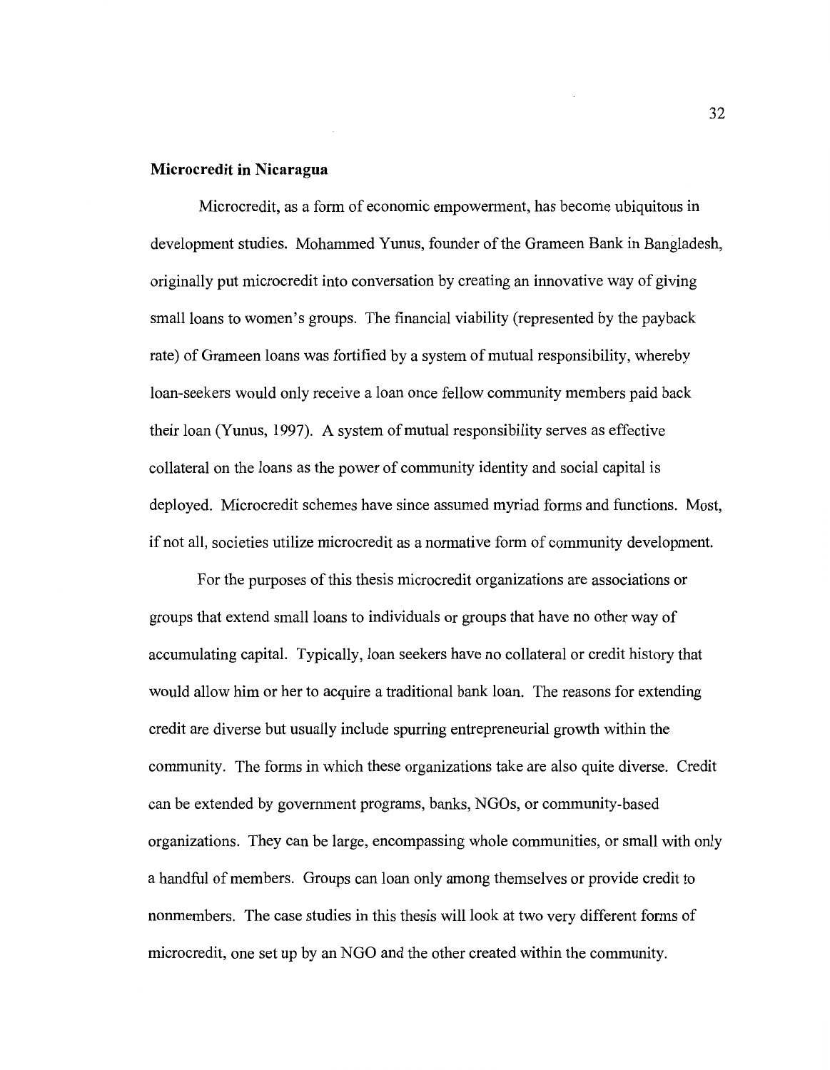### Microcredit in Nicaragua

Microcredit, as a form of economic empowerment, has become ubiquitous in development studies. Mohammed Yunus, founder of the Grameen Bank in Bangladesh, originally put microcredit into conversation by creating an innovative way of giving small loans to women's groups. The financial viability (represented by the payback rate) of Grameen loans was fortified by a system of mutual responsibility, whereby loan-seekers would only receive a loan once fellow community members paid back their loan (Yunus, 1997). A system of mutual responsibility serves as effective collateral on the loans as the power of community identity and social capital is deployed. Microcredit schemes have since assumed myriad forms and functions. Most, if not all, societies utilize microcredit as a normative form of community development.

For the purposes of this thesis microcredit organizations are associations or groups that extend small loans to individuals or groups that have no other way of accumulating capital. Typically, loan seekers have no collateral or credit history that would allow him or her to acquire a traditional bank loan. The reasons for extending credit are diverse but usually include spurring entrepreneurial growth within the community. The forms in which these organizations take are also quite diverse. Credit can be extended by government programs, banks, NGOs, or community-based organizations. They can be large, encompassing whole communities, or small with only a handful of members. Groups can loan only among themselves or provide credit to nonmembers. The case studies in this thesis will look at two very different forms of microcredit, one set up by an NGO and the other created within the community.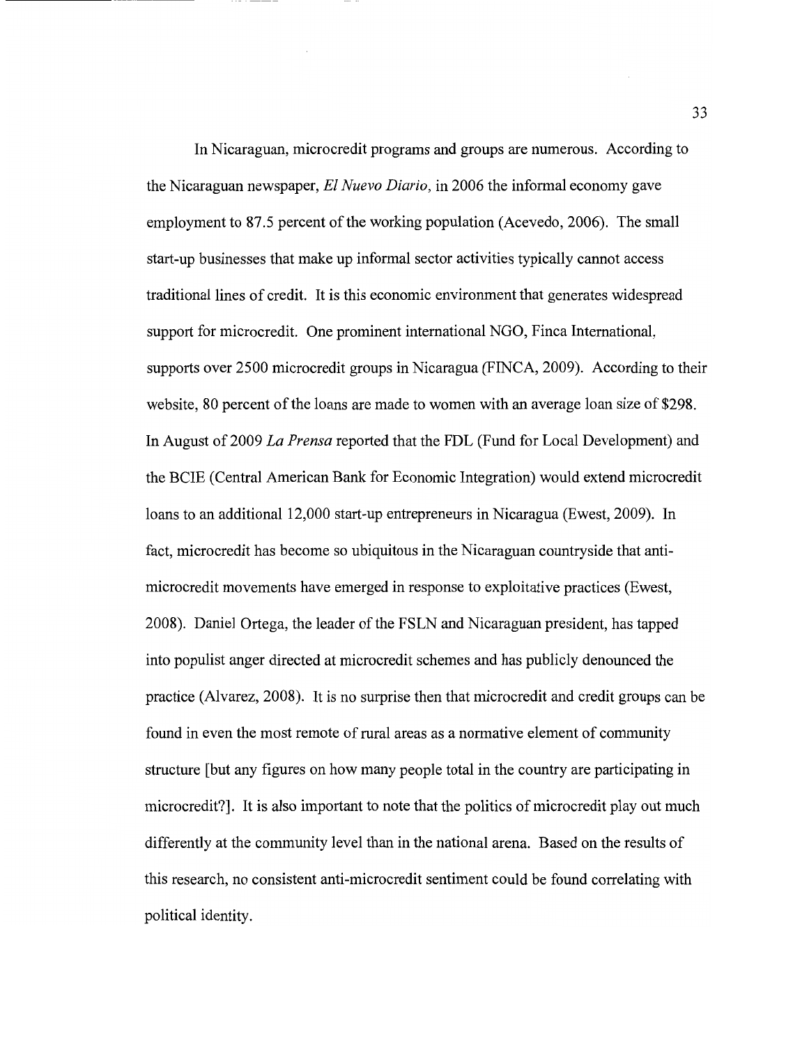In Nicaraguan, microcredit programs and groups are numerous. According to the Nicaraguan newspaper, *El Nuevo Diario*, in 2006 the informal economy gave employment to 87.5 percent of the working population (Acevedo, 2006). The small start-up businesses that make up informal sector activities typically cannot access traditional lines of credit. It is this economic environment that generates widespread support for microcredit. One prominent international NGO, Finca International, supports over 2500 microcredit groups in Nicaragua (FINCA, 2009). According to their website, 80 percent of the loans are made to women with an average loan size of $298. In August of 2009 *La Prensa* reported that the FDL (Fund for Local Development) and the BCIE (Central American Bank for Economic Integration) would extend microcredit loans to an additional 12,000 start-up entrepreneurs in Nicaragua (Ewest, 2009). In fact, microcredit has become so ubiquitous in the Nicaraguan countryside that anti-microcredit movements have emerged in response to exploitative practices (Ewest, 2008). Daniel Ortega, the leader of the FSLN and Nicaraguan president, has tapped into populist anger directed at microcredit schemes and has publicly denounced the practice (Alvarez, 2008). It is no surprise then that microcredit and credit groups can be found in even the most remote of rural areas as a normative element of community structure [but any figures on how many people total in the country are participating in microcredit?]. It is also important to note that the politics of microcredit play out much differently at the community level than in the national arena. Based on the results of this research, no consistent anti-microcredit sentiment could be found correlating with political identity.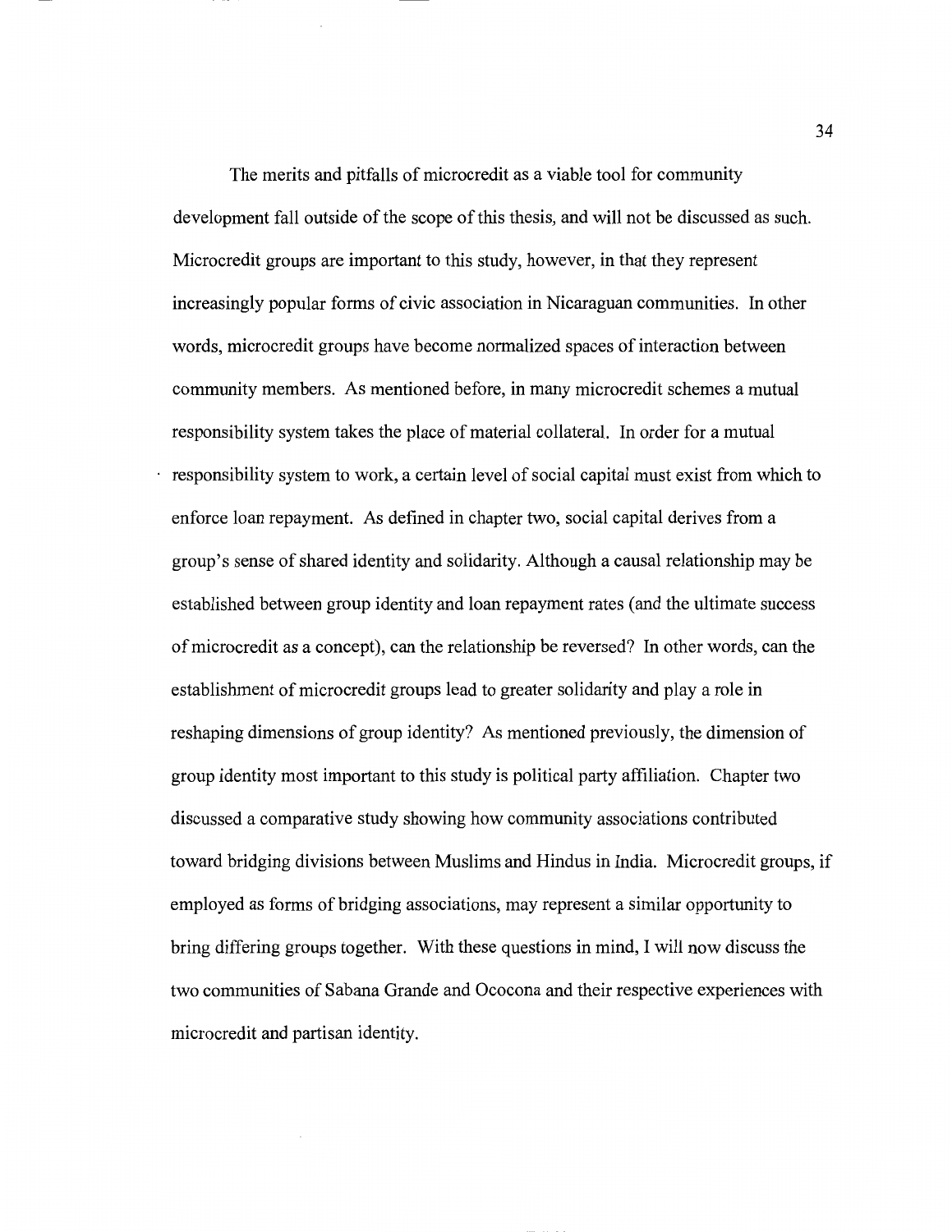The merits and pitfalls of microcredit as a viable tool for community development fall outside of the scope of this thesis, and will not be discussed as such. Microcredit groups are important to this study, however, in that they represent increasingly popular forms of civic association in Nicaraguan communities. In other words, microcredit groups have become normalized spaces of interaction between community members. As mentioned before, in many microcredit schemes a mutual responsibility system takes the place of material collateral. In order for a mutual responsibility system to work, a certain level of social capital must exist from which to enforce loan repayment. As defined in chapter two, social capital derives from a group's sense of shared identity and solidarity. Although a causal relationship may be established between group identity and loan repayment rates (and the ultimate success of microcredit as a concept), can the relationship be reversed? In other words, can the establishment of microcredit groups lead to greater solidarity and play a role in reshaping dimensions of group identity? As mentioned previously, the dimension of group identity most important to this study is political party affiliation. Chapter two discussed a comparative study showing how community associations contributed toward bridging divisions between Muslims and Hindus in India. Microcredit groups, if employed as forms of bridging associations, may represent a similar opportunity to bring differing groups together. With these questions in mind, I will now discuss the two communities of Sabana Grande and Ococona and their respective experiences with microcredit and partisan identity.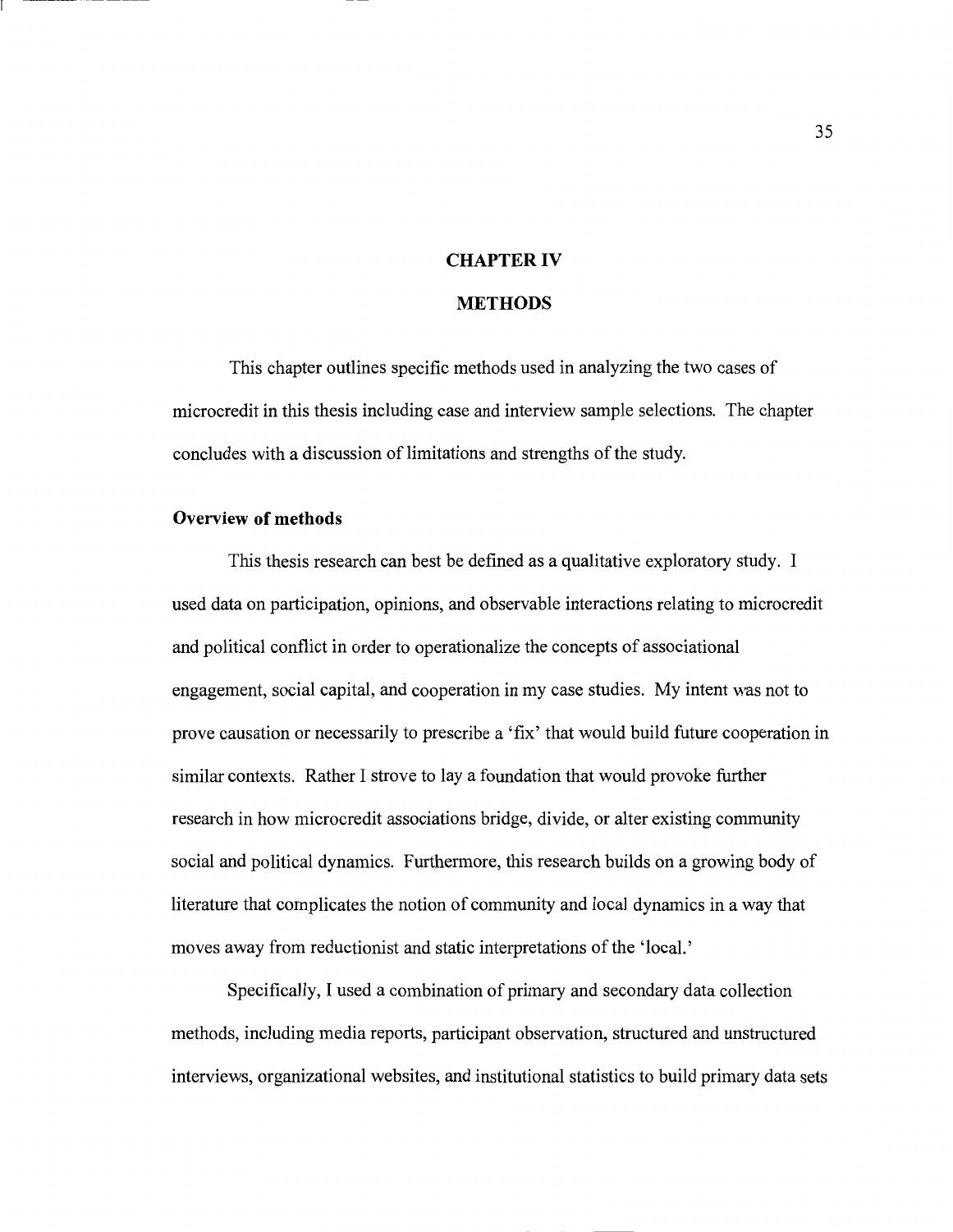# CHAPTER IV

# METHODS

This chapter outlines specific methods used in analyzing the two cases of microcredit in this thesis including case and interview sample selections. The chapter concludes with a discussion of limitations and strengths of the study.

## Overview of methods

This thesis research can best be defined as a qualitative exploratory study. I used data on participation, opinions, and observable interactions relating to microcredit and political conflict in order to operationalize the concepts of associational engagement, social capital, and cooperation in my case studies. My intent was not to prove causation or necessarily to prescribe a 'fix' that would build future cooperation in similar contexts. Rather I strove to lay a foundation that would provoke further research in how microcredit associations bridge, divide, or alter existing community social and political dynamics. Furthermore, this research builds on a growing body of literature that complicates the notion of community and local dynamics in a way that moves away from reductionist and static interpretations of the 'local.'

Specifically, I used a combination of primary and secondary data collection methods, including media reports, participant observation, structured and unstructured interviews, organizational websites, and institutional statistics to build primary data sets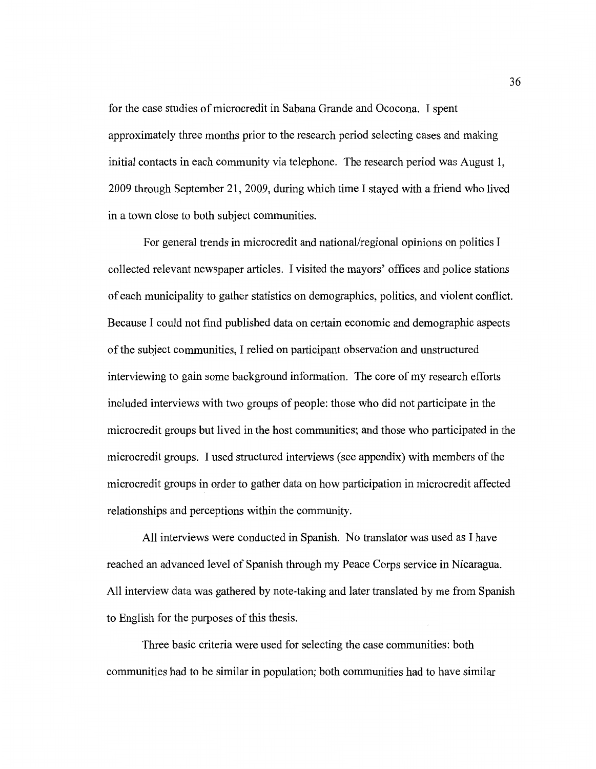for the case studies of microcredit in Sabana Grande and Ococona. I spent approximately three months prior to the research period selecting cases and making initial contacts in each community via telephone. The research period was August 1, 2009 through September 21, 2009, during which time I stayed with a friend who lived in a town close to both subject communities.

For general trends in microcredit and national/regional opinions on politics I collected relevant newspaper articles. I visited the mayors' offices and police stations of each municipality to gather statistics on demographics, politics, and violent conflict. Because I could not find published data on certain economic and demographic aspects of the subject communities, I relied on participant observation and unstructured interviewing to gain some background information. The core of my research efforts included interviews with two groups of people: those who did not participate in the microcredit groups but lived in the host communities; and those who participated in the microcredit groups. I used structured interviews (see appendix) with members of the microcredit groups in order to gather data on how participation in microcredit affected relationships and perceptions within the community.

All interviews were conducted in Spanish. No translator was used as I have reached an advanced level of Spanish through my Peace Corps service in Nicaragua. All interview data was gathered by note-taking and later translated by me from Spanish to English for the purposes of this thesis.

Three basic criteria were used for selecting the case communities: both communities had to be similar in population; both communities had to have similar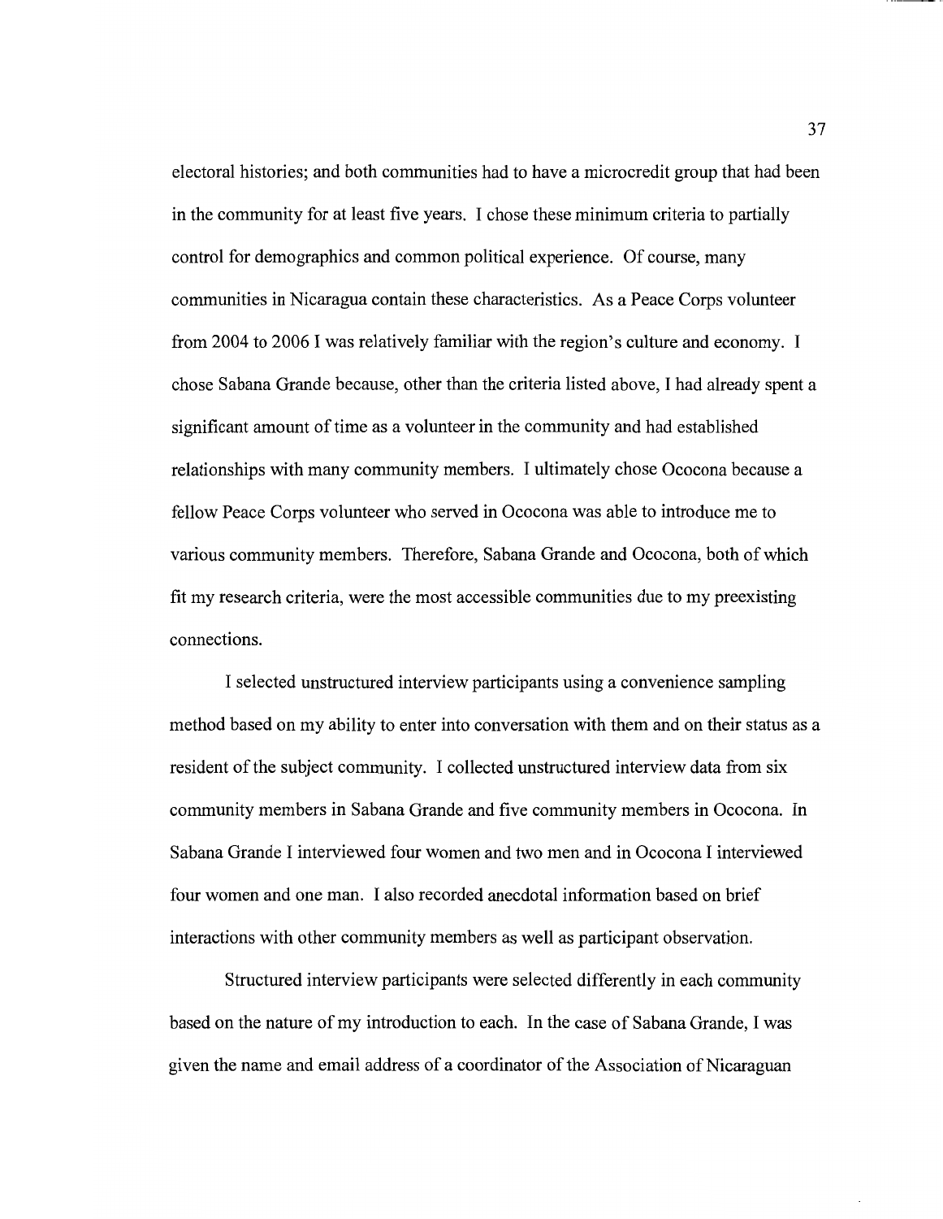electoral histories; and both communities had to have a microcredit group that had been in the community for at least five years. I chose these minimum criteria to partially control for demographics and common political experience. Of course, many communities in Nicaragua contain these characteristics. As a Peace Corps volunteer from 2004 to 2006 I was relatively familiar with the region's culture and economy. I chose Sabana Grande because, other than the criteria listed above, I had already spent a significant amount of time as a volunteer in the community and had established relationships with many community members. I ultimately chose Ococona because a fellow Peace Corps volunteer who served in Ococona was able to introduce me to various community members. Therefore, Sabana Grande and Ococona, both of which fit my research criteria, were the most accessible communities due to my preexisting connections.

I selected unstructured interview participants using a convenience sampling method based on my ability to enter into conversation with them and on their status as a resident of the subject community. I collected unstructured interview data from six community members in Sabana Grande and five community members in Ococona. In Sabana Grande I interviewed four women and two men and in Ococona I interviewed four women and one man. I also recorded anecdotal information based on brief interactions with other community members as well as participant observation.

Structured interview participants were selected differently in each community based on the nature of my introduction to each. In the case of Sabana Grande, I was given the name and email address of a coordinator of the Association of Nicaraguan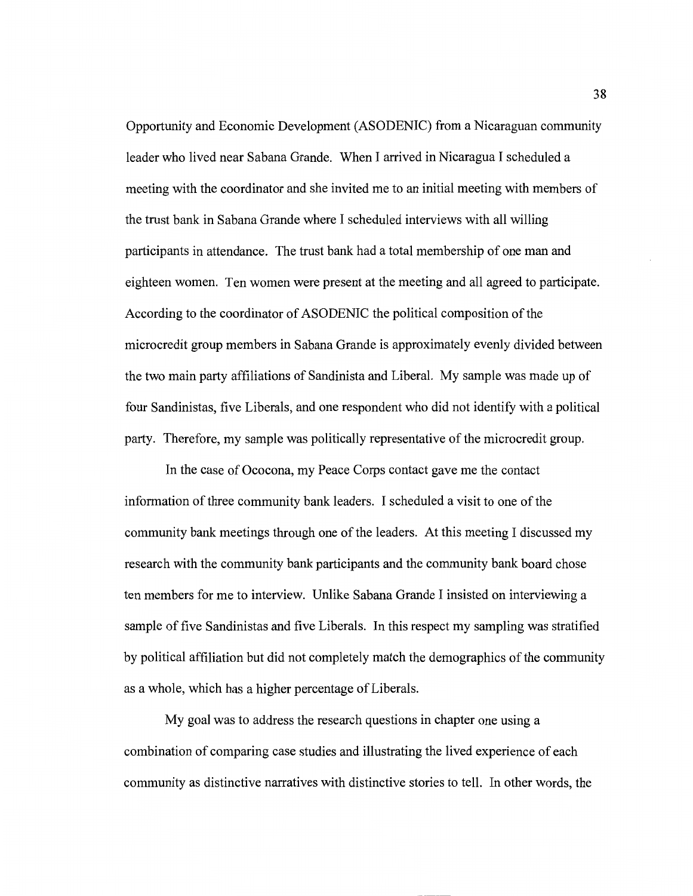Opportunity and Economic Development (ASODENIC) from a Nicaraguan community leader who lived near Sabana Grande. When I arrived in Nicaragua I scheduled a meeting with the coordinator and she invited me to an initial meeting with members of the trust bank in Sabana Grande where I scheduled interviews with all willing participants in attendance. The trust bank had a total membership of one man and eighteen women. Ten women were present at the meeting and all agreed to participate. According to the coordinator of ASODENIC the political composition of the microcredit group members in Sabana Grande is approximately evenly divided between the two main party affiliations of Sandinista and Liberal. My sample was made up of four Sandinistas, five Liberals, and one respondent who did not identify with a political party. Therefore, my sample was politically representative of the microcredit group.

In the case of Ococona, my Peace Corps contact gave me the contact information of three community bank leaders. I scheduled a visit to one of the community bank meetings through one of the leaders. At this meeting I discussed my research with the community bank participants and the community bank board chose ten members for me to interview. Unlike Sabana Grande I insisted on interviewing a sample of five Sandinistas and five Liberals. In this respect my sampling was stratified by political affiliation but did not completely match the demographics of the community as a whole, which has a higher percentage of Liberals.

My goal was to address the research questions in chapter one using a combination of comparing case studies and illustrating the lived experience of each community as distinctive narratives with distinctive stories to tell. In other words, the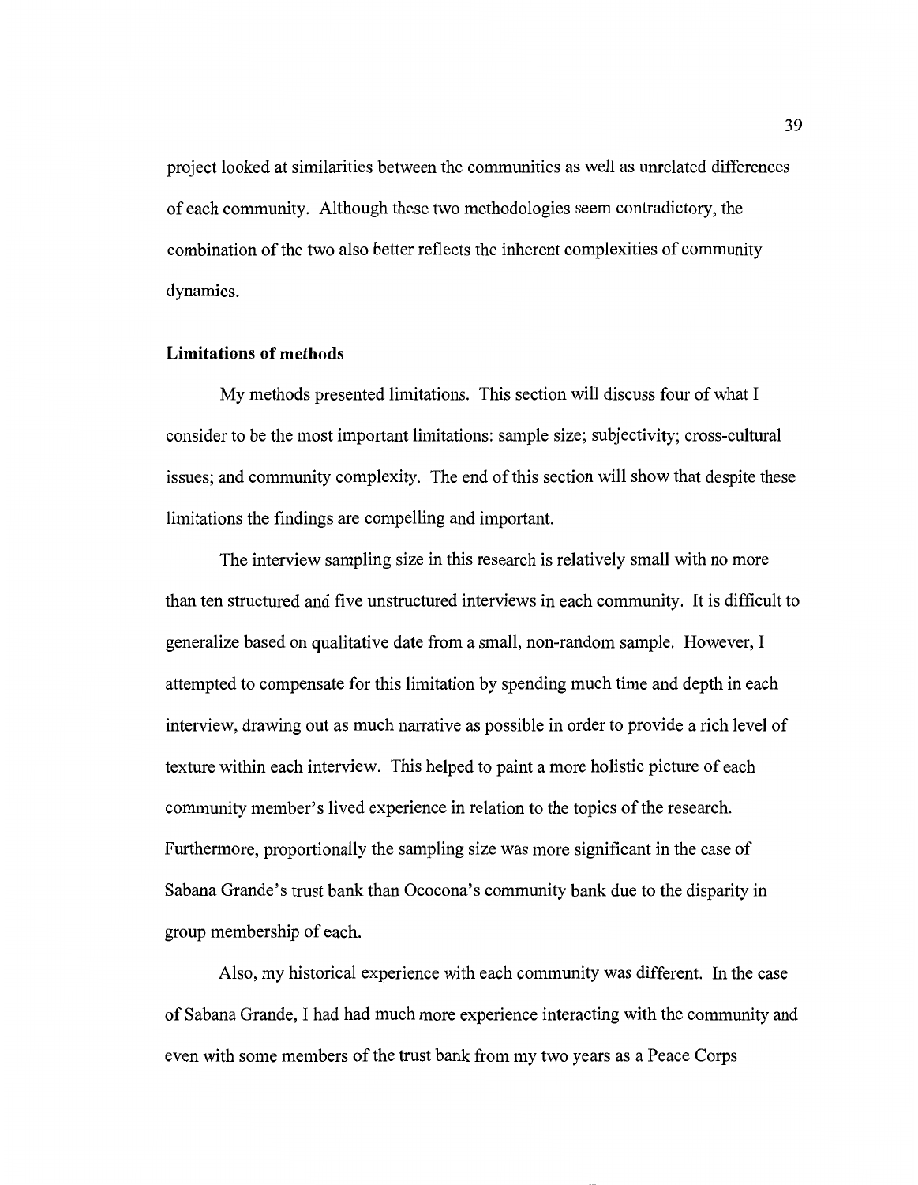project looked at similarities between the communities as well as unrelated differences of each community. Although these two methodologies seem contradictory, the combination of the two also better reflects the inherent complexities of community dynamics.

**Limitations of methods**

My methods presented limitations. This section will discuss four of what I consider to be the most important limitations: sample size; subjectivity; cross-cultural issues; and community complexity. The end of this section will show that despite these limitations the findings are compelling and important.

The interview sampling size in this research is relatively small with no more than ten structured and five unstructured interviews in each community. It is difficult to generalize based on qualitative date from a small, non-random sample. However, I attempted to compensate for this limitation by spending much time and depth in each interview, drawing out as much narrative as possible in order to provide a rich level of texture within each interview. This helped to paint a more holistic picture of each community member's lived experience in relation to the topics of the research. Furthermore, proportionally the sampling size was more significant in the case of Sabana Grande's trust bank than Ococona's community bank due to the disparity in group membership of each.

Also, my historical experience with each community was different. In the case of Sabana Grande, I had had much more experience interacting with the community and even with some members of the trust bank from my two years as a Peace Corps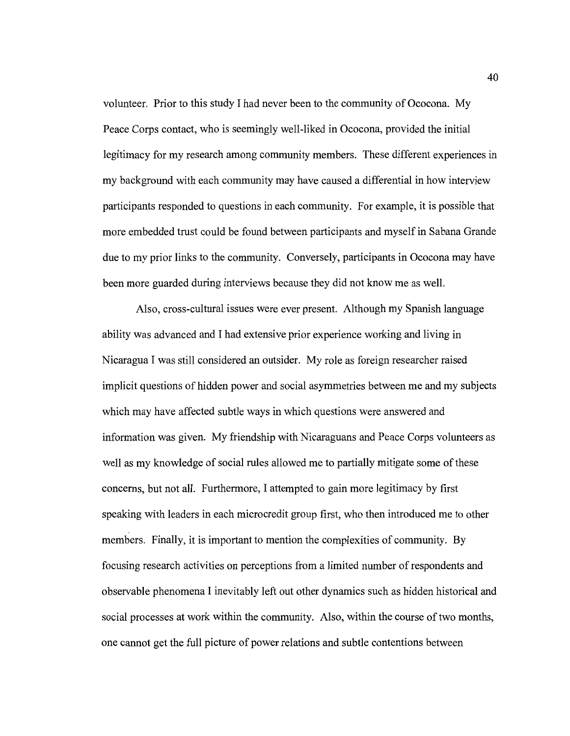volunteer. Prior to this study I had never been to the community of Ococona. My Peace Corps contact, who is seemingly well-liked in Ococona, provided the initial legitimacy for my research among community members. These different experiences in my background with each community may have caused a differential in how interview participants responded to questions in each community. For example, it is possible that more embedded trust could be found between participants and myself in Sabana Grande due to my prior links to the community. Conversely, participants in Ococona may have been more guarded during interviews because they did not know me as well.

Also, cross-cultural issues were ever present. Although my Spanish language ability was advanced and I had extensive prior experience working and living in Nicaragua I was still considered an outsider. My role as foreign researcher raised implicit questions of hidden power and social asymmetries between me and my subjects which may have affected subtle ways in which questions were answered and information was given. My friendship with Nicaraguans and Peace Corps volunteers as well as my knowledge of social rules allowed me to partially mitigate some of these concerns, but not all. Furthermore, I attempted to gain more legitimacy by first speaking with leaders in each microcredit group first, who then introduced me to other members. Finally, it is important to mention the complexities of community. By focusing research activities on perceptions from a limited number of respondents and observable phenomena I inevitably left out other dynamics such as hidden historical and social processes at work within the community. Also, within the course of two months, one cannot get the full picture of power relations and subtle contentions between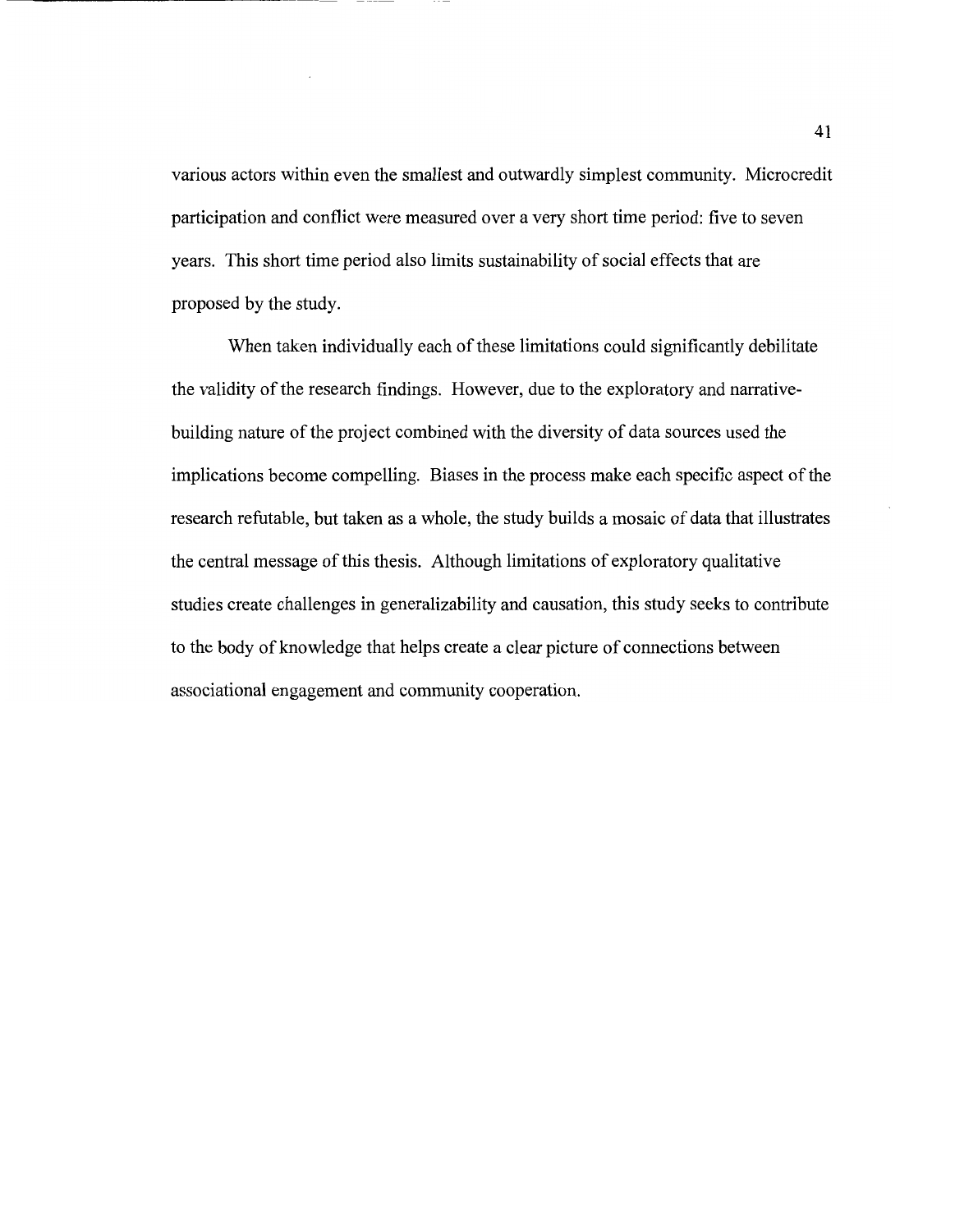various actors within even the smallest and outwardly simplest community. Microcredit participation and conflict were measured over a very short time period: five to seven years. This short time period also limits sustainability of social effects that are proposed by the study.

When taken individually each of these limitations could significantly debilitate the validity of the research findings. However, due to the exploratory and narrative-building nature of the project combined with the diversity of data sources used the implications become compelling. Biases in the process make each specific aspect of the research refutable, but taken as a whole, the study builds a mosaic of data that illustrates the central message of this thesis. Although limitations of exploratory qualitative studies create challenges in generalizability and causation, this study seeks to contribute to the body of knowledge that helps create a clear picture of connections between associational engagement and community cooperation.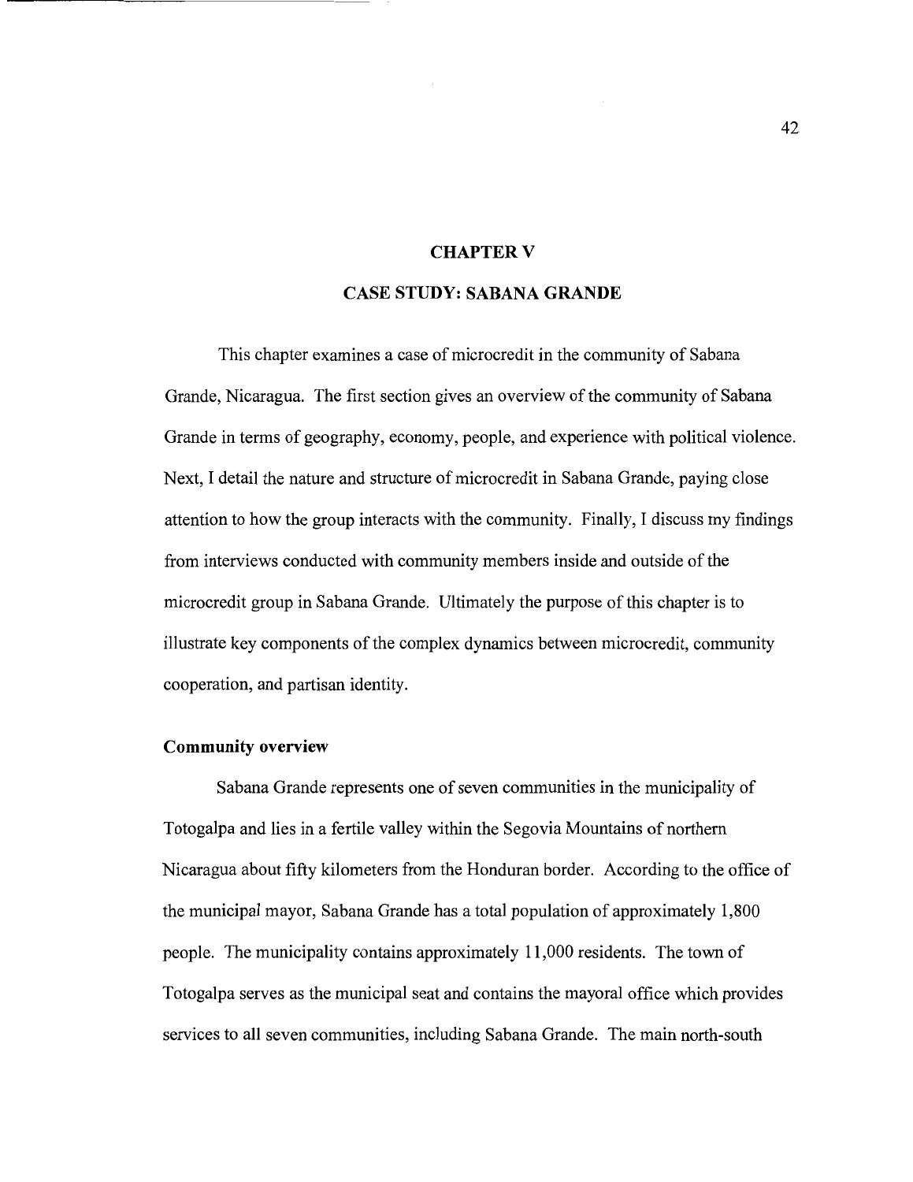# CHAPTER V

# CASE STUDY: SABANA GRANDE

This chapter examines a case of microcredit in the community of Sabana Grande, Nicaragua. The first section gives an overview of the community of Sabana Grande in terms of geography, economy, people, and experience with political violence. Next, I detail the nature and structure of microcredit in Sabana Grande, paying close attention to how the group interacts with the community. Finally, I discuss my findings from interviews conducted with community members inside and outside of the microcredit group in Sabana Grande. Ultimately the purpose of this chapter is to illustrate key components of the complex dynamics between microcredit, community cooperation, and partisan identity.

**Community overview**

Sabana Grande represents one of seven communities in the municipality of Totogalpa and lies in a fertile valley within the Segovia Mountains of northern Nicaragua about fifty kilometers from the Honduran border. According to the office of the municipal mayor, Sabana Grande has a total population of approximately 1,800 people. The municipality contains approximately 11,000 residents. The town of Totogalpa serves as the municipal seat and contains the mayoral office which provides services to all seven communities, including Sabana Grande. The main north-south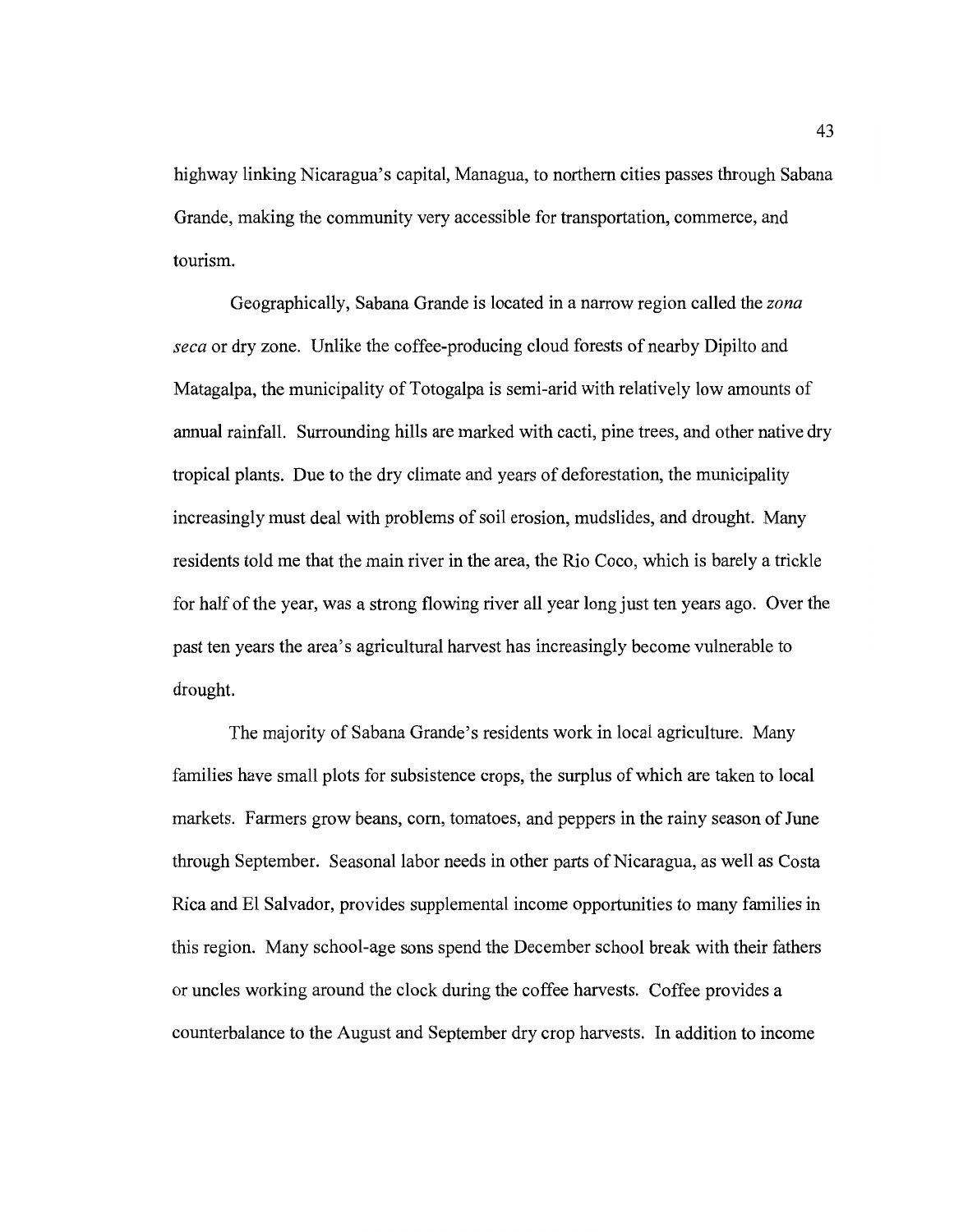highway linking Nicaragua's capital, Managua, to northern cities passes through Sabana Grande, making the community very accessible for transportation, commerce, and tourism.

Geographically, Sabana Grande is located in a narrow region called the *zona seca* or dry zone. Unlike the coffee-producing cloud forests of nearby Dipilto and Matagalpa, the municipality of Totogalpa is semi-arid with relatively low amounts of annual rainfall. Surrounding hills are marked with cacti, pine trees, and other native dry tropical plants. Due to the dry climate and years of deforestation, the municipality increasingly must deal with problems of soil erosion, mudslides, and drought. Many residents told me that the main river in the area, the Rio Coco, which is barely a trickle for half of the year, was a strong flowing river all year long just ten years ago. Over the past ten years the area's agricultural harvest has increasingly become vulnerable to drought.

The majority of Sabana Grande's residents work in local agriculture. Many families have small plots for subsistence crops, the surplus of which are taken to local markets. Farmers grow beans, corn, tomatoes, and peppers in the rainy season of June through September. Seasonal labor needs in other parts of Nicaragua, as well as Costa Rica and El Salvador, provides supplemental income opportunities to many families in this region. Many school-age sons spend the December school break with their fathers or uncles working around the clock during the coffee harvests. Coffee provides a counterbalance to the August and September dry crop harvests. In addition to income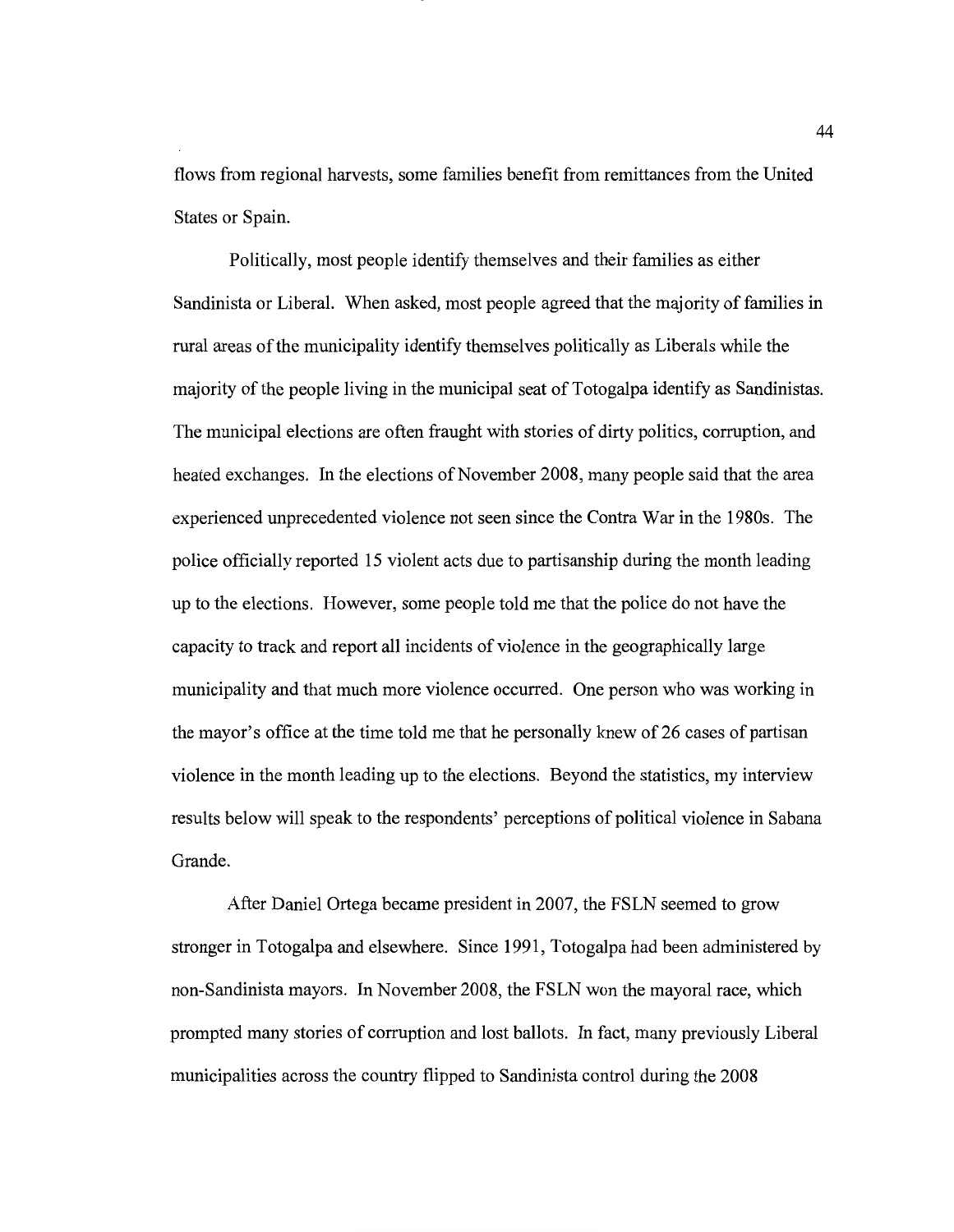flows from regional harvests, some families benefit from remittances from the United States or Spain.

Politically, most people identify themselves and their families as either Sandinista or Liberal. When asked, most people agreed that the majority of families in rural areas of the municipality identify themselves politically as Liberals while the majority of the people living in the municipal seat of Totogalpa identify as Sandinistas. The municipal elections are often fraught with stories of dirty politics, corruption, and heated exchanges. In the elections of November 2008, many people said that the area experienced unprecedented violence not seen since the Contra War in the 1980s. The police officially reported 15 violent acts due to partisanship during the month leading up to the elections. However, some people told me that the police do not have the capacity to track and report all incidents of violence in the geographically large municipality and that much more violence occurred. One person who was working in the mayor's office at the time told me that he personally knew of 26 cases of partisan violence in the month leading up to the elections. Beyond the statistics, my interview results below will speak to the respondents' perceptions of political violence in Sabana Grande.

After Daniel Ortega became president in 2007, the FSLN seemed to grow stronger in Totogalpa and elsewhere. Since 1991, Totogalpa had been administered by non-Sandinista mayors. In November 2008, the FSLN won the mayoral race, which prompted many stories of corruption and lost ballots. In fact, many previously Liberal municipalities across the country flipped to Sandinista control during the 2008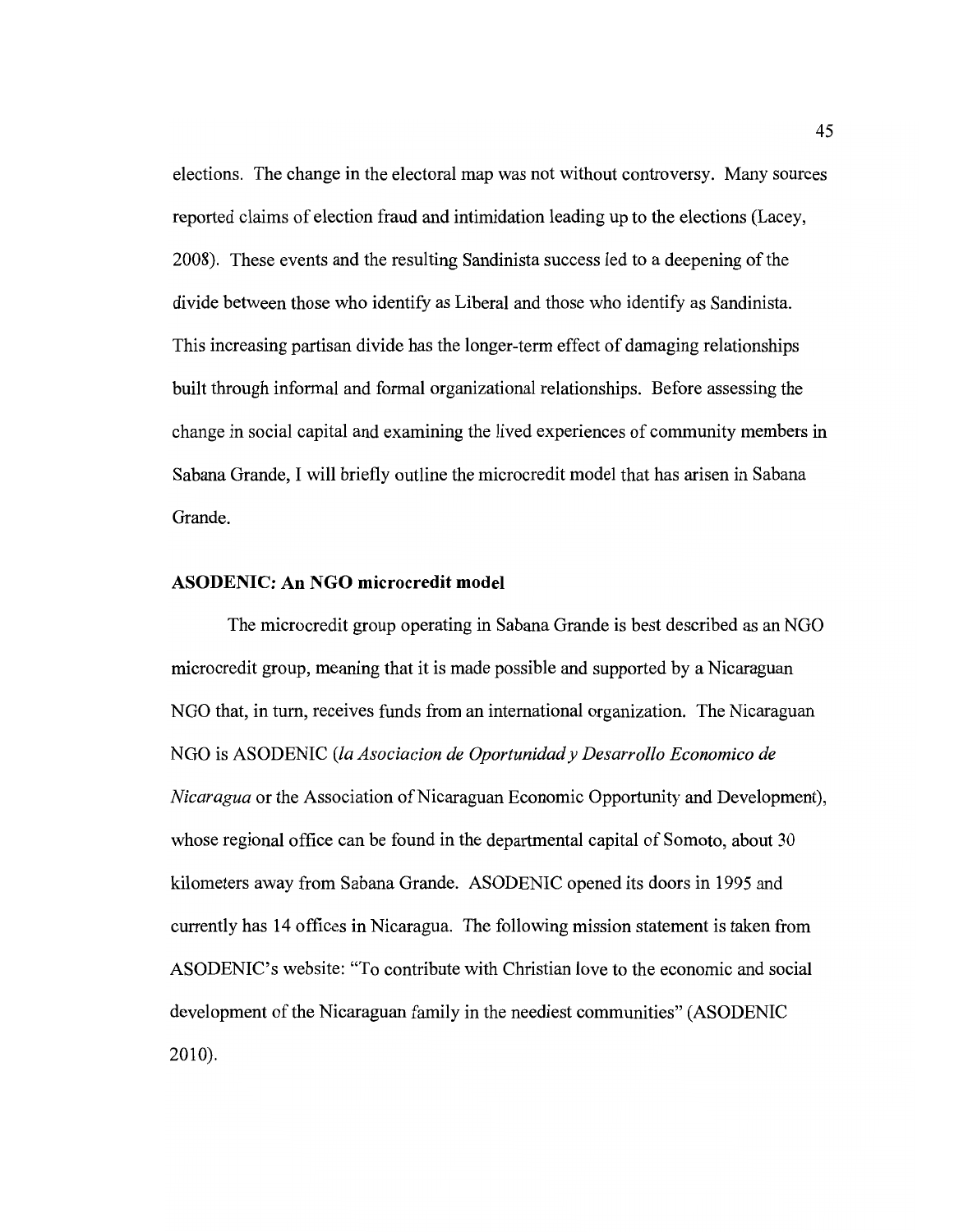elections. The change in the electoral map was not without controversy. Many sources reported claims of election fraud and intimidation leading up to the elections (Lacey, 2008). These events and the resulting Sandinista success led to a deepening of the divide between those who identify as Liberal and those who identify as Sandinista. This increasing partisan divide has the longer-term effect of damaging relationships built through informal and formal organizational relationships. Before assessing the change in social capital and examining the lived experiences of community members in Sabana Grande, I will briefly outline the microcredit model that has arisen in Sabana Grande.

### ASODENIC: An NGO microcredit model

The microcredit group operating in Sabana Grande is best described as an NGO microcredit group, meaning that it is made possible and supported by a Nicaraguan NGO that, in turn, receives funds from an international organization. The Nicaraguan NGO is ASODENIC (*la Asociacion de Oportunidad y Desarrollo Economico de Nicaragua* or the Association of Nicaraguan Economic Opportunity and Development), whose regional office can be found in the departmental capital of Somoto, about 30 kilometers away from Sabana Grande. ASODENIC opened its doors in 1995 and currently has 14 offices in Nicaragua. The following mission statement is taken from ASODENIC's website: "To contribute with Christian love to the economic and social development of the Nicaraguan family in the neediest communities" (ASODENIC 2010).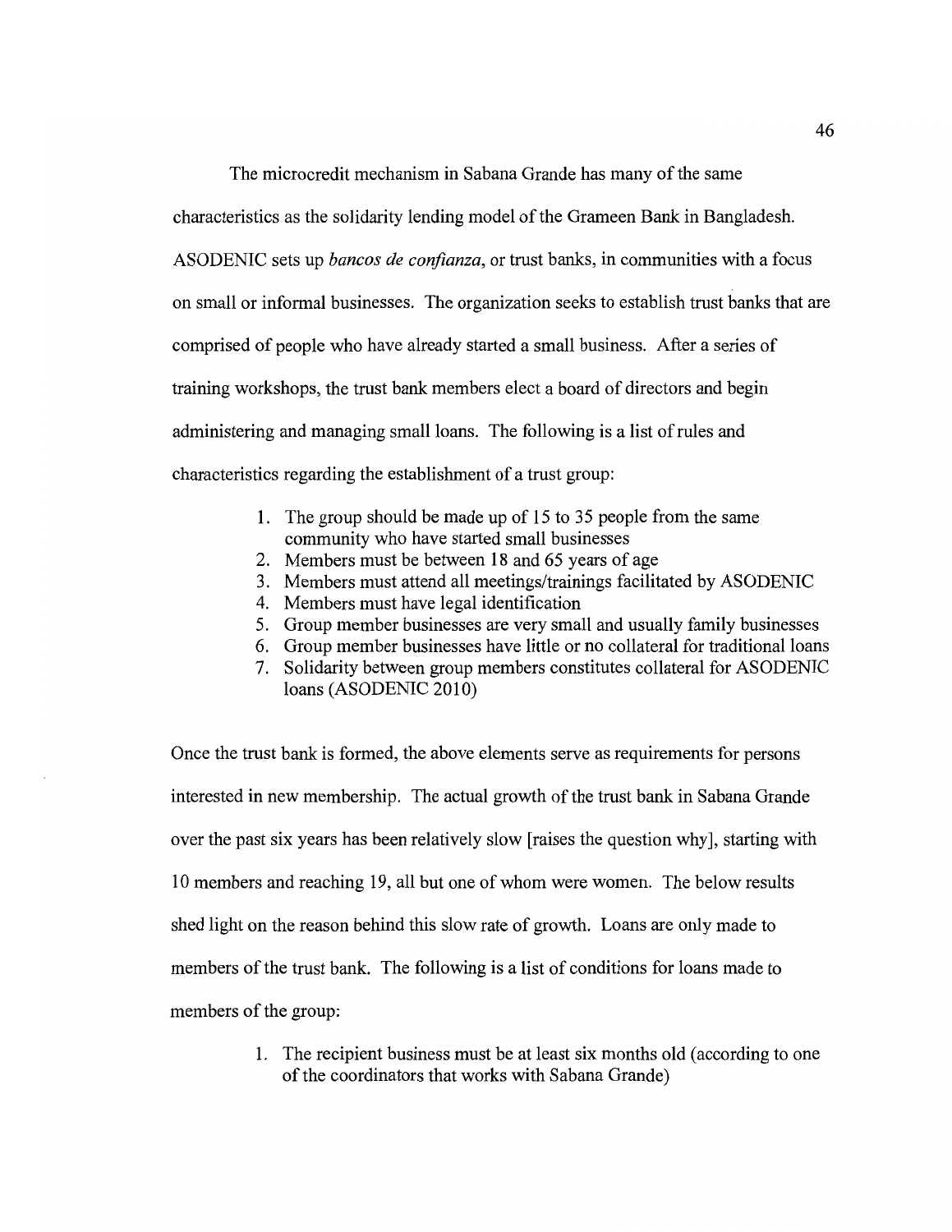The microcredit mechanism in Sabana Grande has many of the same characteristics as the solidarity lending model of the Grameen Bank in Bangladesh. ASODENIC sets up *bancos de confianza*, or trust banks, in communities with a focus on small or informal businesses. The organization seeks to establish trust banks that are comprised of people who have already started a small business. After a series of training workshops, the trust bank members elect a board of directors and begin administering and managing small loans. The following is a list of rules and characteristics regarding the establishment of a trust group:

1. The group should be made up of 15 to 35 people from the same community who have started small businesses
2. Members must be between 18 and 65 years of age
3. Members must attend all meetings/trainings facilitated by ASODENIC
4. Members must have legal identification
5. Group member businesses are very small and usually family businesses
6. Group member businesses have little or no collateral for traditional loans
7. Solidarity between group members constitutes collateral for ASODENIC loans (ASODENIC 2010)

Once the trust bank is formed, the above elements serve as requirements for persons interested in new membership. The actual growth of the trust bank in Sabana Grande over the past six years has been relatively slow [raises the question why], starting with 10 members and reaching 19, all but one of whom were women. The below results shed light on the reason behind this slow rate of growth. Loans are only made to members of the trust bank. The following is a list of conditions for loans made to members of the group:

1. The recipient business must be at least six months old (according to one of the coordinators that works with Sabana Grande)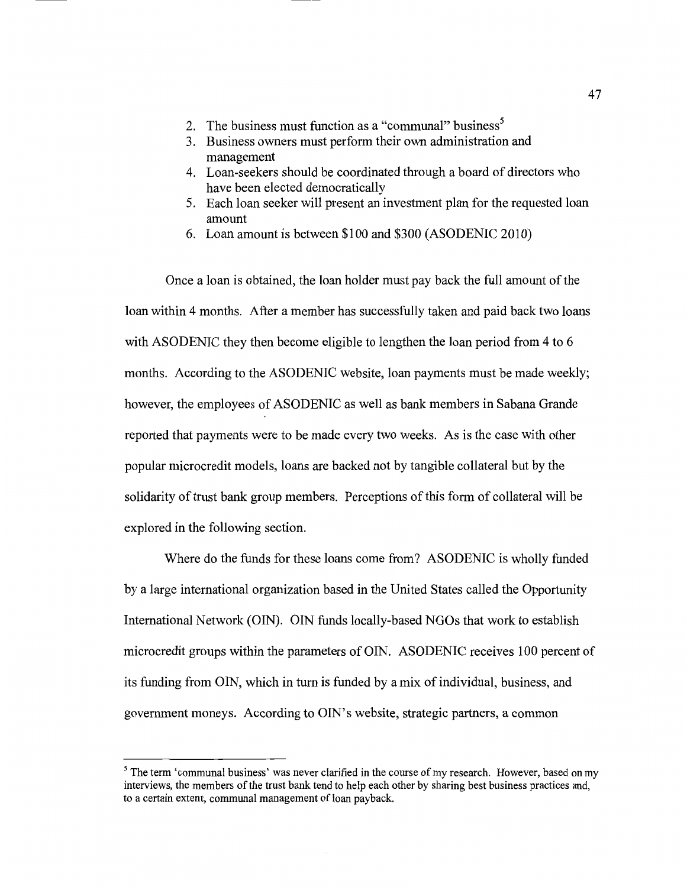2. The business must function as a "communal" business[5]
3. Business owners must perform their own administration and management
4. Loan-seekers should be coordinated through a board of directors who have been elected democratically
5. Each loan seeker will present an investment plan for the requested loan amount
6. Loan amount is between $100 and $300 (ASODENIC 2010)

Once a loan is obtained, the loan holder must pay back the full amount of the loan within 4 months. After a member has successfully taken and paid back two loans with ASODENIC they then become eligible to lengthen the loan period from 4 to 6 months. According to the ASODENIC website, loan payments must be made weekly; however, the employees of ASODENIC as well as bank members in Sabana Grande reported that payments were to be made every two weeks. As is the case with other popular microcredit models, loans are backed not by tangible collateral but by the solidarity of trust bank group members. Perceptions of this form of collateral will be explored in the following section.

Where do the funds for these loans come from? ASODENIC is wholly funded by a large international organization based in the United States called the Opportunity International Network (OIN). OIN funds locally-based NGOs that work to establish microcredit groups within the parameters of OIN. ASODENIC receives 100 percent of its funding from OIN, which in turn is funded by a mix of individual, business, and government moneys. According to OIN's website, strategic partners, a common

[5] The term 'communal business' was never clarified in the course of my research. However, based on my interviews, the members of the trust bank tend to help each other by sharing best business practices and, to a certain extent, communal management of loan payback.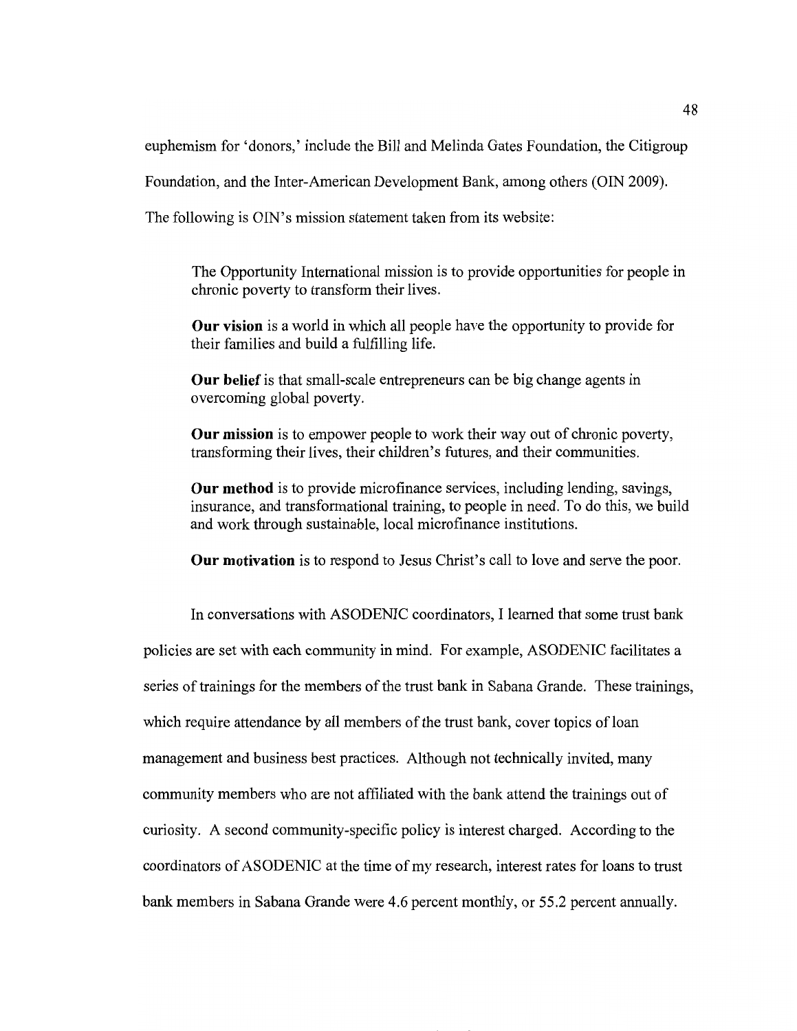euphemism for 'donors,' include the Bill and Melinda Gates Foundation, the Citigroup Foundation, and the Inter-American Development Bank, among others (OIN 2009). The following is OIN's mission statement taken from its website:

> The Opportunity International mission is to provide opportunities for people in chronic poverty to transform their lives.
>
> **Our vision** is a world in which all people have the opportunity to provide for their families and build a fulfilling life.
>
> **Our belief** is that small-scale entrepreneurs can be big change agents in overcoming global poverty.
>
> **Our mission** is to empower people to work their way out of chronic poverty, transforming their lives, their children's futures, and their communities.
>
> **Our method** is to provide microfinance services, including lending, savings, insurance, and transformational training, to people in need. To do this, we build and work through sustainable, local microfinance institutions.
>
> **Our motivation** is to respond to Jesus Christ's call to love and serve the poor.

In conversations with ASODENIC coordinators, I learned that some trust bank policies are set with each community in mind. For example, ASODENIC facilitates a series of trainings for the members of the trust bank in Sabana Grande. These trainings, which require attendance by all members of the trust bank, cover topics of loan management and business best practices. Although not technically invited, many community members who are not affiliated with the bank attend the trainings out of curiosity. A second community-specific policy is interest charged. According to the coordinators of ASODENIC at the time of my research, interest rates for loans to trust bank members in Sabana Grande were 4.6 percent monthly, or 55.2 percent annually.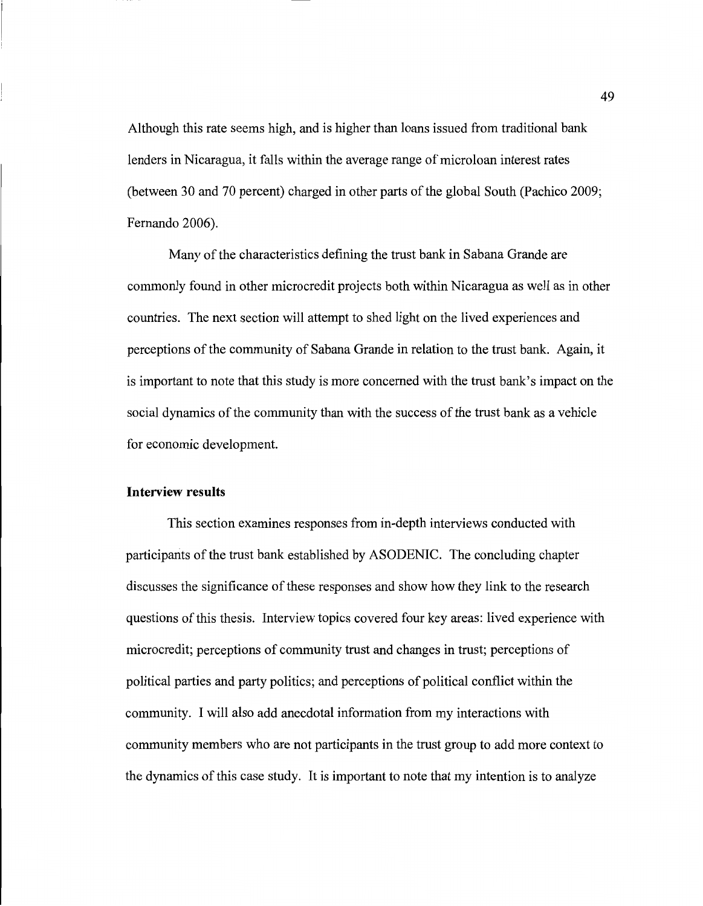Although this rate seems high, and is higher than loans issued from traditional bank lenders in Nicaragua, it falls within the average range of microloan interest rates (between 30 and 70 percent) charged in other parts of the global South (Pachico 2009; Fernando 2006).

Many of the characteristics defining the trust bank in Sabana Grande are commonly found in other microcredit projects both within Nicaragua as well as in other countries. The next section will attempt to shed light on the lived experiences and perceptions of the community of Sabana Grande in relation to the trust bank. Again, it is important to note that this study is more concerned with the trust bank's impact on the social dynamics of the community than with the success of the trust bank as a vehicle for economic development.

### Interview results

This section examines responses from in-depth interviews conducted with participants of the trust bank established by ASODENIC. The concluding chapter discusses the significance of these responses and show how they link to the research questions of this thesis. Interview topics covered four key areas: lived experience with microcredit; perceptions of community trust and changes in trust; perceptions of political parties and party politics; and perceptions of political conflict within the community. I will also add anecdotal information from my interactions with community members who are not participants in the trust group to add more context to the dynamics of this case study. It is important to note that my intention is to analyze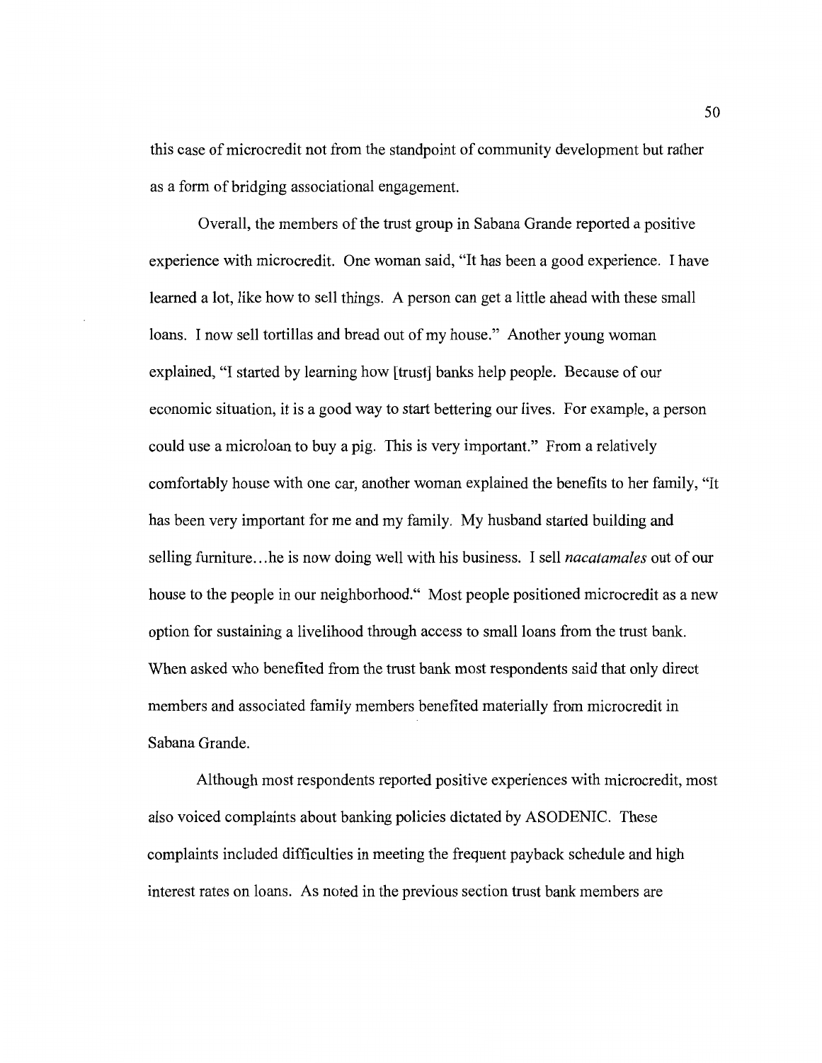this case of microcredit not from the standpoint of community development but rather as a form of bridging associational engagement.

Overall, the members of the trust group in Sabana Grande reported a positive experience with microcredit. One woman said, "It has been a good experience. I have learned a lot, like how to sell things. A person can get a little ahead with these small loans. I now sell tortillas and bread out of my house." Another young woman explained, "I started by learning how [trust] banks help people. Because of our economic situation, it is a good way to start bettering our lives. For example, a person could use a microloan to buy a pig. This is very important." From a relatively comfortably house with one car, another woman explained the benefits to her family, "It has been very important for me and my family. My husband started building and selling furniture...he is now doing well with his business. I sell *nacatamales* out of our house to the people in our neighborhood." Most people positioned microcredit as a new option for sustaining a livelihood through access to small loans from the trust bank. When asked who benefited from the trust bank most respondents said that only direct members and associated family members benefited materially from microcredit in Sabana Grande.

Although most respondents reported positive experiences with microcredit, most also voiced complaints about banking policies dictated by ASODENIC. These complaints included difficulties in meeting the frequent payback schedule and high interest rates on loans. As noted in the previous section trust bank members are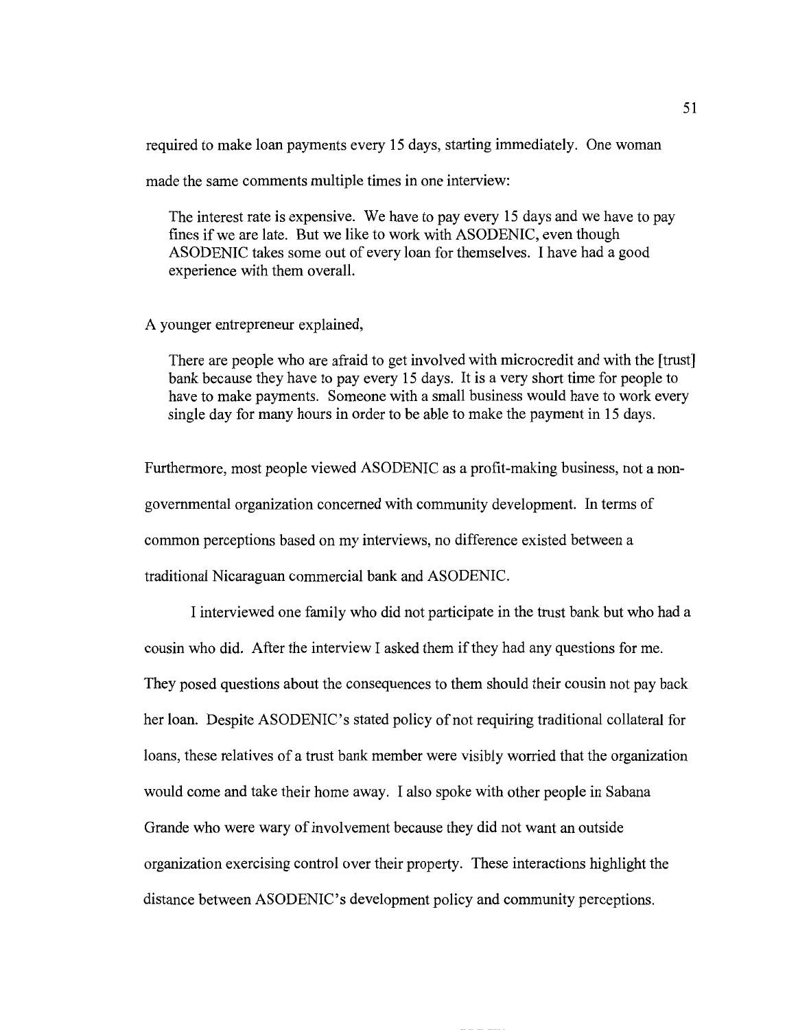required to make loan payments every 15 days, starting immediately. One woman made the same comments multiple times in one interview:

> The interest rate is expensive. We have to pay every 15 days and we have to pay fines if we are late. But we like to work with ASODENIC, even though ASODENIC takes some out of every loan for themselves. I have had a good experience with them overall.

A younger entrepreneur explained,

> There are people who are afraid to get involved with microcredit and with the [trust] bank because they have to pay every 15 days. It is a very short time for people to have to make payments. Someone with a small business would have to work every single day for many hours in order to be able to make the payment in 15 days.

Furthermore, most people viewed ASODENIC as a profit-making business, not a non-governmental organization concerned with community development. In terms of common perceptions based on my interviews, no difference existed between a traditional Nicaraguan commercial bank and ASODENIC.

I interviewed one family who did not participate in the trust bank but who had a cousin who did. After the interview I asked them if they had any questions for me. They posed questions about the consequences to them should their cousin not pay back her loan. Despite ASODENIC's stated policy of not requiring traditional collateral for loans, these relatives of a trust bank member were visibly worried that the organization would come and take their home away. I also spoke with other people in Sabana Grande who were wary of involvement because they did not want an outside organization exercising control over their property. These interactions highlight the distance between ASODENIC's development policy and community perceptions.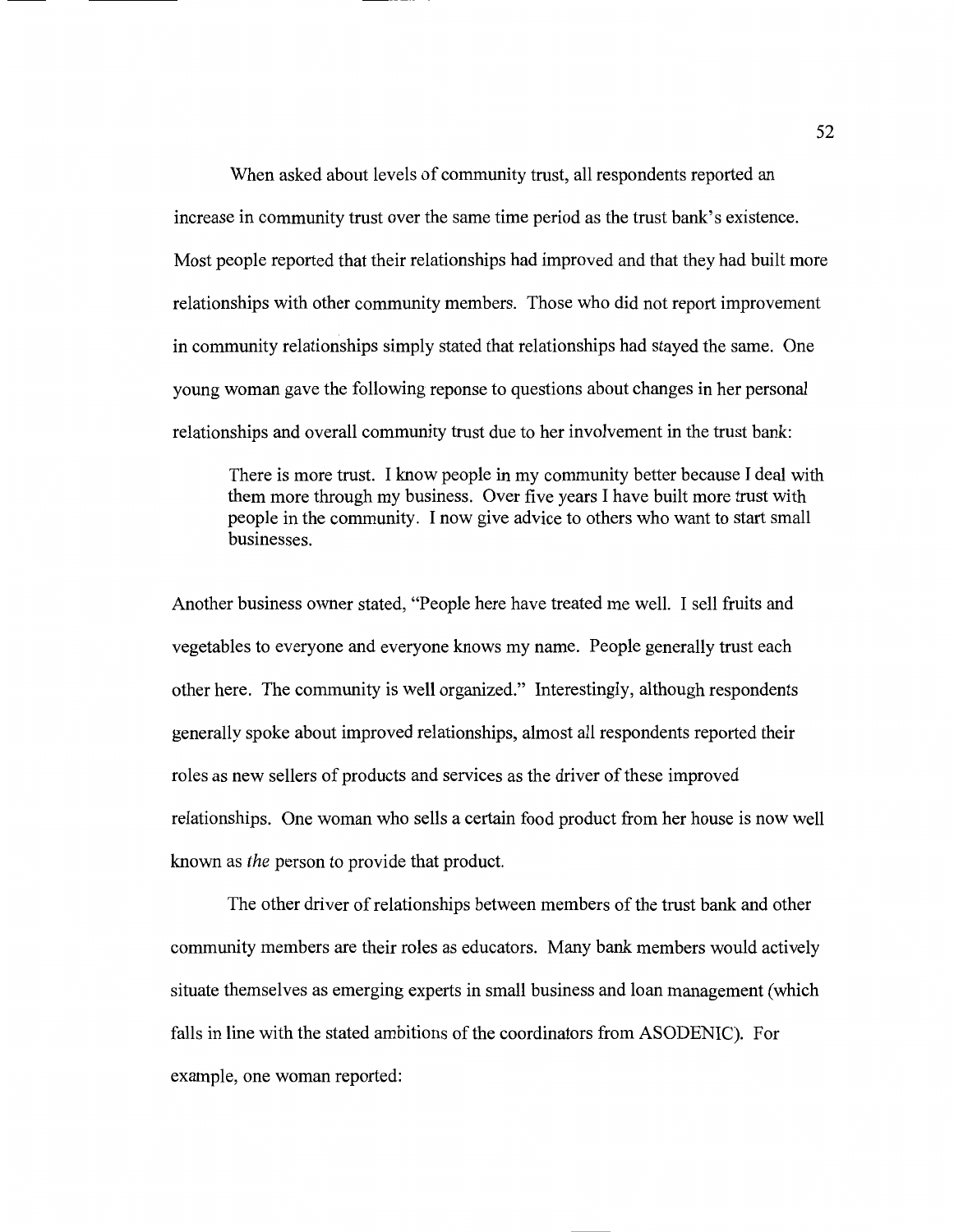When asked about levels of community trust, all respondents reported an increase in community trust over the same time period as the trust bank's existence. Most people reported that their relationships had improved and that they had built more relationships with other community members. Those who did not report improvement in community relationships simply stated that relationships had stayed the same. One young woman gave the following reponse to questions about changes in her personal relationships and overall community trust due to her involvement in the trust bank:

> There is more trust. I know people in my community better because I deal with them more through my business. Over five years I have built more trust with people in the community. I now give advice to others who want to start small businesses.

Another business owner stated, "People here have treated me well. I sell fruits and vegetables to everyone and everyone knows my name. People generally trust each other here. The community is well organized." Interestingly, although respondents generally spoke about improved relationships, almost all respondents reported their roles as new sellers of products and services as the driver of these improved relationships. One woman who sells a certain food product from her house is now well known as *the* person to provide that product.

The other driver of relationships between members of the trust bank and other community members are their roles as educators. Many bank members would actively situate themselves as emerging experts in small business and loan management (which falls in line with the stated ambitions of the coordinators from ASODENIC). For example, one woman reported: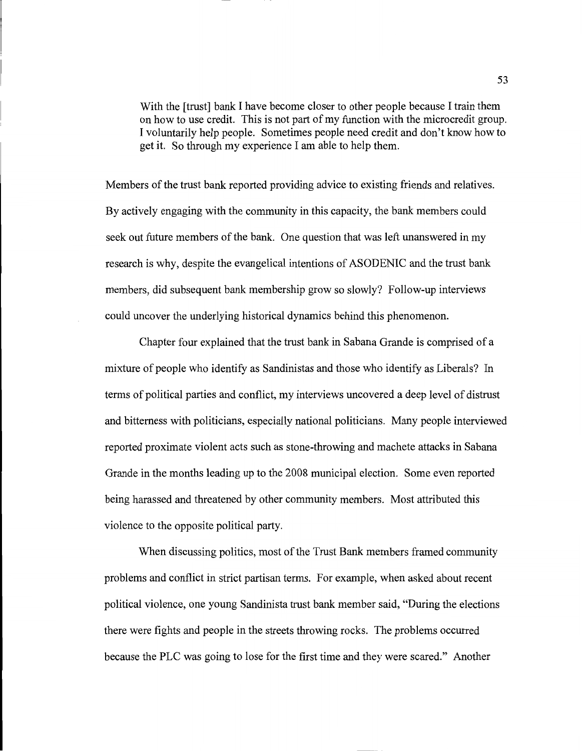> With the [trust] bank I have become closer to other people because I train them on how to use credit. This is not part of my function with the microcredit group. I voluntarily help people. Sometimes people need credit and don't know how to get it. So through my experience I am able to help them.

Members of the trust bank reported providing advice to existing friends and relatives. By actively engaging with the community in this capacity, the bank members could seek out future members of the bank. One question that was left unanswered in my research is why, despite the evangelical intentions of ASODENIC and the trust bank members, did subsequent bank membership grow so slowly? Follow-up interviews could uncover the underlying historical dynamics behind this phenomenon.

Chapter four explained that the trust bank in Sabana Grande is comprised of a mixture of people who identify as Sandinistas and those who identify as Liberals? In terms of political parties and conflict, my interviews uncovered a deep level of distrust and bitterness with politicians, especially national politicians. Many people interviewed reported proximate violent acts such as stone-throwing and machete attacks in Sabana Grande in the months leading up to the 2008 municipal election. Some even reported being harassed and threatened by other community members. Most attributed this violence to the opposite political party.

When discussing politics, most of the Trust Bank members framed community problems and conflict in strict partisan terms. For example, when asked about recent political violence, one young Sandinista trust bank member said, "During the elections there were fights and people in the streets throwing rocks. The problems occurred because the PLC was going to lose for the first time and they were scared." Another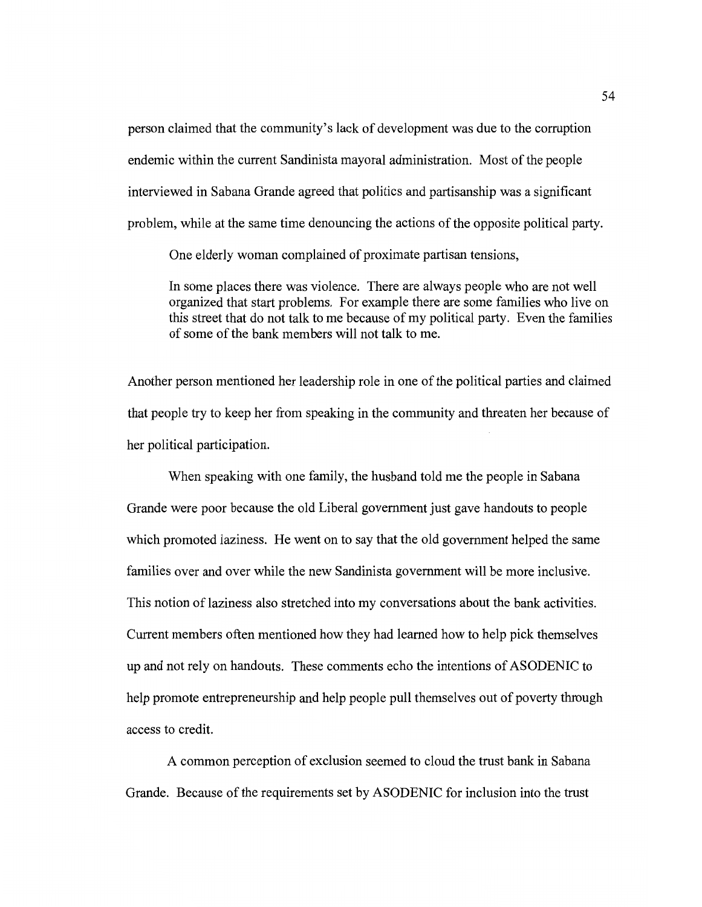person claimed that the community's lack of development was due to the corruption endemic within the current Sandinista mayoral administration. Most of the people interviewed in Sabana Grande agreed that politics and partisanship was a significant problem, while at the same time denouncing the actions of the opposite political party.

One elderly woman complained of proximate partisan tensions,

> In some places there was violence. There are always people who are not well organized that start problems. For example there are some families who live on this street that do not talk to me because of my political party. Even the families of some of the bank members will not talk to me.

Another person mentioned her leadership role in one of the political parties and claimed that people try to keep her from speaking in the community and threaten her because of her political participation.

When speaking with one family, the husband told me the people in Sabana Grande were poor because the old Liberal government just gave handouts to people which promoted laziness. He went on to say that the old government helped the same families over and over while the new Sandinista government will be more inclusive. This notion of laziness also stretched into my conversations about the bank activities. Current members often mentioned how they had learned how to help pick themselves up and not rely on handouts. These comments echo the intentions of ASODENIC to help promote entrepreneurship and help people pull themselves out of poverty through access to credit.

A common perception of exclusion seemed to cloud the trust bank in Sabana Grande. Because of the requirements set by ASODENIC for inclusion into the trust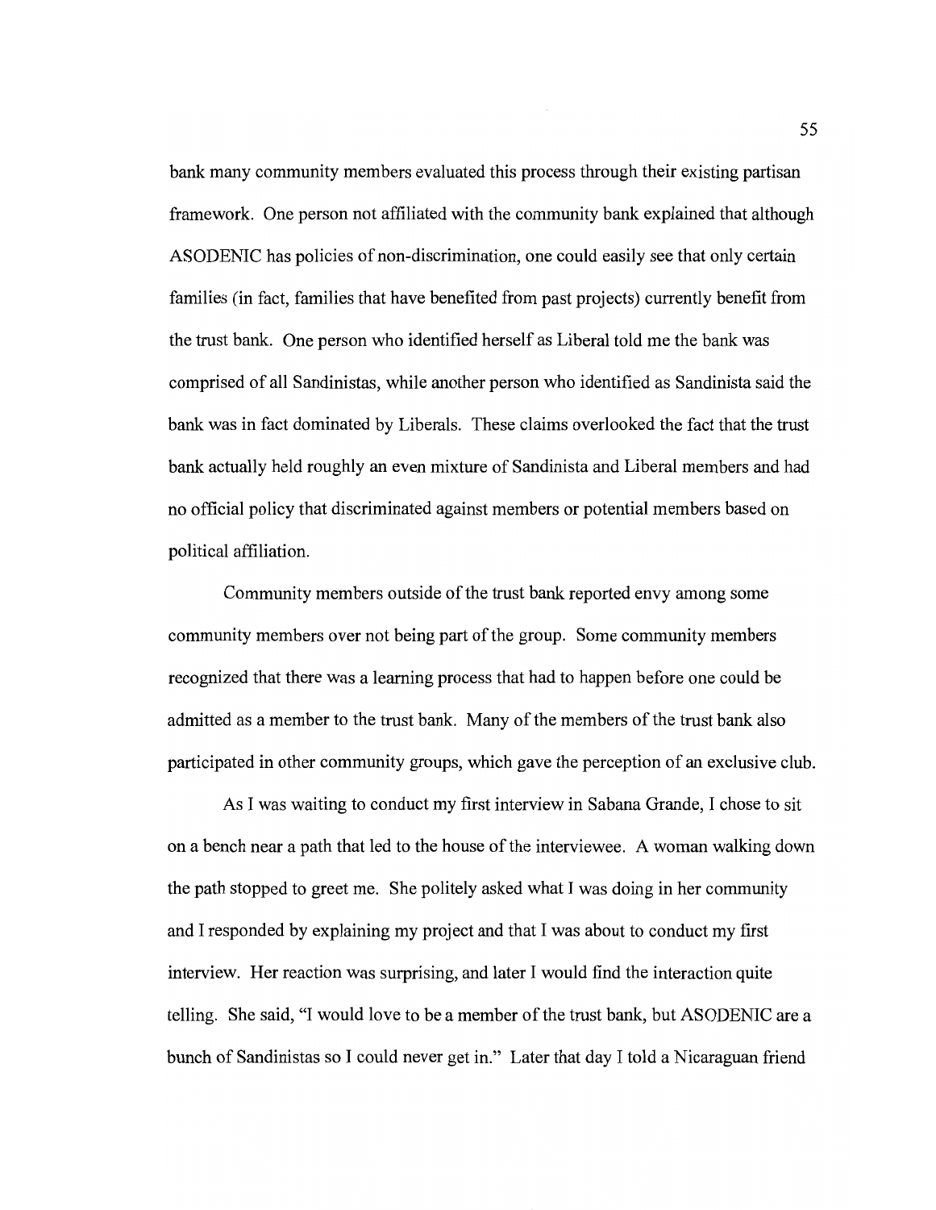bank many community members evaluated this process through their existing partisan framework. One person not affiliated with the community bank explained that although ASODENIC has policies of non-discrimination, one could easily see that only certain families (in fact, families that have benefited from past projects) currently benefit from the trust bank. One person who identified herself as Liberal told me the bank was comprised of all Sandinistas, while another person who identified as Sandinista said the bank was in fact dominated by Liberals. These claims overlooked the fact that the trust bank actually held roughly an even mixture of Sandinista and Liberal members and had no official policy that discriminated against members or potential members based on political affiliation.

Community members outside of the trust bank reported envy among some community members over not being part of the group. Some community members recognized that there was a learning process that had to happen before one could be admitted as a member to the trust bank. Many of the members of the trust bank also participated in other community groups, which gave the perception of an exclusive club.

As I was waiting to conduct my first interview in Sabana Grande, I chose to sit on a bench near a path that led to the house of the interviewee. A woman walking down the path stopped to greet me. She politely asked what I was doing in her community and I responded by explaining my project and that I was about to conduct my first interview. Her reaction was surprising, and later I would find the interaction quite telling. She said, "I would love to be a member of the trust bank, but ASODENIC are a bunch of Sandinistas so I could never get in." Later that day I told a Nicaraguan friend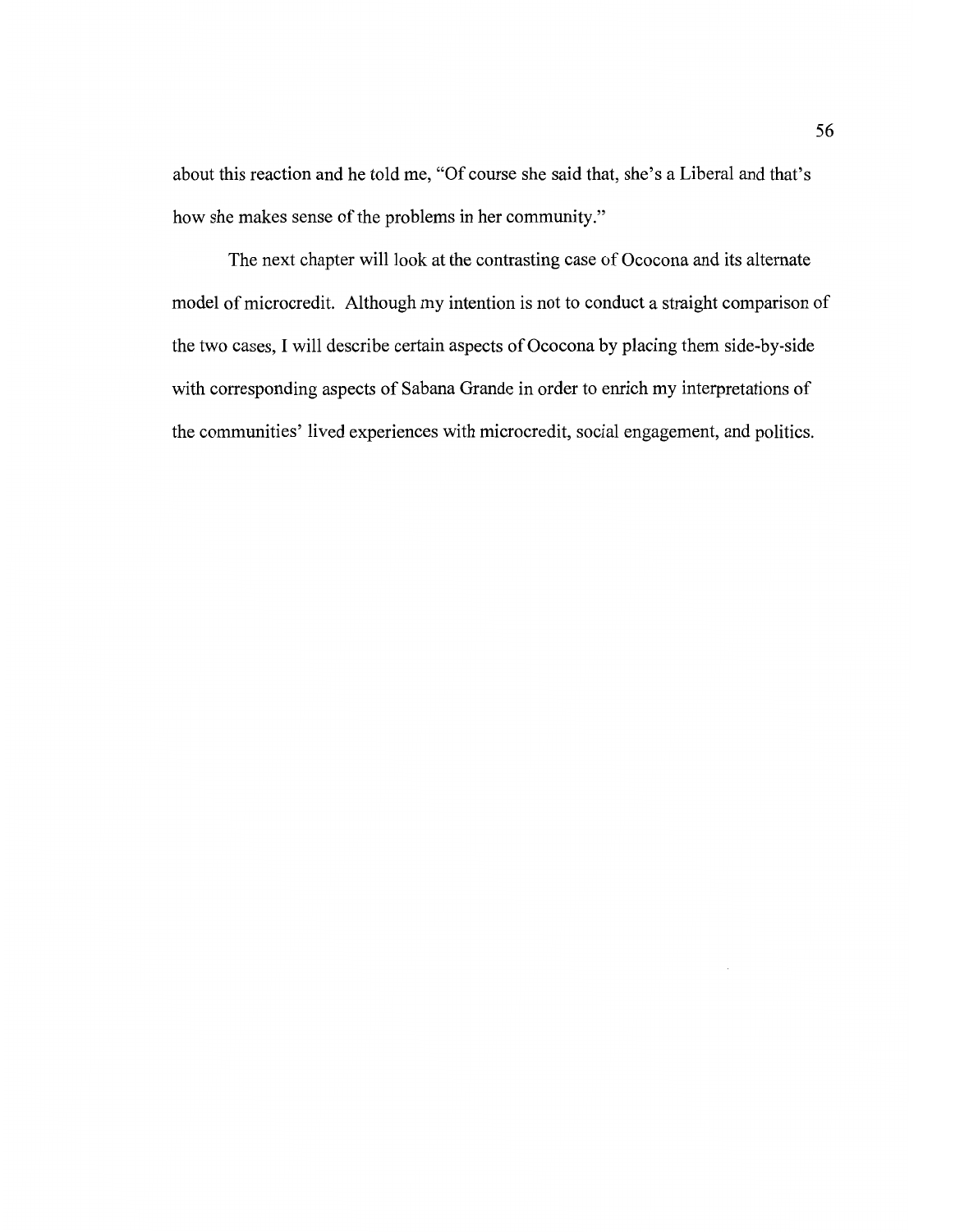about this reaction and he told me, "Of course she said that, she's a Liberal and that's how she makes sense of the problems in her community."

The next chapter will look at the contrasting case of Ococona and its alternate model of microcredit. Although my intention is not to conduct a straight comparison of the two cases, I will describe certain aspects of Ococona by placing them side-by-side with corresponding aspects of Sabana Grande in order to enrich my interpretations of the communities' lived experiences with microcredit, social engagement, and politics.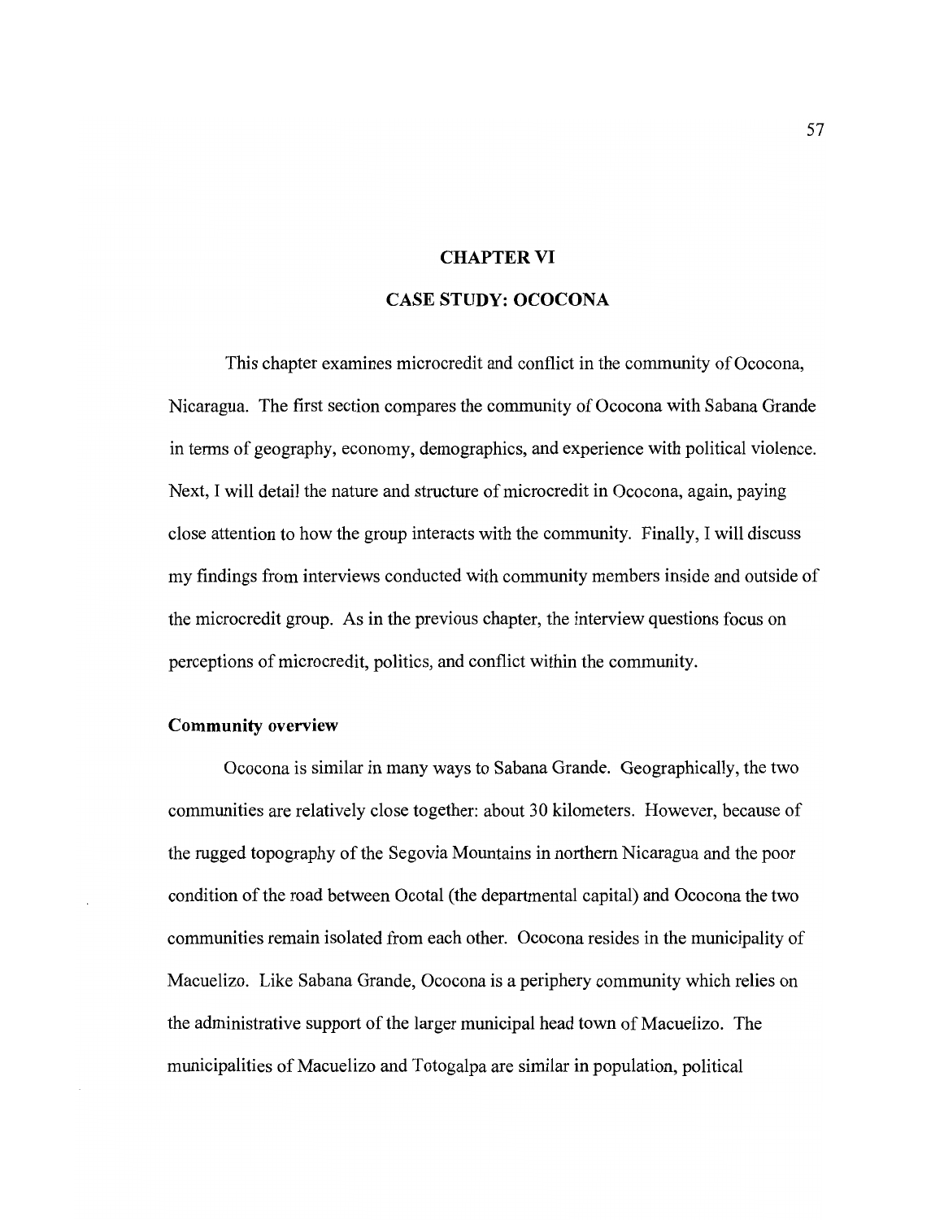# CHAPTER VI

# CASE STUDY: OCOCONA

This chapter examines microcredit and conflict in the community of Ococona, Nicaragua. The first section compares the community of Ococona with Sabana Grande in terms of geography, economy, demographics, and experience with political violence. Next, I will detail the nature and structure of microcredit in Ococona, again, paying close attention to how the group interacts with the community. Finally, I will discuss my findings from interviews conducted with community members inside and outside of the microcredit group. As in the previous chapter, the interview questions focus on perceptions of microcredit, politics, and conflict within the community.

## Community overview

Ococona is similar in many ways to Sabana Grande. Geographically, the two communities are relatively close together: about 30 kilometers. However, because of the rugged topography of the Segovia Mountains in northern Nicaragua and the poor condition of the road between Ocotal (the departmental capital) and Ococona the two communities remain isolated from each other. Ococona resides in the municipality of Macuelizo. Like Sabana Grande, Ococona is a periphery community which relies on the administrative support of the larger municipal head town of Macuelizo. The municipalities of Macuelizo and Totogalpa are similar in population, political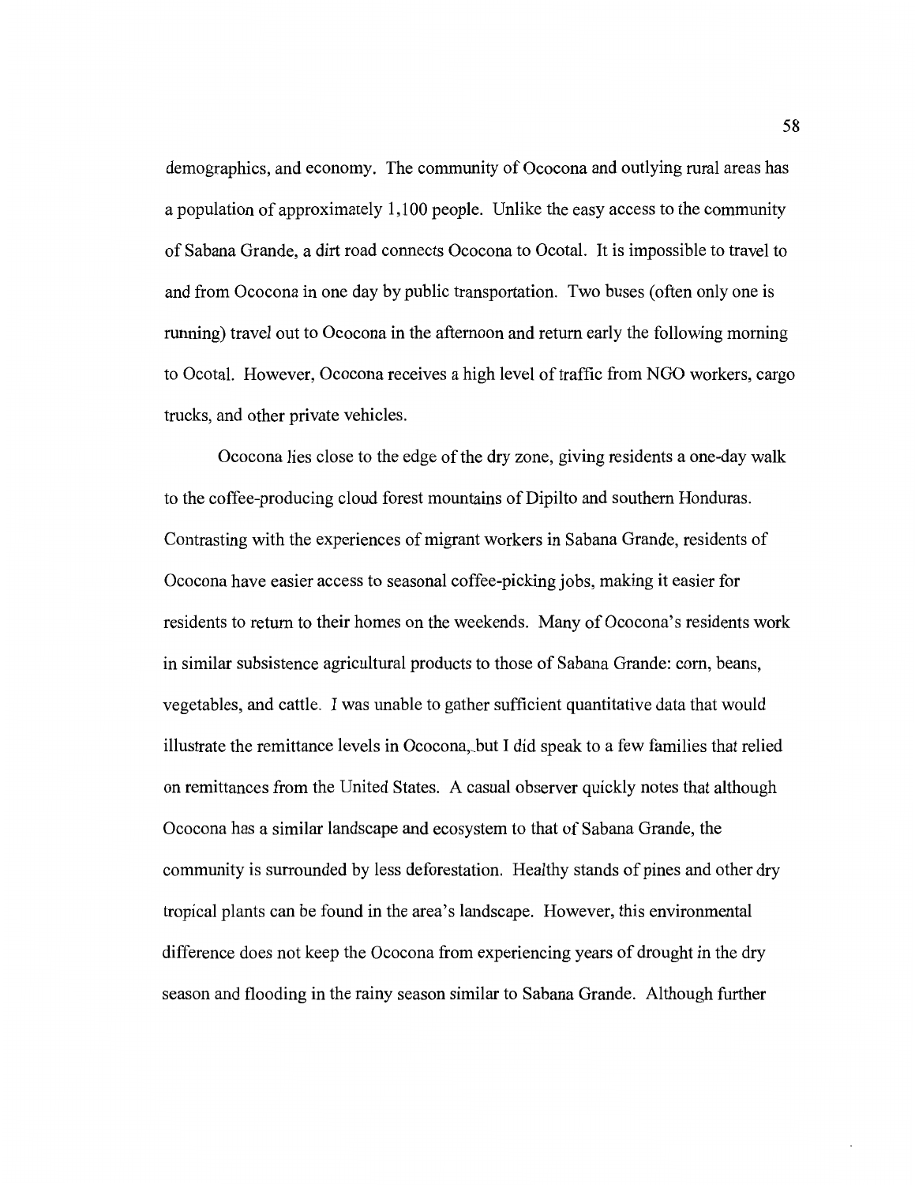demographics, and economy. The community of Ococona and outlying rural areas has a population of approximately 1,100 people. Unlike the easy access to the community of Sabana Grande, a dirt road connects Ococona to Ocotal. It is impossible to travel to and from Ococona in one day by public transportation. Two buses (often only one is running) travel out to Ococona in the afternoon and return early the following morning to Ocotal. However, Ococona receives a high level of traffic from NGO workers, cargo trucks, and other private vehicles.

Ococona lies close to the edge of the dry zone, giving residents a one-day walk to the coffee-producing cloud forest mountains of Dipilto and southern Honduras. Contrasting with the experiences of migrant workers in Sabana Grande, residents of Ococona have easier access to seasonal coffee-picking jobs, making it easier for residents to return to their homes on the weekends. Many of Ococona's residents work in similar subsistence agricultural products to those of Sabana Grande: corn, beans, vegetables, and cattle. I was unable to gather sufficient quantitative data that would illustrate the remittance levels in Ococona, but I did speak to a few families that relied on remittances from the United States. A casual observer quickly notes that although Ococona has a similar landscape and ecosystem to that of Sabana Grande, the community is surrounded by less deforestation. Healthy stands of pines and other dry tropical plants can be found in the area's landscape. However, this environmental difference does not keep the Ococona from experiencing years of drought in the dry season and flooding in the rainy season similar to Sabana Grande. Although further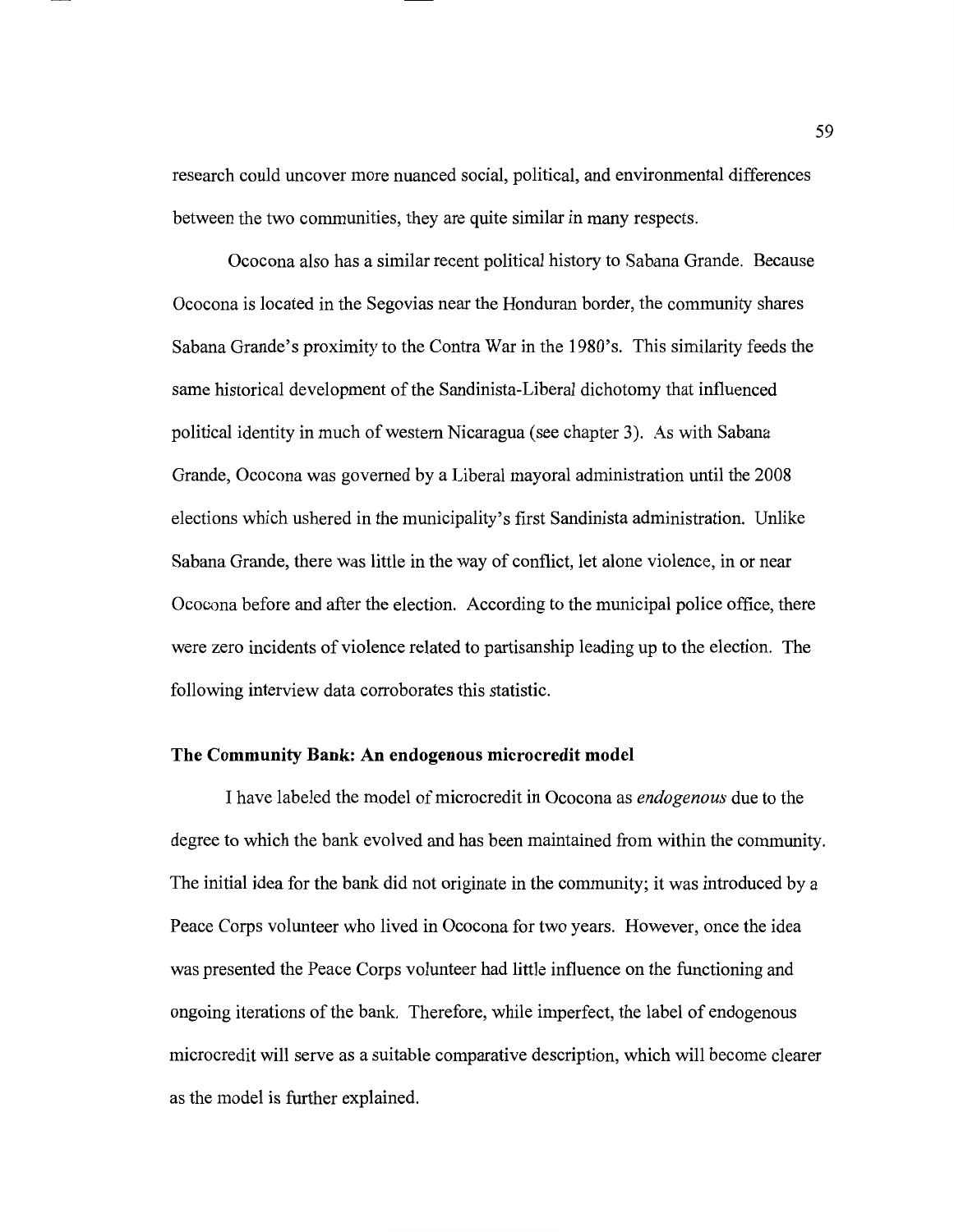research could uncover more nuanced social, political, and environmental differences between the two communities, they are quite similar in many respects.

Ococona also has a similar recent political history to Sabana Grande. Because Ococona is located in the Segovias near the Honduran border, the community shares Sabana Grande's proximity to the Contra War in the 1980's. This similarity feeds the same historical development of the Sandinista-Liberal dichotomy that influenced political identity in much of western Nicaragua (see chapter 3). As with Sabana Grande, Ococona was governed by a Liberal mayoral administration until the 2008 elections which ushered in the municipality's first Sandinista administration. Unlike Sabana Grande, there was little in the way of conflict, let alone violence, in or near Ococona before and after the election. According to the municipal police office, there were zero incidents of violence related to partisanship leading up to the election. The following interview data corroborates this statistic.

### The Community Bank: An endogenous microcredit model

I have labeled the model of microcredit in Ococona as *endogenous* due to the degree to which the bank evolved and has been maintained from within the community. The initial idea for the bank did not originate in the community; it was introduced by a Peace Corps volunteer who lived in Ococona for two years. However, once the idea was presented the Peace Corps volunteer had little influence on the functioning and ongoing iterations of the bank. Therefore, while imperfect, the label of endogenous microcredit will serve as a suitable comparative description, which will become clearer as the model is further explained.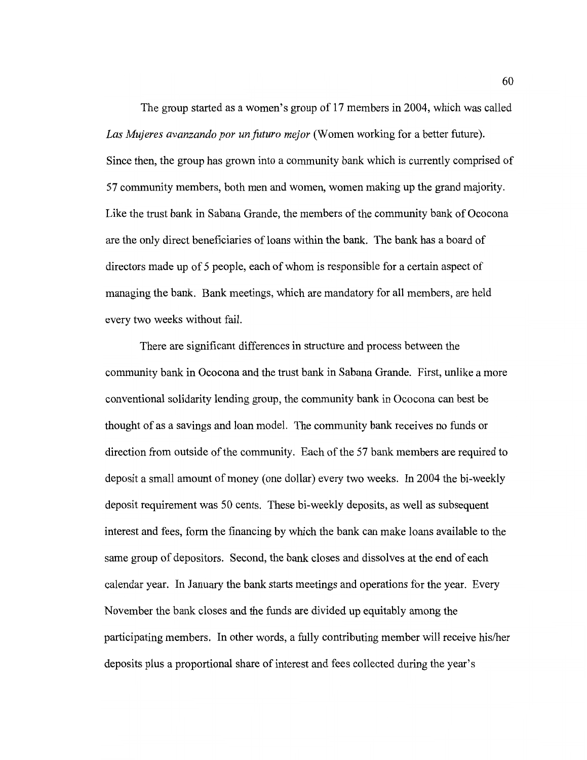The group started as a women's group of 17 members in 2004, which was called *Las Mujeres avanzando por un futuro mejor* (Women working for a better future). Since then, the group has grown into a community bank which is currently comprised of 57 community members, both men and women, women making up the grand majority. Like the trust bank in Sabana Grande, the members of the community bank of Ococona are the only direct beneficiaries of loans within the bank. The bank has a board of directors made up of 5 people, each of whom is responsible for a certain aspect of managing the bank. Bank meetings, which are mandatory for all members, are held every two weeks without fail.

There are significant differences in structure and process between the community bank in Ococona and the trust bank in Sabana Grande. First, unlike a more conventional solidarity lending group, the community bank in Ococona can best be thought of as a savings and loan model. The community bank receives no funds or direction from outside of the community. Each of the 57 bank members are required to deposit a small amount of money (one dollar) every two weeks. In 2004 the bi-weekly deposit requirement was 50 cents. These bi-weekly deposits, as well as subsequent interest and fees, form the financing by which the bank can make loans available to the same group of depositors. Second, the bank closes and dissolves at the end of each calendar year. In January the bank starts meetings and operations for the year. Every November the bank closes and the funds are divided up equitably among the participating members. In other words, a fully contributing member will receive his/her deposits plus a proportional share of interest and fees collected during the year's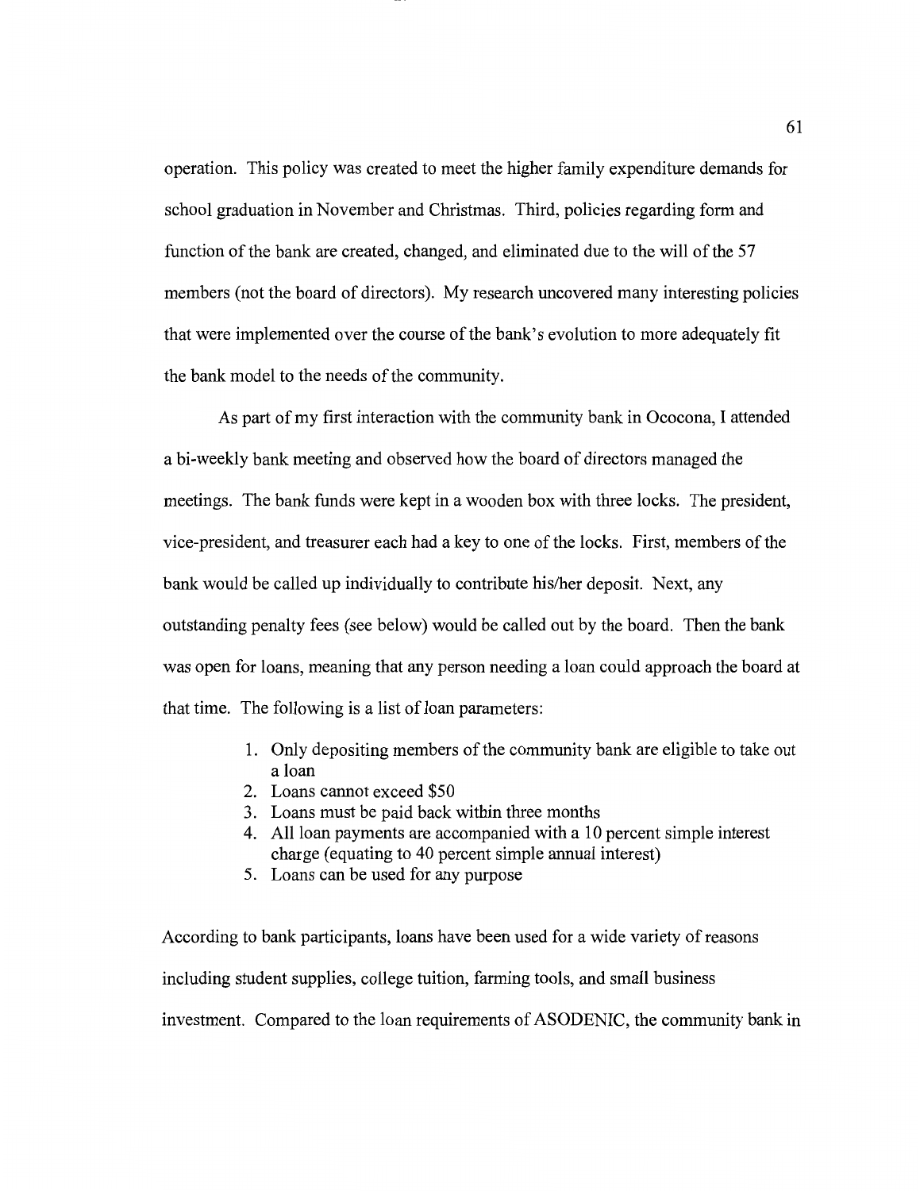operation. This policy was created to meet the higher family expenditure demands for school graduation in November and Christmas. Third, policies regarding form and function of the bank are created, changed, and eliminated due to the will of the 57 members (not the board of directors). My research uncovered many interesting policies that were implemented over the course of the bank's evolution to more adequately fit the bank model to the needs of the community.

As part of my first interaction with the community bank in Ococona, I attended a bi-weekly bank meeting and observed how the board of directors managed the meetings. The bank funds were kept in a wooden box with three locks. The president, vice-president, and treasurer each had a key to one of the locks. First, members of the bank would be called up individually to contribute his/her deposit. Next, any outstanding penalty fees (see below) would be called out by the board. Then the bank was open for loans, meaning that any person needing a loan could approach the board at that time. The following is a list of loan parameters:

1. Only depositing members of the community bank are eligible to take out a loan
2. Loans cannot exceed $50
3. Loans must be paid back within three months
4. All loan payments are accompanied with a 10 percent simple interest charge (equating to 40 percent simple annual interest)
5. Loans can be used for any purpose

According to bank participants, loans have been used for a wide variety of reasons including student supplies, college tuition, farming tools, and small business investment. Compared to the loan requirements of ASODENIC, the community bank in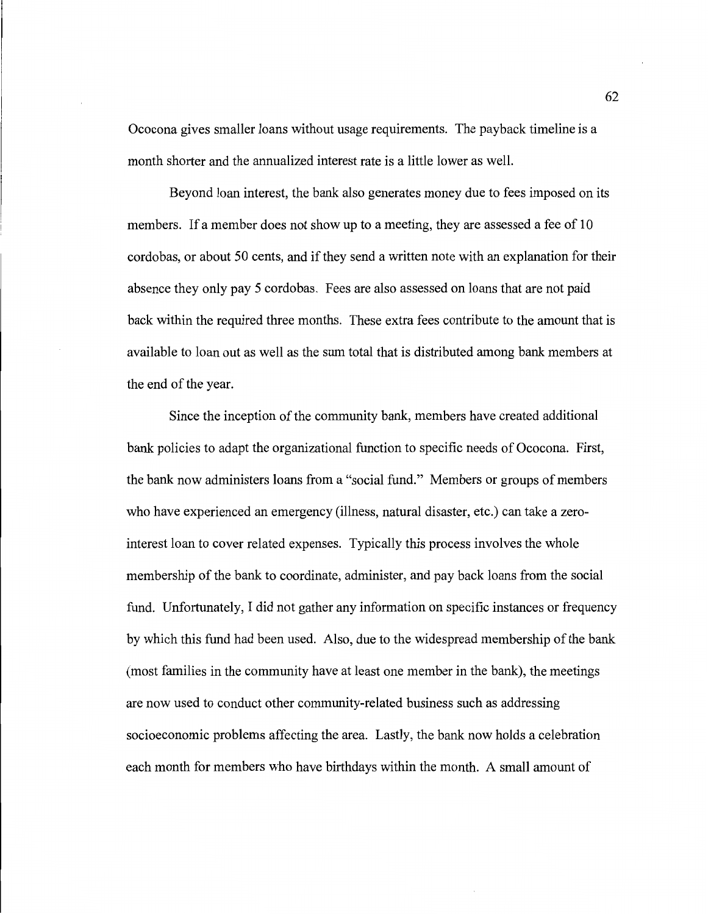Ococona gives smaller loans without usage requirements. The payback timeline is a month shorter and the annualized interest rate is a little lower as well.

Beyond loan interest, the bank also generates money due to fees imposed on its members. If a member does not show up to a meeting, they are assessed a fee of 10 cordobas, or about 50 cents, and if they send a written note with an explanation for their absence they only pay 5 cordobas. Fees are also assessed on loans that are not paid back within the required three months. These extra fees contribute to the amount that is available to loan out as well as the sum total that is distributed among bank members at the end of the year.

Since the inception of the community bank, members have created additional bank policies to adapt the organizational function to specific needs of Ococona. First, the bank now administers loans from a "social fund." Members or groups of members who have experienced an emergency (illness, natural disaster, etc.) can take a zero-interest loan to cover related expenses. Typically this process involves the whole membership of the bank to coordinate, administer, and pay back loans from the social fund. Unfortunately, I did not gather any information on specific instances or frequency by which this fund had been used. Also, due to the widespread membership of the bank (most families in the community have at least one member in the bank), the meetings are now used to conduct other community-related business such as addressing socioeconomic problems affecting the area. Lastly, the bank now holds a celebration each month for members who have birthdays within the month. A small amount of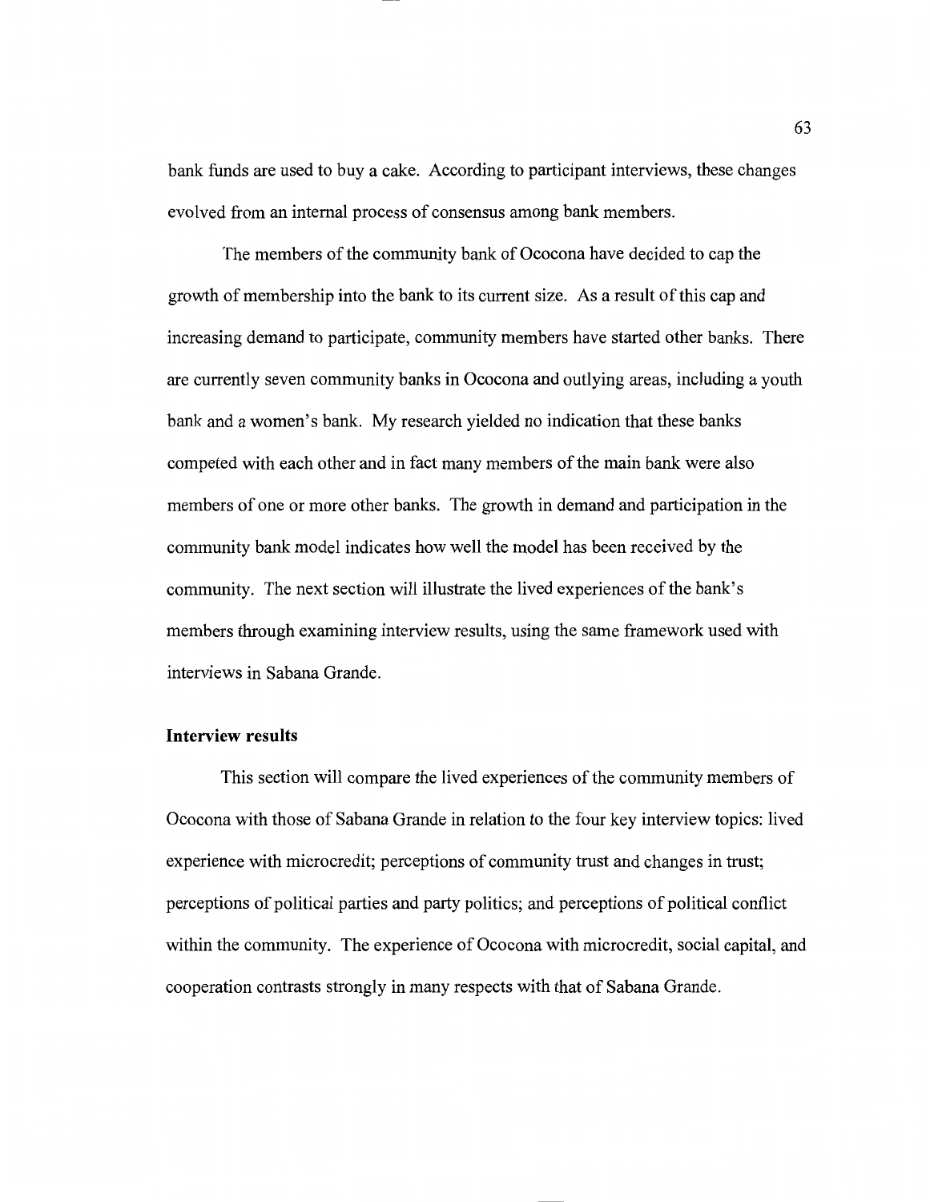bank funds are used to buy a cake. According to participant interviews, these changes evolved from an internal process of consensus among bank members.

The members of the community bank of Ococona have decided to cap the growth of membership into the bank to its current size. As a result of this cap and increasing demand to participate, community members have started other banks. There are currently seven community banks in Ococona and outlying areas, including a youth bank and a women's bank. My research yielded no indication that these banks competed with each other and in fact many members of the main bank were also members of one or more other banks. The growth in demand and participation in the community bank model indicates how well the model has been received by the community. The next section will illustrate the lived experiences of the bank's members through examining interview results, using the same framework used with interviews in Sabana Grande.

### Interview results

This section will compare the lived experiences of the community members of Ococona with those of Sabana Grande in relation to the four key interview topics: lived experience with microcredit; perceptions of community trust and changes in trust; perceptions of political parties and party politics; and perceptions of political conflict within the community. The experience of Ococona with microcredit, social capital, and cooperation contrasts strongly in many respects with that of Sabana Grande.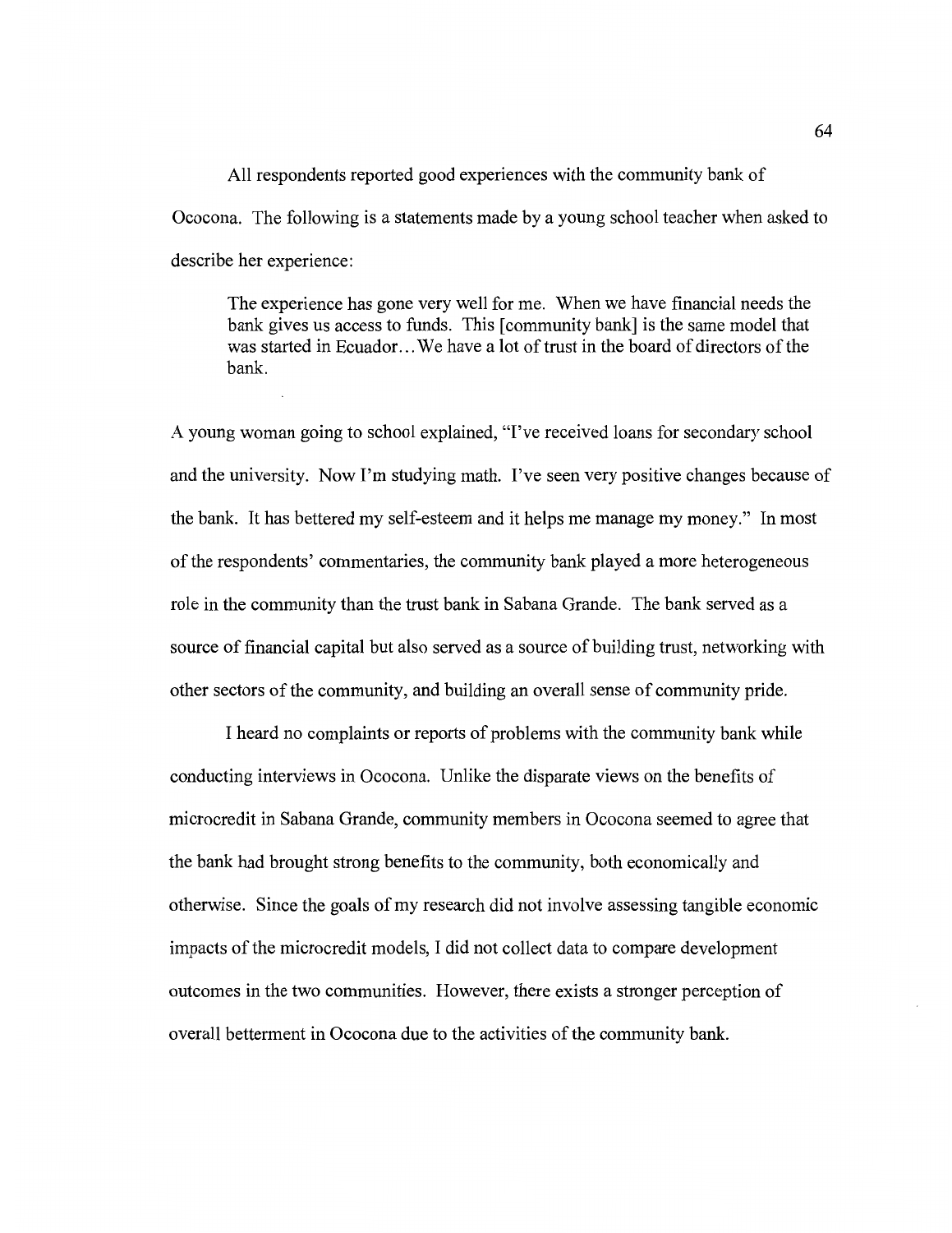All respondents reported good experiences with the community bank of Ococona. The following is a statements made by a young school teacher when asked to describe her experience:

> The experience has gone very well for me. When we have financial needs the bank gives us access to funds. This [community bank] is the same model that was started in Ecuador…We have a lot of trust in the board of directors of the bank.

A young woman going to school explained, "I've received loans for secondary school and the university. Now I'm studying math. I've seen very positive changes because of the bank. It has bettered my self-esteem and it helps me manage my money." In most of the respondents' commentaries, the community bank played a more heterogeneous role in the community than the trust bank in Sabana Grande. The bank served as a source of financial capital but also served as a source of building trust, networking with other sectors of the community, and building an overall sense of community pride.

I heard no complaints or reports of problems with the community bank while conducting interviews in Ococona. Unlike the disparate views on the benefits of microcredit in Sabana Grande, community members in Ococona seemed to agree that the bank had brought strong benefits to the community, both economically and otherwise. Since the goals of my research did not involve assessing tangible economic impacts of the microcredit models, I did not collect data to compare development outcomes in the two communities. However, there exists a stronger perception of overall betterment in Ococona due to the activities of the community bank.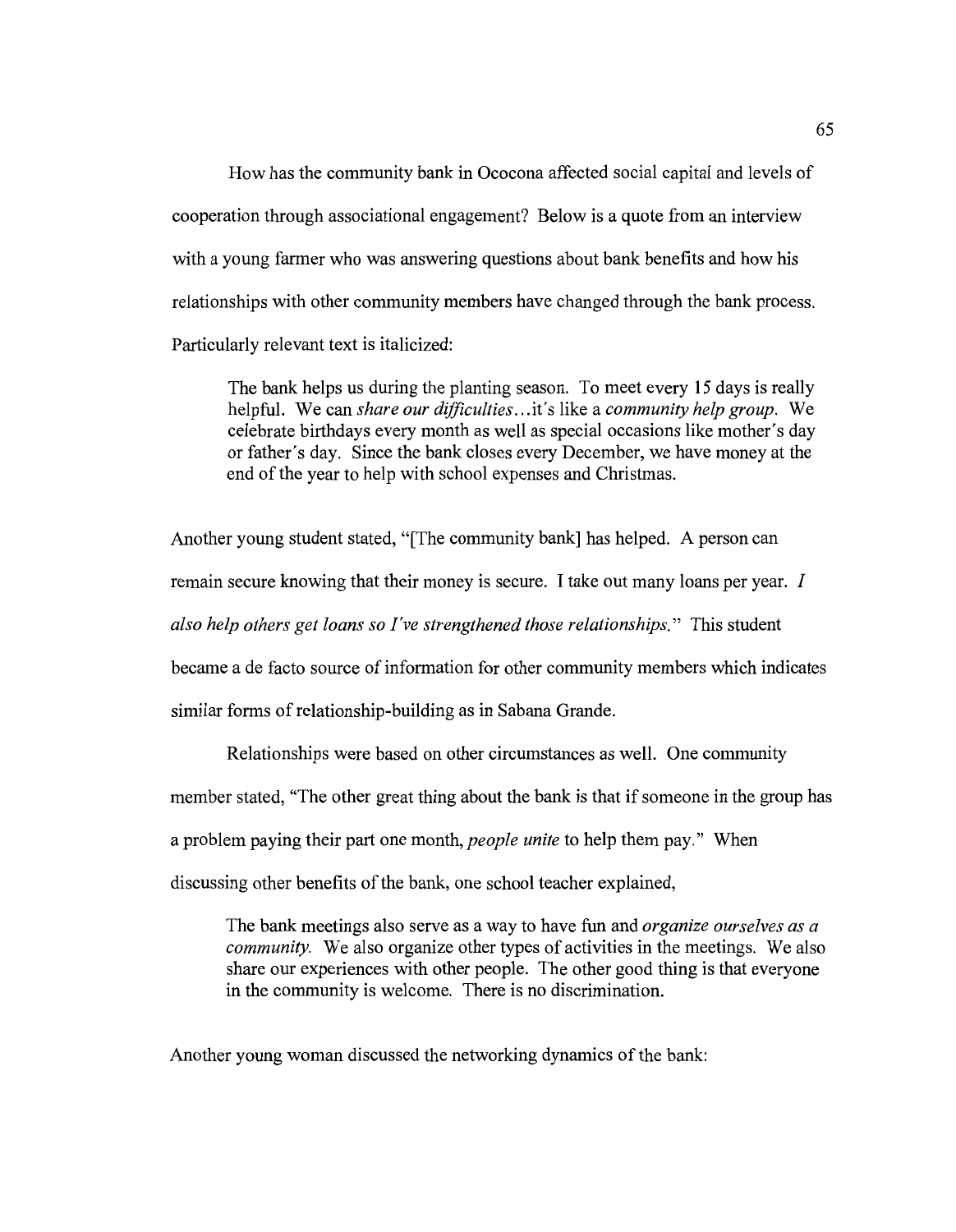How has the community bank in Ococona affected social capital and levels of cooperation through associational engagement? Below is a quote from an interview with a young farmer who was answering questions about bank benefits and how his relationships with other community members have changed through the bank process. Particularly relevant text is italicized:

> The bank helps us during the planting season. To meet every 15 days is really helpful. We can *share our difficulties*…it's like a *community help group*. We celebrate birthdays every month as well as special occasions like mother's day or father's day. Since the bank closes every December, we have money at the end of the year to help with school expenses and Christmas.

Another young student stated, "[The community bank] has helped. A person can remain secure knowing that their money is secure. I take out many loans per year. *I also help others get loans so I've strengthened those relationships.*" This student became a de facto source of information for other community members which indicates similar forms of relationship-building as in Sabana Grande.

Relationships were based on other circumstances as well. One community member stated, "The other great thing about the bank is that if someone in the group has a problem paying their part one month, *people unite* to help them pay." When discussing other benefits of the bank, one school teacher explained,

> The bank meetings also serve as a way to have fun and *organize ourselves as a community*. We also organize other types of activities in the meetings. We also share our experiences with other people. The other good thing is that everyone in the community is welcome. There is no discrimination.

Another young woman discussed the networking dynamics of the bank: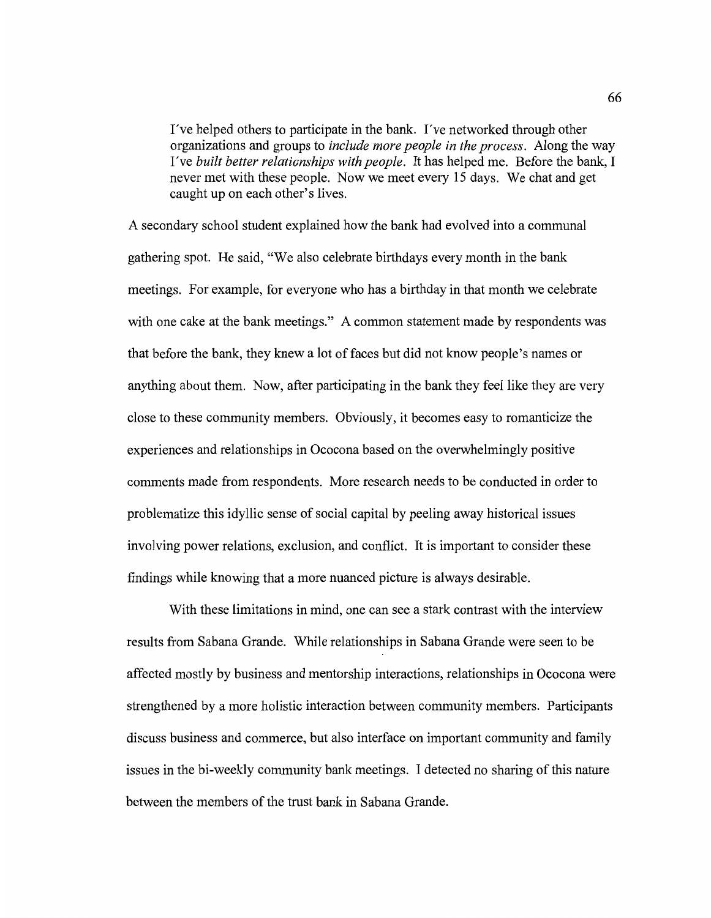> I've helped others to participate in the bank. I've networked through other organizations and groups to *include more people in the process*. Along the way I've *built better relationships with people*. It has helped me. Before the bank, I never met with these people. Now we meet every 15 days. We chat and get caught up on each other's lives.

A secondary school student explained how the bank had evolved into a communal gathering spot. He said, "We also celebrate birthdays every month in the bank meetings. For example, for everyone who has a birthday in that month we celebrate with one cake at the bank meetings." A common statement made by respondents was that before the bank, they knew a lot of faces but did not know people's names or anything about them. Now, after participating in the bank they feel like they are very close to these community members. Obviously, it becomes easy to romanticize the experiences and relationships in Ococona based on the overwhelmingly positive comments made from respondents. More research needs to be conducted in order to problematize this idyllic sense of social capital by peeling away historical issues involving power relations, exclusion, and conflict. It is important to consider these findings while knowing that a more nuanced picture is always desirable.

With these limitations in mind, one can see a stark contrast with the interview results from Sabana Grande. While relationships in Sabana Grande were seen to be affected mostly by business and mentorship interactions, relationships in Ococona were strengthened by a more holistic interaction between community members. Participants discuss business and commerce, but also interface on important community and family issues in the bi-weekly community bank meetings. I detected no sharing of this nature between the members of the trust bank in Sabana Grande.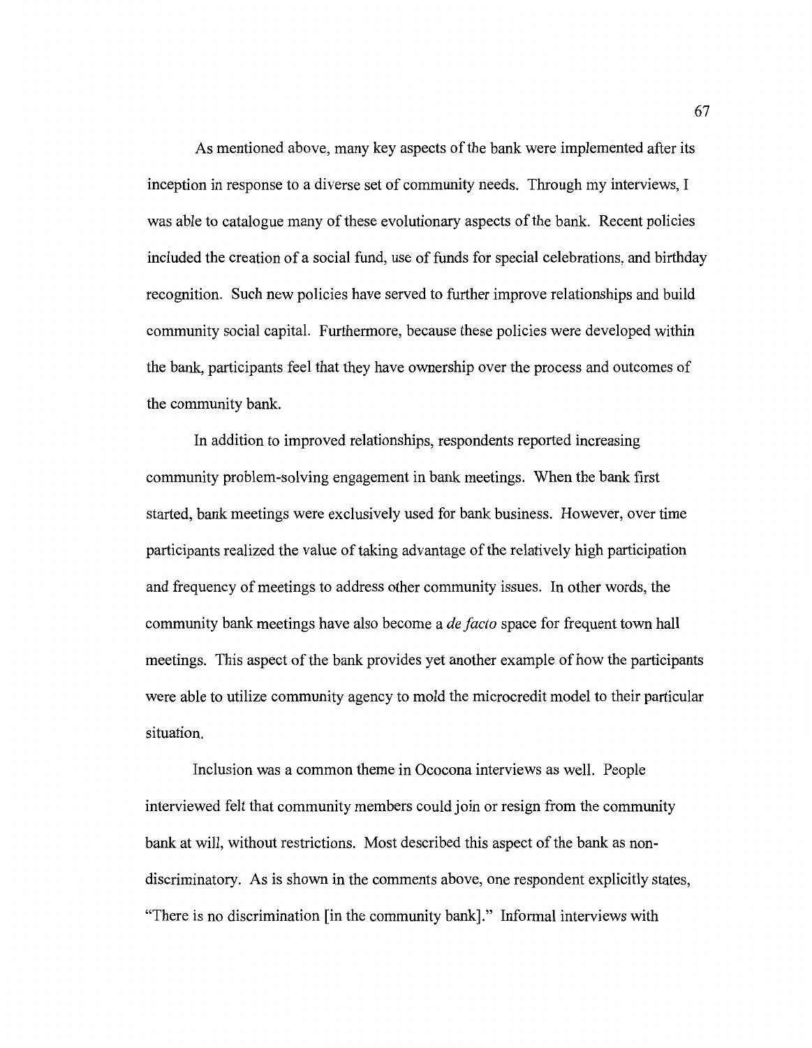As mentioned above, many key aspects of the bank were implemented after its inception in response to a diverse set of community needs. Through my interviews, I was able to catalogue many of these evolutionary aspects of the bank. Recent policies included the creation of a social fund, use of funds for special celebrations, and birthday recognition. Such new policies have served to further improve relationships and build community social capital. Furthermore, because these policies were developed within the bank, participants feel that they have ownership over the process and outcomes of the community bank.

In addition to improved relationships, respondents reported increasing community problem-solving engagement in bank meetings. When the bank first started, bank meetings were exclusively used for bank business. However, over time participants realized the value of taking advantage of the relatively high participation and frequency of meetings to address other community issues. In other words, the community bank meetings have also become a *de facto* space for frequent town hall meetings. This aspect of the bank provides yet another example of how the participants were able to utilize community agency to mold the microcredit model to their particular situation.

Inclusion was a common theme in Ococona interviews as well. People interviewed felt that community members could join or resign from the community bank at will, without restrictions. Most described this aspect of the bank as non-discriminatory. As is shown in the comments above, one respondent explicitly states, "There is no discrimination [in the community bank]." Informal interviews with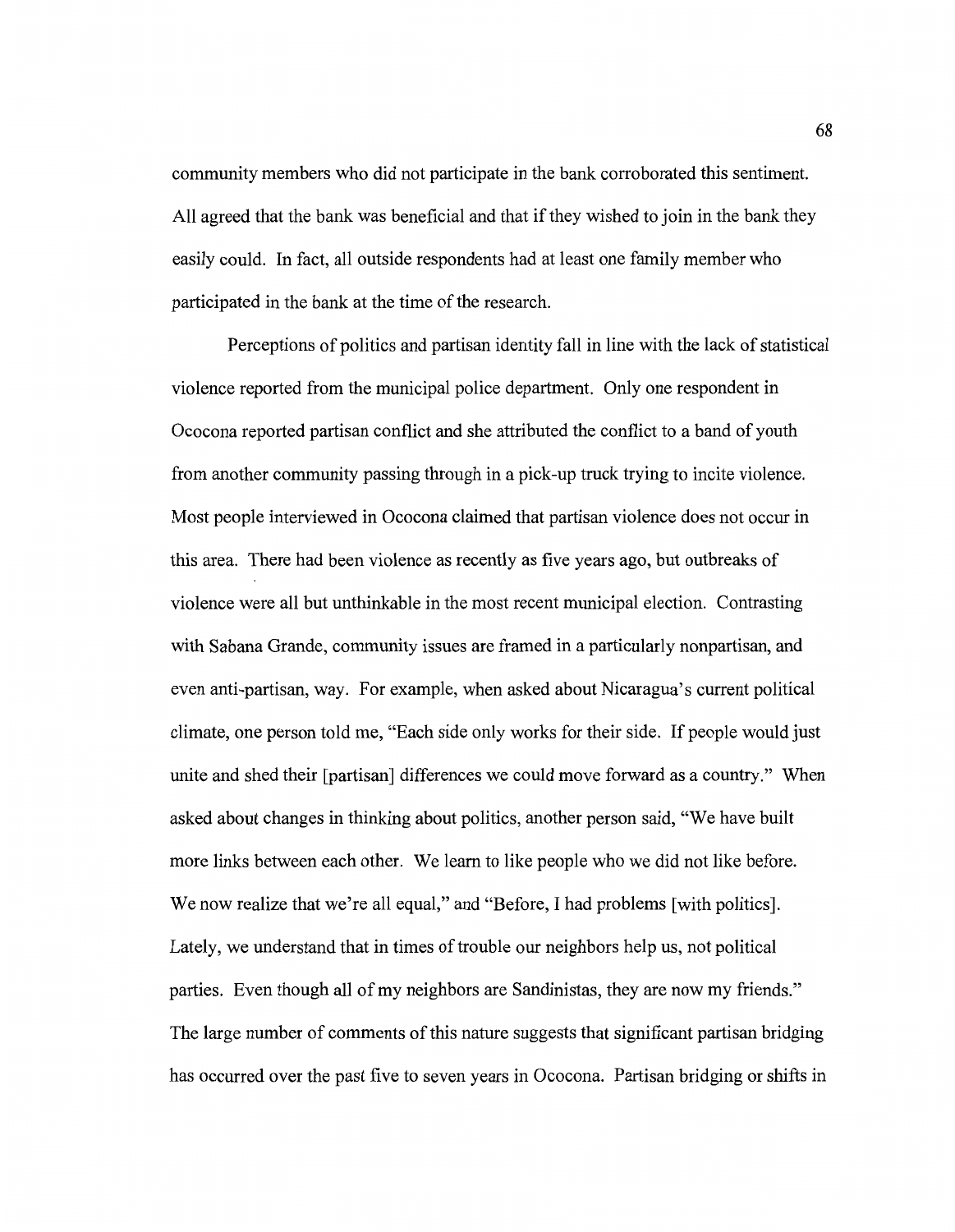community members who did not participate in the bank corroborated this sentiment. All agreed that the bank was beneficial and that if they wished to join in the bank they easily could. In fact, all outside respondents had at least one family member who participated in the bank at the time of the research.

Perceptions of politics and partisan identity fall in line with the lack of statistical violence reported from the municipal police department. Only one respondent in Ococona reported partisan conflict and she attributed the conflict to a band of youth from another community passing through in a pick-up truck trying to incite violence. Most people interviewed in Ococona claimed that partisan violence does not occur in this area. There had been violence as recently as five years ago, but outbreaks of violence were all but unthinkable in the most recent municipal election. Contrasting with Sabana Grande, community issues are framed in a particularly nonpartisan, and even anti-partisan, way. For example, when asked about Nicaragua's current political climate, one person told me, "Each side only works for their side. If people would just unite and shed their [partisan] differences we could move forward as a country." When asked about changes in thinking about politics, another person said, "We have built more links between each other. We learn to like people who we did not like before. We now realize that we're all equal," and "Before, I had problems [with politics]. Lately, we understand that in times of trouble our neighbors help us, not political parties. Even though all of my neighbors are Sandinistas, they are now my friends." The large number of comments of this nature suggests that significant partisan bridging has occurred over the past five to seven years in Ococona. Partisan bridging or shifts in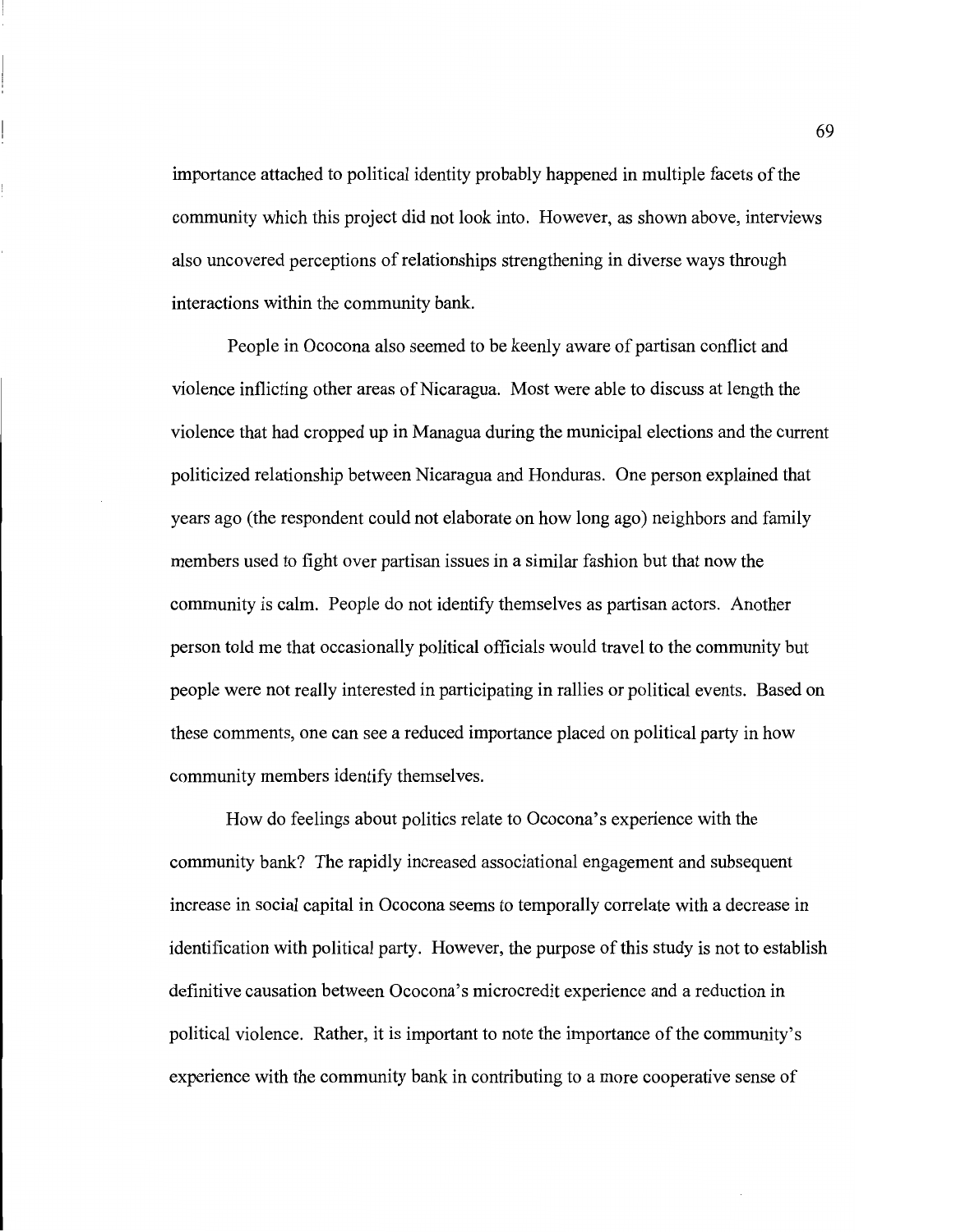importance attached to political identity probably happened in multiple facets of the community which this project did not look into. However, as shown above, interviews also uncovered perceptions of relationships strengthening in diverse ways through interactions within the community bank.

People in Ococona also seemed to be keenly aware of partisan conflict and violence inflicting other areas of Nicaragua. Most were able to discuss at length the violence that had cropped up in Managua during the municipal elections and the current politicized relationship between Nicaragua and Honduras. One person explained that years ago (the respondent could not elaborate on how long ago) neighbors and family members used to fight over partisan issues in a similar fashion but that now the community is calm. People do not identify themselves as partisan actors. Another person told me that occasionally political officials would travel to the community but people were not really interested in participating in rallies or political events. Based on these comments, one can see a reduced importance placed on political party in how community members identify themselves.

How do feelings about politics relate to Ococona's experience with the community bank? The rapidly increased associational engagement and subsequent increase in social capital in Ococona seems to temporally correlate with a decrease in identification with political party. However, the purpose of this study is not to establish definitive causation between Ococona's microcredit experience and a reduction in political violence. Rather, it is important to note the importance of the community's experience with the community bank in contributing to a more cooperative sense of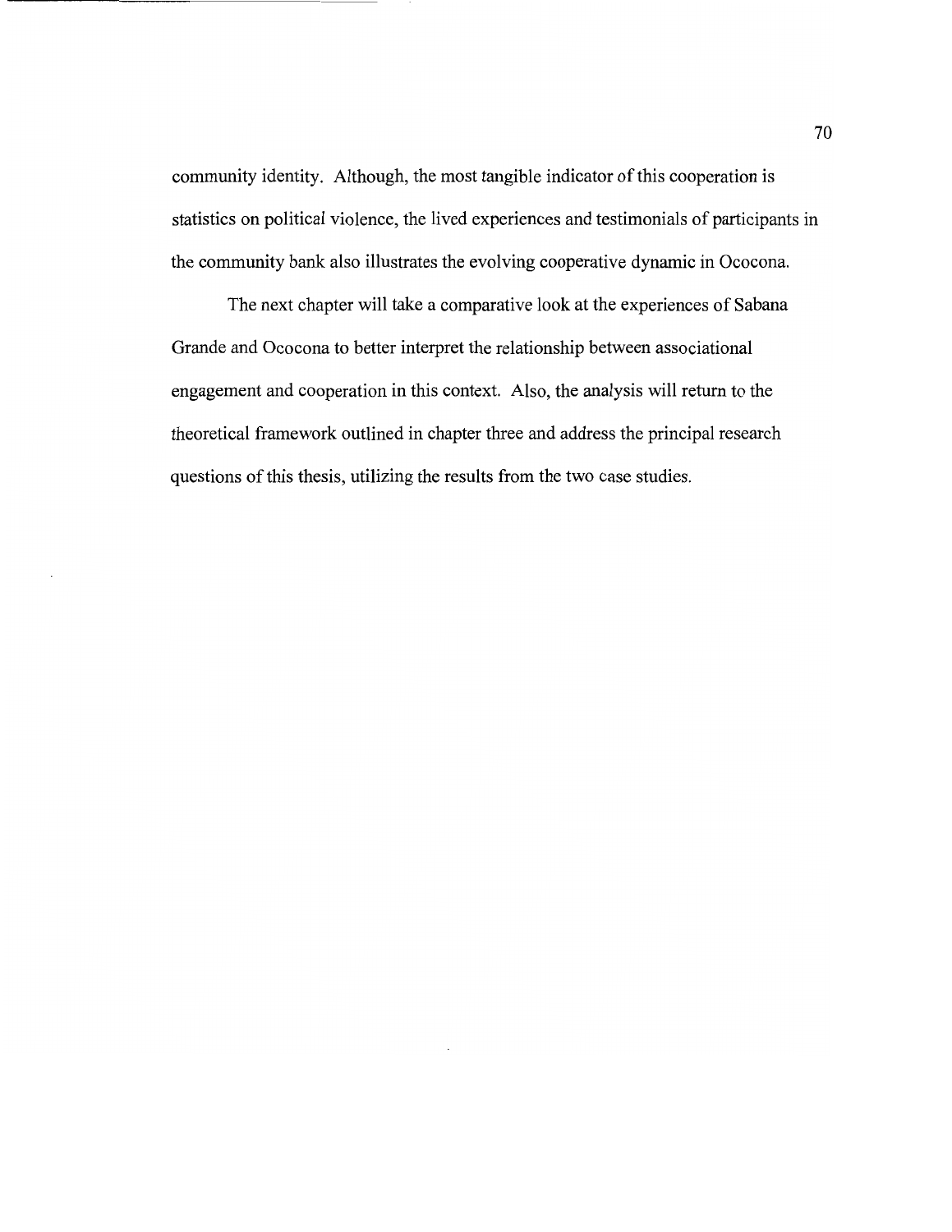community identity. Although, the most tangible indicator of this cooperation is statistics on political violence, the lived experiences and testimonials of participants in the community bank also illustrates the evolving cooperative dynamic in Ococona.

The next chapter will take a comparative look at the experiences of Sabana Grande and Ococona to better interpret the relationship between associational engagement and cooperation in this context. Also, the analysis will return to the theoretical framework outlined in chapter three and address the principal research questions of this thesis, utilizing the results from the two case studies.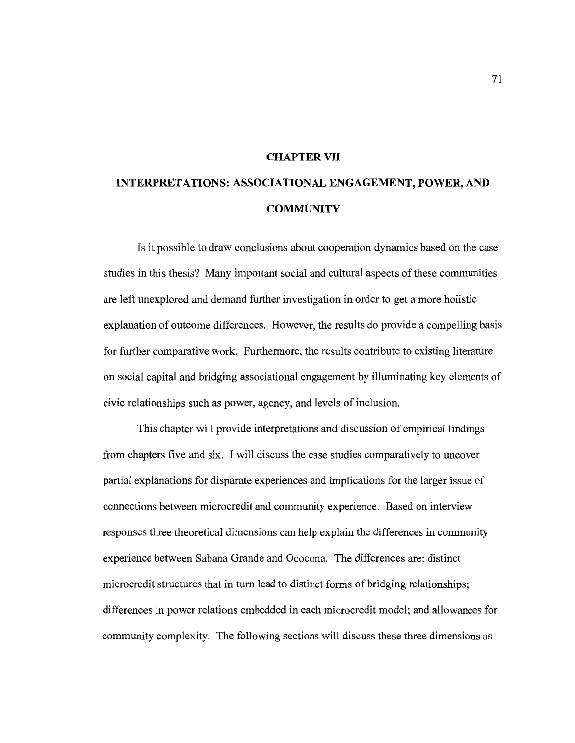# CHAPTER VII

# INTERPRETATIONS: ASSOCIATIONAL ENGAGEMENT, POWER, AND COMMUNITY

Is it possible to draw conclusions about cooperation dynamics based on the case studies in this thesis? Many important social and cultural aspects of these communities are left unexplored and demand further investigation in order to get a more holistic explanation of outcome differences. However, the results do provide a compelling basis for further comparative work. Furthermore, the results contribute to existing literature on social capital and bridging associational engagement by illuminating key elements of civic relationships such as power, agency, and levels of inclusion.

This chapter will provide interpretations and discussion of empirical findings from chapters five and six. I will discuss the case studies comparatively to uncover partial explanations for disparate experiences and implications for the larger issue of connections between microcredit and community experience. Based on interview responses three theoretical dimensions can help explain the differences in community experience between Sabana Grande and Ococona. The differences are: distinct microcredit structures that in turn lead to distinct forms of bridging relationships; differences in power relations embedded in each microcredit model; and allowances for community complexity. The following sections will discuss these three dimensions as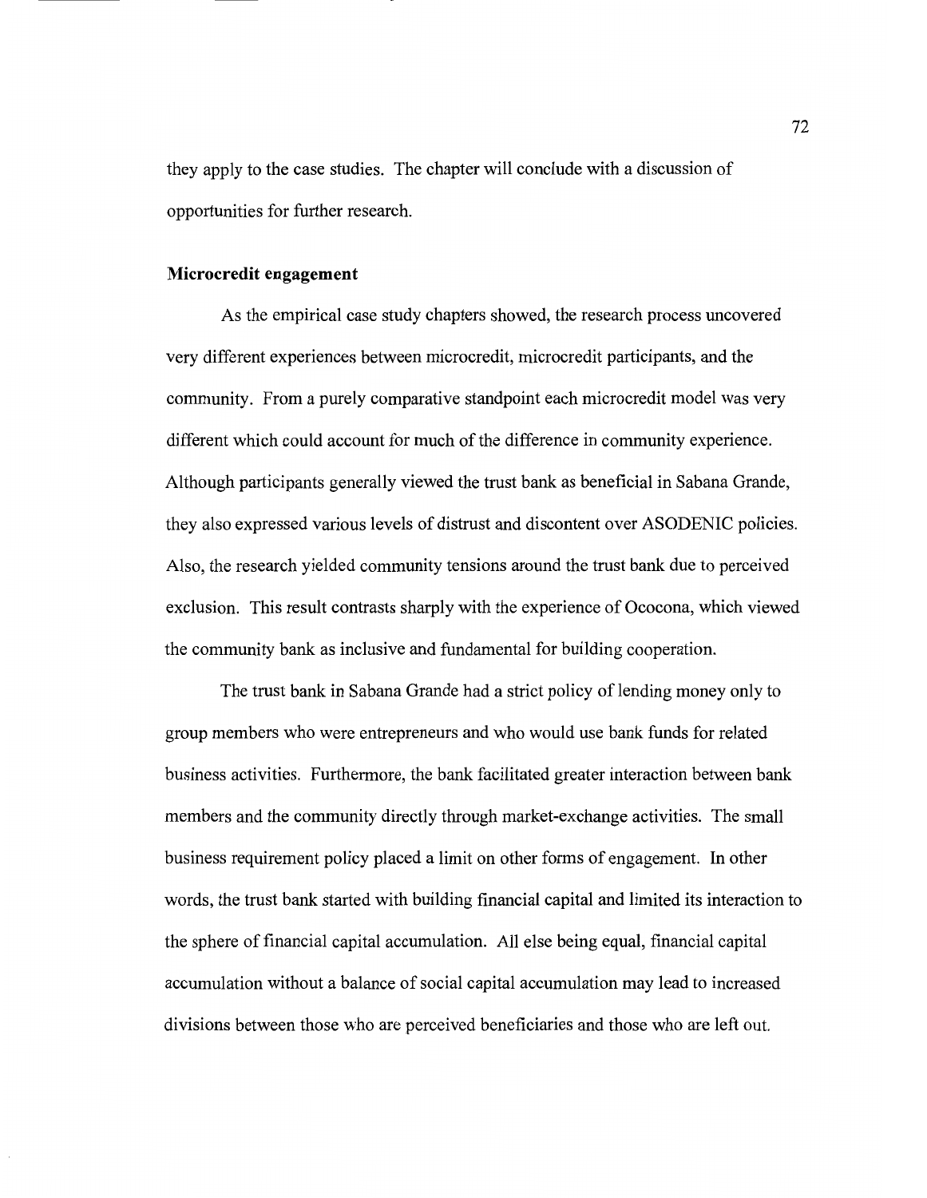they apply to the case studies. The chapter will conclude with a discussion of opportunities for further research.

### Microcredit engagement

As the empirical case study chapters showed, the research process uncovered very different experiences between microcredit, microcredit participants, and the community. From a purely comparative standpoint each microcredit model was very different which could account for much of the difference in community experience. Although participants generally viewed the trust bank as beneficial in Sabana Grande, they also expressed various levels of distrust and discontent over ASODENIC policies. Also, the research yielded community tensions around the trust bank due to perceived exclusion. This result contrasts sharply with the experience of Ococona, which viewed the community bank as inclusive and fundamental for building cooperation.

The trust bank in Sabana Grande had a strict policy of lending money only to group members who were entrepreneurs and who would use bank funds for related business activities. Furthermore, the bank facilitated greater interaction between bank members and the community directly through market-exchange activities. The small business requirement policy placed a limit on other forms of engagement. In other words, the trust bank started with building financial capital and limited its interaction to the sphere of financial capital accumulation. All else being equal, financial capital accumulation without a balance of social capital accumulation may lead to increased divisions between those who are perceived beneficiaries and those who are left out.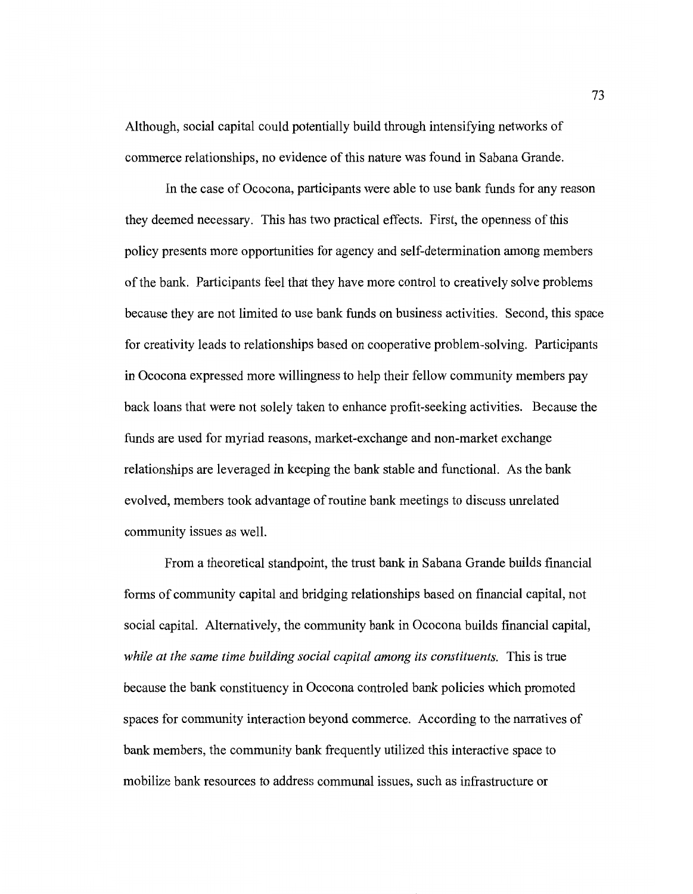Although, social capital could potentially build through intensifying networks of commerce relationships, no evidence of this nature was found in Sabana Grande.

In the case of Ococona, participants were able to use bank funds for any reason they deemed necessary. This has two practical effects. First, the openness of this policy presents more opportunities for agency and self-determination among members of the bank. Participants feel that they have more control to creatively solve problems because they are not limited to use bank funds on business activities. Second, this space for creativity leads to relationships based on cooperative problem-solving. Participants in Ococona expressed more willingness to help their fellow community members pay back loans that were not solely taken to enhance profit-seeking activities. Because the funds are used for myriad reasons, market-exchange and non-market exchange relationships are leveraged in keeping the bank stable and functional. As the bank evolved, members took advantage of routine bank meetings to discuss unrelated community issues as well.

From a theoretical standpoint, the trust bank in Sabana Grande builds financial forms of community capital and bridging relationships based on financial capital, not social capital. Alternatively, the community bank in Ococona builds financial capital, *while at the same time building social capital among its constituents.* This is true because the bank constituency in Ococona controled bank policies which promoted spaces for community interaction beyond commerce. According to the narratives of bank members, the community bank frequently utilized this interactive space to mobilize bank resources to address communal issues, such as infrastructure or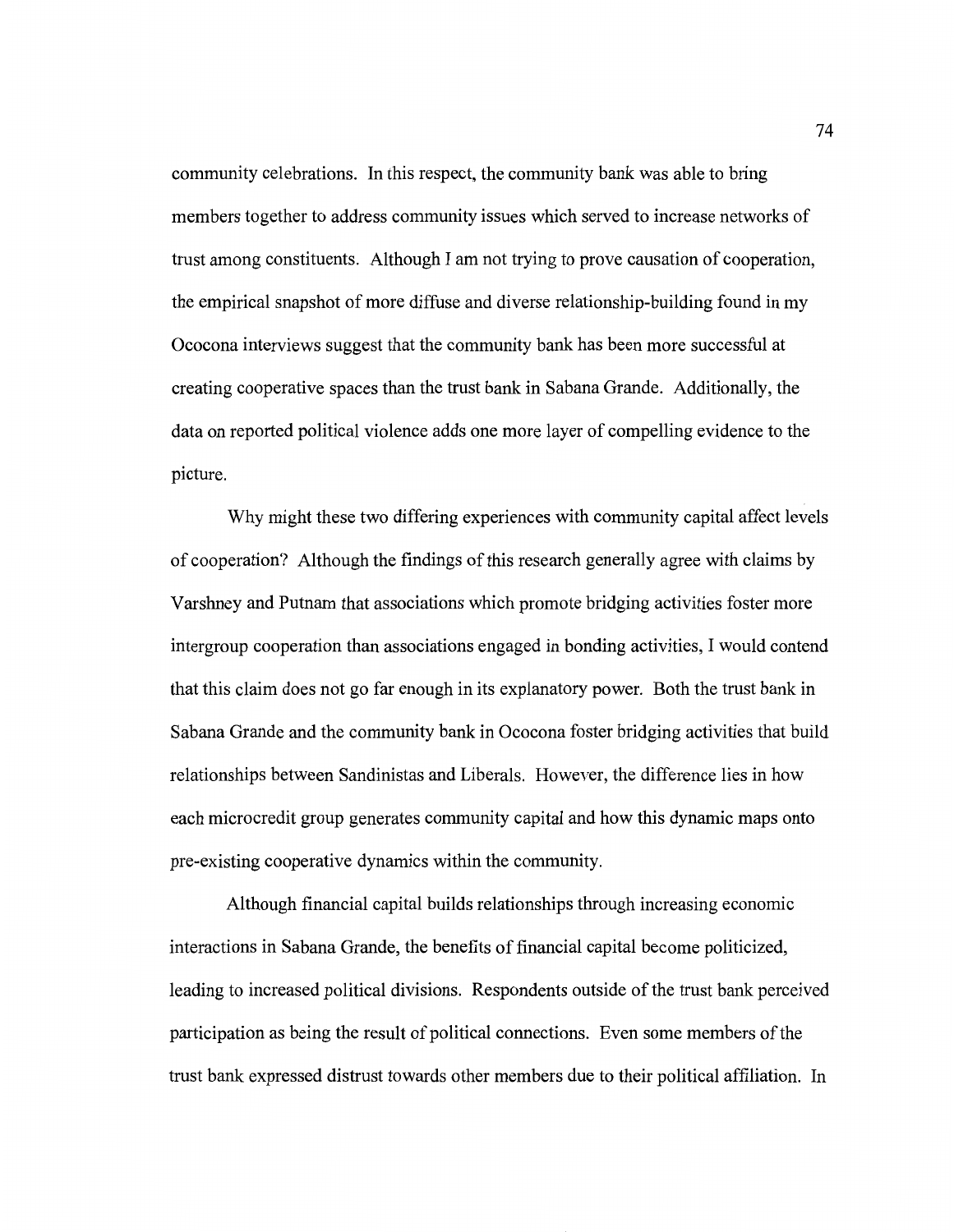community celebrations. In this respect, the community bank was able to bring members together to address community issues which served to increase networks of trust among constituents. Although I am not trying to prove causation of cooperation, the empirical snapshot of more diffuse and diverse relationship-building found in my Ococona interviews suggest that the community bank has been more successful at creating cooperative spaces than the trust bank in Sabana Grande. Additionally, the data on reported political violence adds one more layer of compelling evidence to the picture.

Why might these two differing experiences with community capital affect levels of cooperation? Although the findings of this research generally agree with claims by Varshney and Putnam that associations which promote bridging activities foster more intergroup cooperation than associations engaged in bonding activities, I would contend that this claim does not go far enough in its explanatory power. Both the trust bank in Sabana Grande and the community bank in Ococona foster bridging activities that build relationships between Sandinistas and Liberals. However, the difference lies in how each microcredit group generates community capital and how this dynamic maps onto pre-existing cooperative dynamics within the community.

Although financial capital builds relationships through increasing economic interactions in Sabana Grande, the benefits of financial capital become politicized, leading to increased political divisions. Respondents outside of the trust bank perceived participation as being the result of political connections. Even some members of the trust bank expressed distrust towards other members due to their political affiliation. In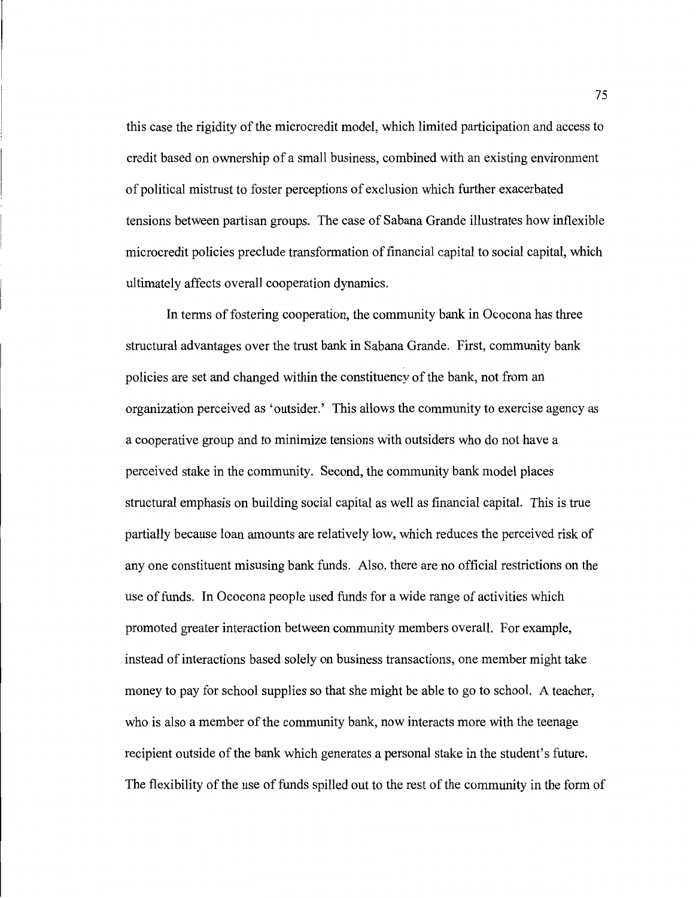this case the rigidity of the microcredit model, which limited participation and access to credit based on ownership of a small business, combined with an existing environment of political mistrust to foster perceptions of exclusion which further exacerbated tensions between partisan groups. The case of Sabana Grande illustrates how inflexible microcredit policies preclude transformation of financial capital to social capital, which ultimately affects overall cooperation dynamics.

In terms of fostering cooperation, the community bank in Ococona has three structural advantages over the trust bank in Sabana Grande. First, community bank policies are set and changed within the constituency of the bank, not from an organization perceived as 'outsider.' This allows the community to exercise agency as a cooperative group and to minimize tensions with outsiders who do not have a perceived stake in the community. Second, the community bank model places structural emphasis on building social capital as well as financial capital. This is true partially because loan amounts are relatively low, which reduces the perceived risk of any one constituent misusing bank funds. Also, there are no official restrictions on the use of funds. In Ococona people used funds for a wide range of activities which promoted greater interaction between community members overall. For example, instead of interactions based solely on business transactions, one member might take money to pay for school supplies so that she might be able to go to school. A teacher, who is also a member of the community bank, now interacts more with the teenage recipient outside of the bank which generates a personal stake in the student's future. The flexibility of the use of funds spilled out to the rest of the community in the form of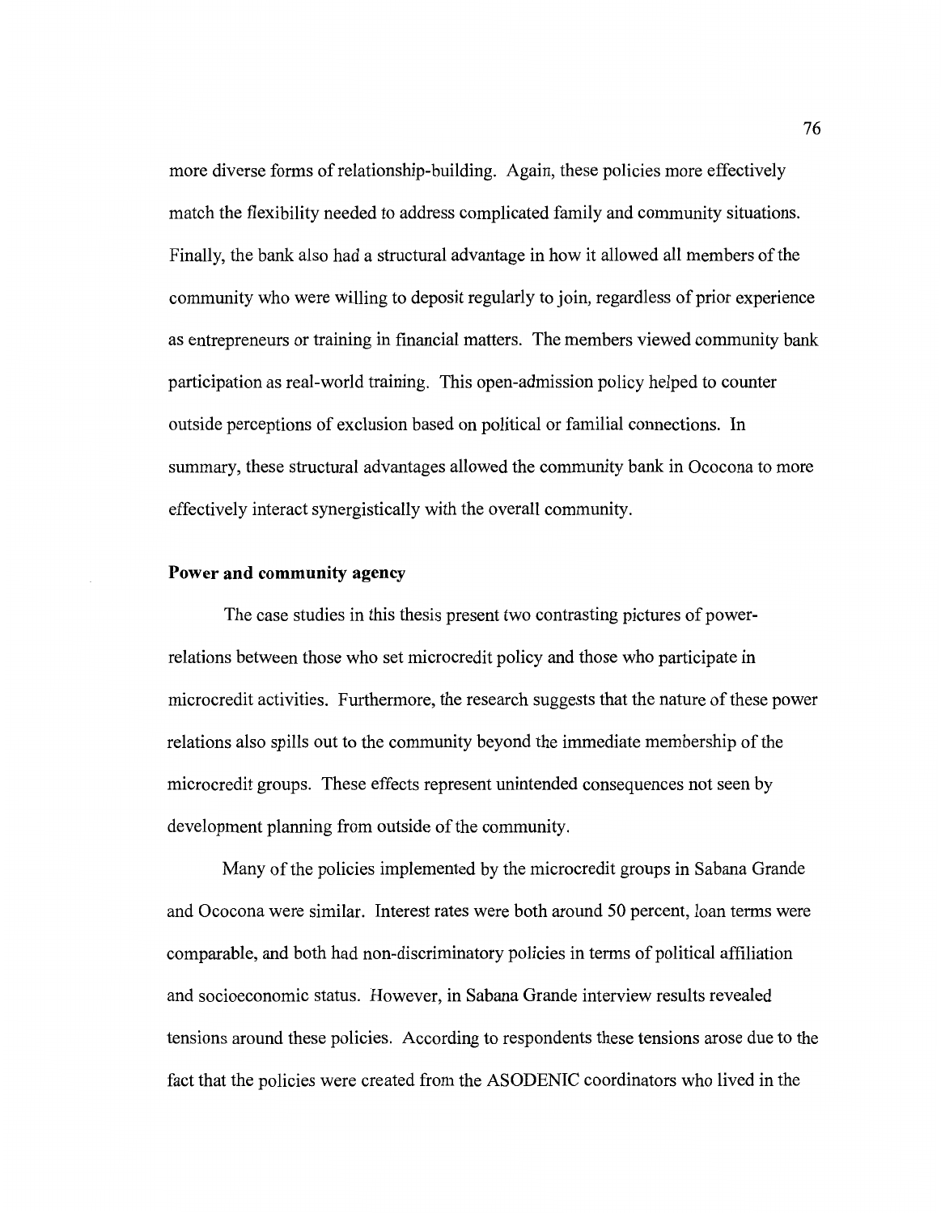more diverse forms of relationship-building. Again, these policies more effectively match the flexibility needed to address complicated family and community situations. Finally, the bank also had a structural advantage in how it allowed all members of the community who were willing to deposit regularly to join, regardless of prior experience as entrepreneurs or training in financial matters. The members viewed community bank participation as real-world training. This open-admission policy helped to counter outside perceptions of exclusion based on political or familial connections. In summary, these structural advantages allowed the community bank in Ococona to more effectively interact synergistically with the overall community.

### Power and community agency

The case studies in this thesis present two contrasting pictures of power-relations between those who set microcredit policy and those who participate in microcredit activities. Furthermore, the research suggests that the nature of these power relations also spills out to the community beyond the immediate membership of the microcredit groups. These effects represent unintended consequences not seen by development planning from outside of the community.

Many of the policies implemented by the microcredit groups in Sabana Grande and Ococona were similar. Interest rates were both around 50 percent, loan terms were comparable, and both had non-discriminatory policies in terms of political affiliation and socioeconomic status. However, in Sabana Grande interview results revealed tensions around these policies. According to respondents these tensions arose due to the fact that the policies were created from the ASODENIC coordinators who lived in the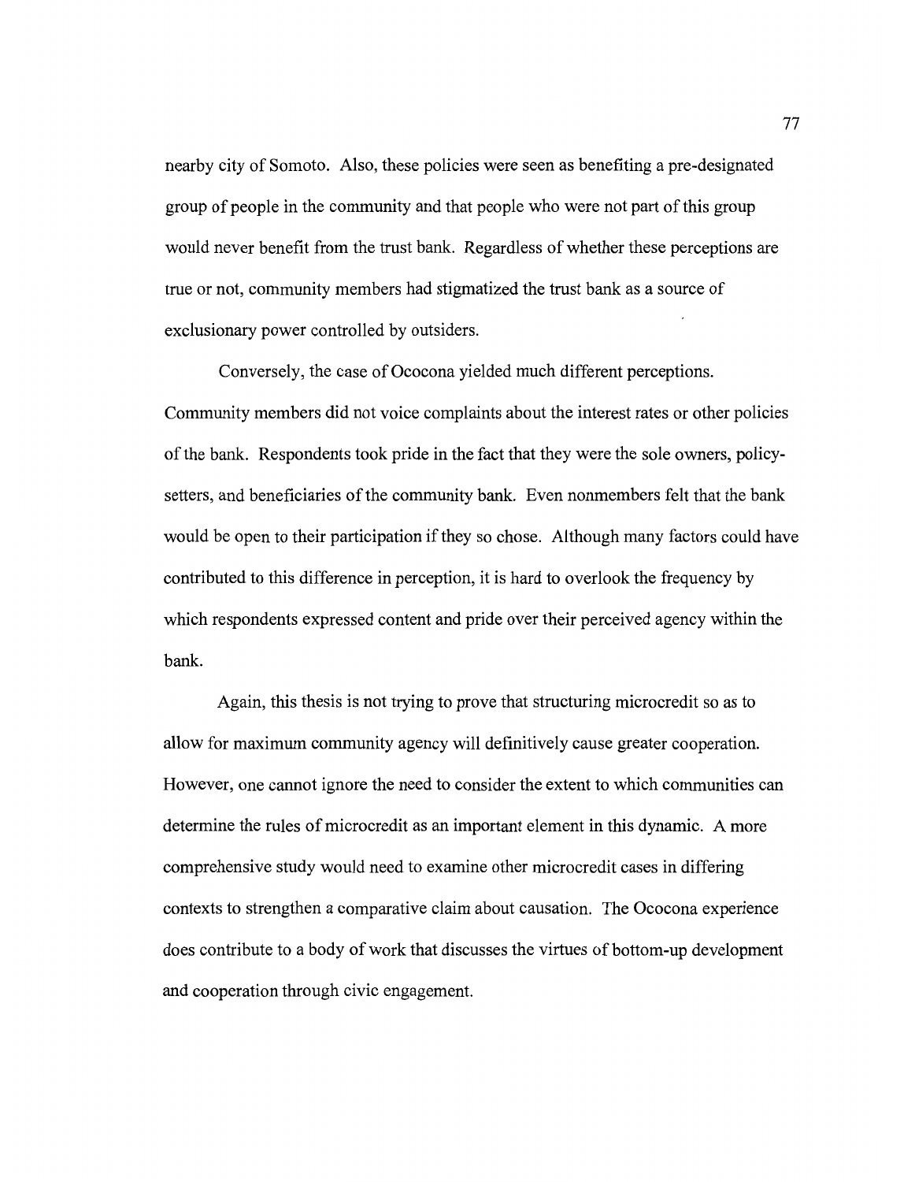nearby city of Somoto. Also, these policies were seen as benefiting a pre-designated group of people in the community and that people who were not part of this group would never benefit from the trust bank. Regardless of whether these perceptions are true or not, community members had stigmatized the trust bank as a source of exclusionary power controlled by outsiders.

Conversely, the case of Ococona yielded much different perceptions. Community members did not voice complaints about the interest rates or other policies of the bank. Respondents took pride in the fact that they were the sole owners, policy-setters, and beneficiaries of the community bank. Even nonmembers felt that the bank would be open to their participation if they so chose. Although many factors could have contributed to this difference in perception, it is hard to overlook the frequency by which respondents expressed content and pride over their perceived agency within the bank.

Again, this thesis is not trying to prove that structuring microcredit so as to allow for maximum community agency will definitively cause greater cooperation. However, one cannot ignore the need to consider the extent to which communities can determine the rules of microcredit as an important element in this dynamic. A more comprehensive study would need to examine other microcredit cases in differing contexts to strengthen a comparative claim about causation. The Ococona experience does contribute to a body of work that discusses the virtues of bottom-up development and cooperation through civic engagement.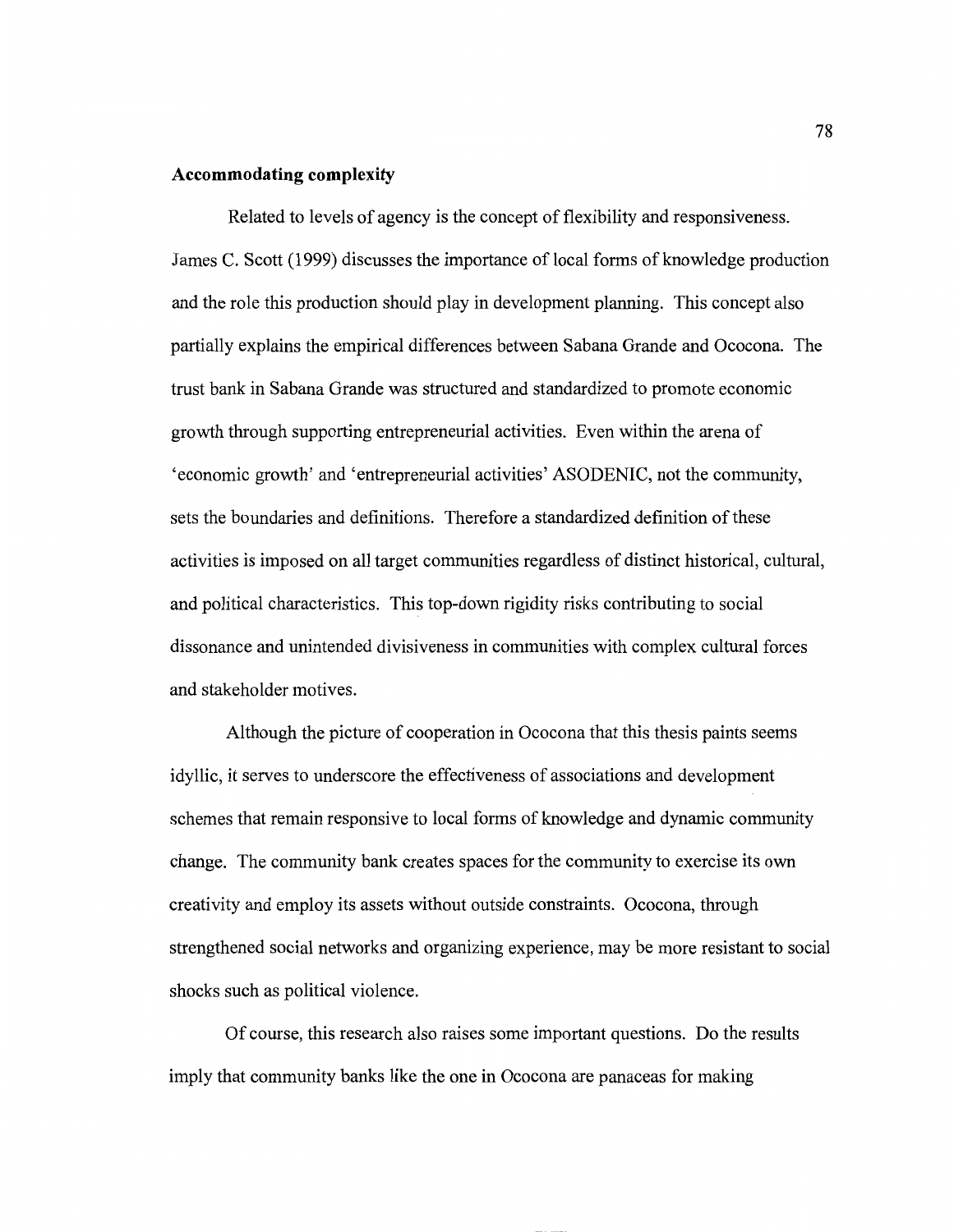### Accommodating complexity

Related to levels of agency is the concept of flexibility and responsiveness. James C. Scott (1999) discusses the importance of local forms of knowledge production and the role this production should play in development planning. This concept also partially explains the empirical differences between Sabana Grande and Ococona. The trust bank in Sabana Grande was structured and standardized to promote economic growth through supporting entrepreneurial activities. Even within the arena of 'economic growth' and 'entrepreneurial activities' ASODENIC, not the community, sets the boundaries and definitions. Therefore a standardized definition of these activities is imposed on all target communities regardless of distinct historical, cultural, and political characteristics. This top-down rigidity risks contributing to social dissonance and unintended divisiveness in communities with complex cultural forces and stakeholder motives.

Although the picture of cooperation in Ococona that this thesis paints seems idyllic, it serves to underscore the effectiveness of associations and development schemes that remain responsive to local forms of knowledge and dynamic community change. The community bank creates spaces for the community to exercise its own creativity and employ its assets without outside constraints. Ococona, through strengthened social networks and organizing experience, may be more resistant to social shocks such as political violence.

Of course, this research also raises some important questions. Do the results imply that community banks like the one in Ococona are panaceas for making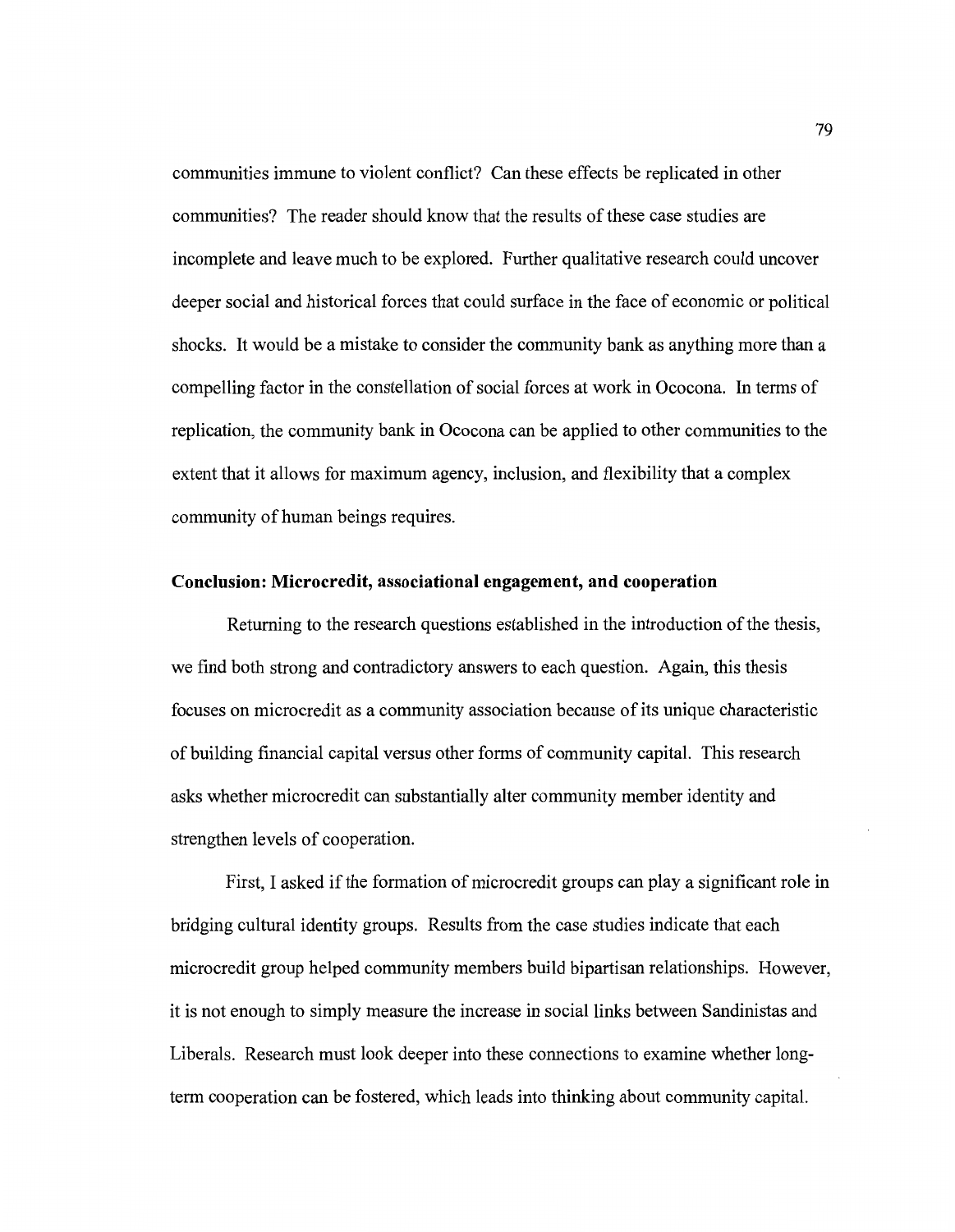communities immune to violent conflict? Can these effects be replicated in other communities? The reader should know that the results of these case studies are incomplete and leave much to be explored. Further qualitative research could uncover deeper social and historical forces that could surface in the face of economic or political shocks. It would be a mistake to consider the community bank as anything more than a compelling factor in the constellation of social forces at work in Ococona. In terms of replication, the community bank in Ococona can be applied to other communities to the extent that it allows for maximum agency, inclusion, and flexibility that a complex community of human beings requires.

### Conclusion: Microcredit, associational engagement, and cooperation

Returning to the research questions established in the introduction of the thesis, we find both strong and contradictory answers to each question. Again, this thesis focuses on microcredit as a community association because of its unique characteristic of building financial capital versus other forms of community capital. This research asks whether microcredit can substantially alter community member identity and strengthen levels of cooperation.

First, I asked if the formation of microcredit groups can play a significant role in bridging cultural identity groups. Results from the case studies indicate that each microcredit group helped community members build bipartisan relationships. However, it is not enough to simply measure the increase in social links between Sandinistas and Liberals. Research must look deeper into these connections to examine whether long-term cooperation can be fostered, which leads into thinking about community capital.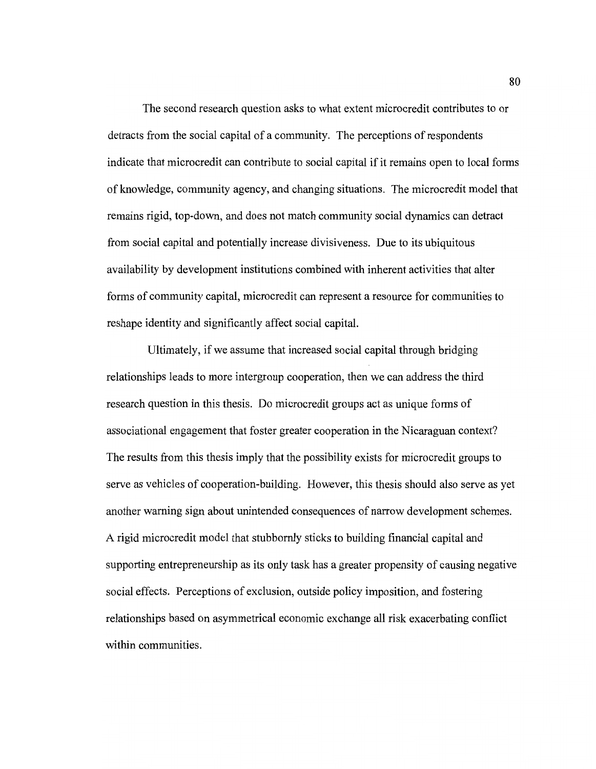The second research question asks to what extent microcredit contributes to or detracts from the social capital of a community. The perceptions of respondents indicate that microcredit can contribute to social capital if it remains open to local forms of knowledge, community agency, and changing situations. The microcredit model that remains rigid, top-down, and does not match community social dynamics can detract from social capital and potentially increase divisiveness. Due to its ubiquitous availability by development institutions combined with inherent activities that alter forms of community capital, microcredit can represent a resource for communities to reshape identity and significantly affect social capital.

Ultimately, if we assume that increased social capital through bridging relationships leads to more intergroup cooperation, then we can address the third research question in this thesis. Do microcredit groups act as unique forms of associational engagement that foster greater cooperation in the Nicaraguan context? The results from this thesis imply that the possibility exists for microcredit groups to serve as vehicles of cooperation-building. However, this thesis should also serve as yet another warning sign about unintended consequences of narrow development schemes. A rigid microcredit model that stubbornly sticks to building financial capital and supporting entrepreneurship as its only task has a greater propensity of causing negative social effects. Perceptions of exclusion, outside policy imposition, and fostering relationships based on asymmetrical economic exchange all risk exacerbating conflict within communities.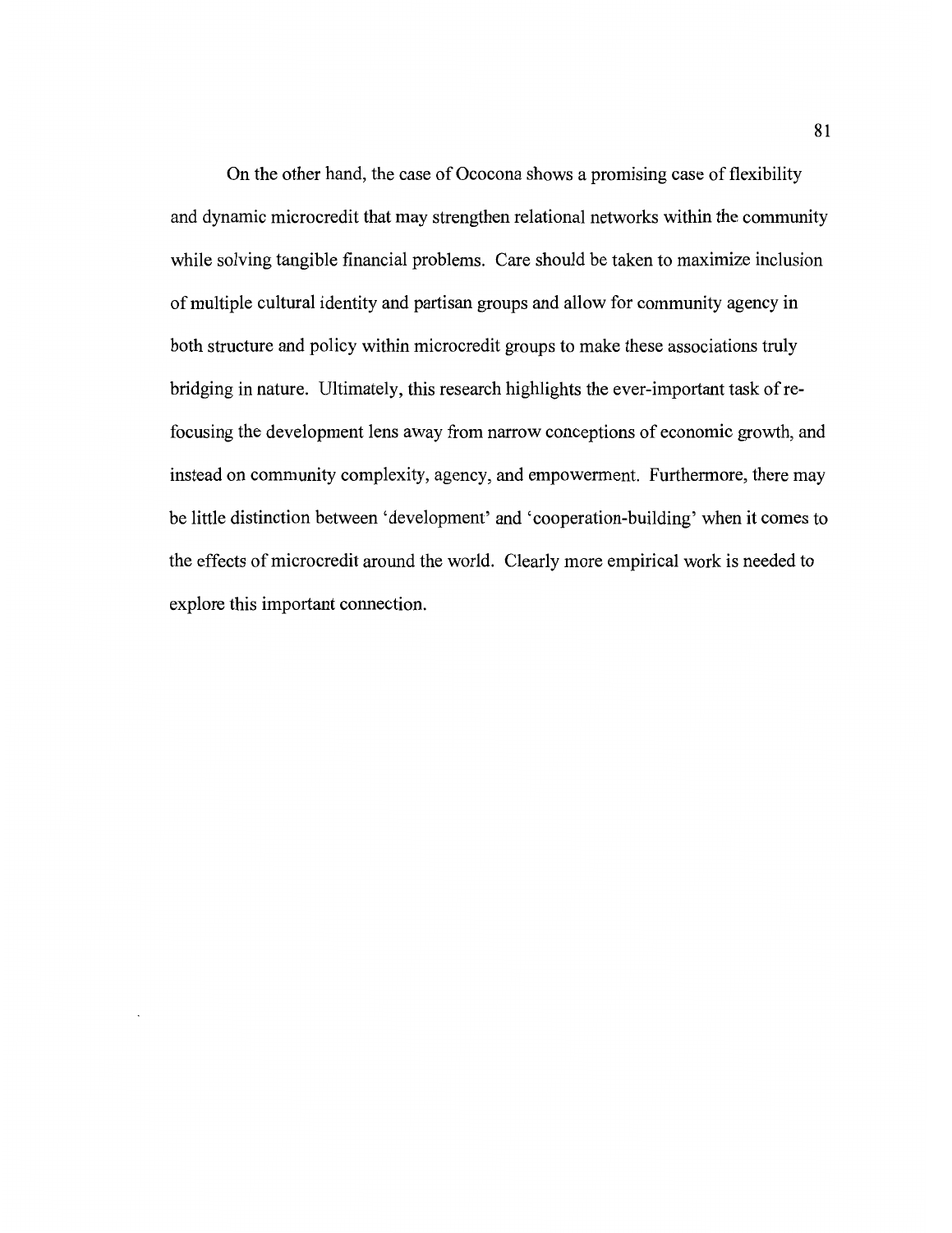On the other hand, the case of Ococona shows a promising case of flexibility and dynamic microcredit that may strengthen relational networks within the community while solving tangible financial problems. Care should be taken to maximize inclusion of multiple cultural identity and partisan groups and allow for community agency in both structure and policy within microcredit groups to make these associations truly bridging in nature. Ultimately, this research highlights the ever-important task of re-focusing the development lens away from narrow conceptions of economic growth, and instead on community complexity, agency, and empowerment. Furthermore, there may be little distinction between 'development' and 'cooperation-building' when it comes to the effects of microcredit around the world. Clearly more empirical work is needed to explore this important connection.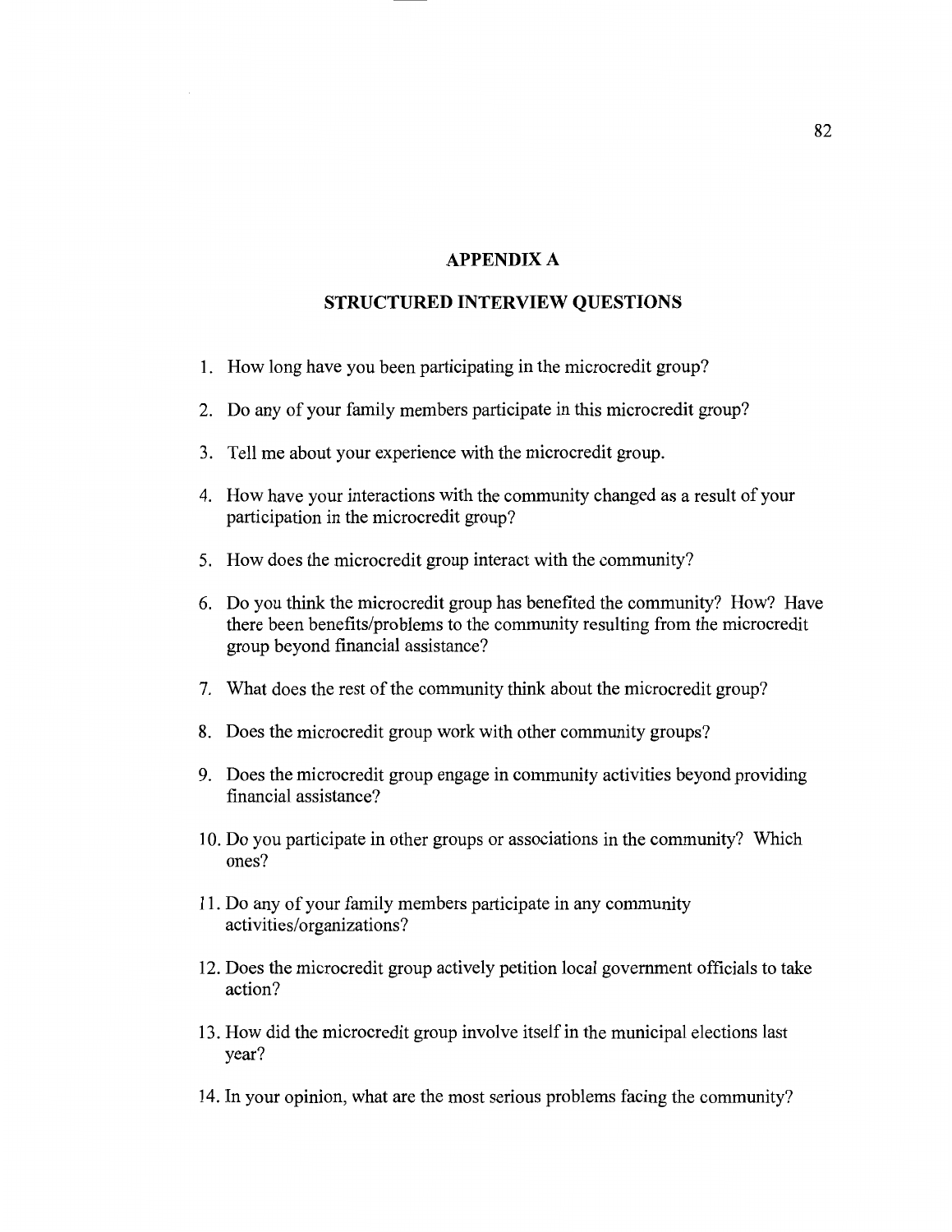# APPENDIX A

## STRUCTURED INTERVIEW QUESTIONS

1. How long have you been participating in the microcredit group?
2. Do any of your family members participate in this microcredit group?
3. Tell me about your experience with the microcredit group.
4. How have your interactions with the community changed as a result of your participation in the microcredit group?
5. How does the microcredit group interact with the community?
6. Do you think the microcredit group has benefited the community? How? Have there been benefits/problems to the community resulting from the microcredit group beyond financial assistance?
7. What does the rest of the community think about the microcredit group?
8. Does the microcredit group work with other community groups?
9. Does the microcredit group engage in community activities beyond providing financial assistance?
10. Do you participate in other groups or associations in the community? Which ones?
11. Do any of your family members participate in any community activities/organizations?
12. Does the microcredit group actively petition local government officials to take action?
13. How did the microcredit group involve itself in the municipal elections last year?
14. In your opinion, what are the most serious problems facing the community?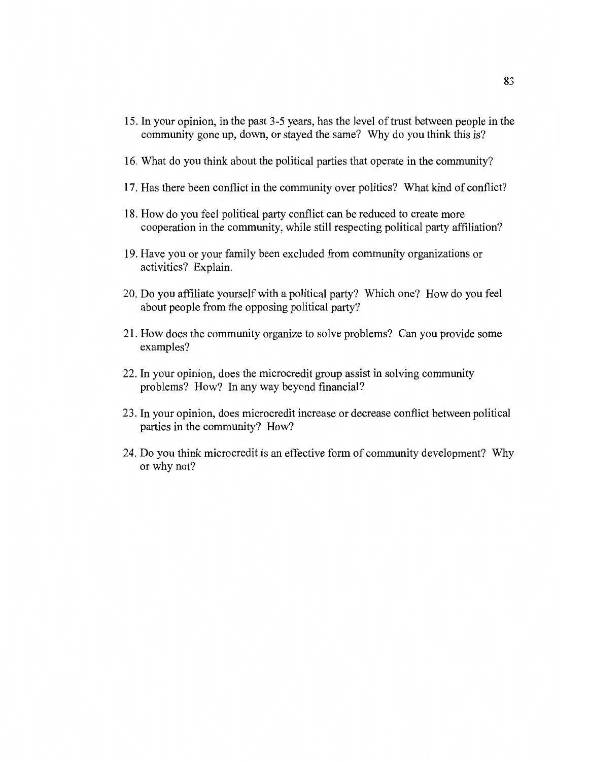15. In your opinion, in the past 3-5 years, has the level of trust between people in the community gone up, down, or stayed the same? Why do you think this is?

16. What do you think about the political parties that operate in the community?

17. Has there been conflict in the community over politics? What kind of conflict?

18. How do you feel political party conflict can be reduced to create more cooperation in the community, while still respecting political party affiliation?

19. Have you or your family been excluded from community organizations or activities? Explain.

20. Do you affiliate yourself with a political party? Which one? How do you feel about people from the opposing political party?

21. How does the community organize to solve problems? Can you provide some examples?

22. In your opinion, does the microcredit group assist in solving community problems? How? In any way beyond financial?

23. In your opinion, does microcredit increase or decrease conflict between political parties in the community? How?

24. Do you think microcredit is an effective form of community development? Why or why not?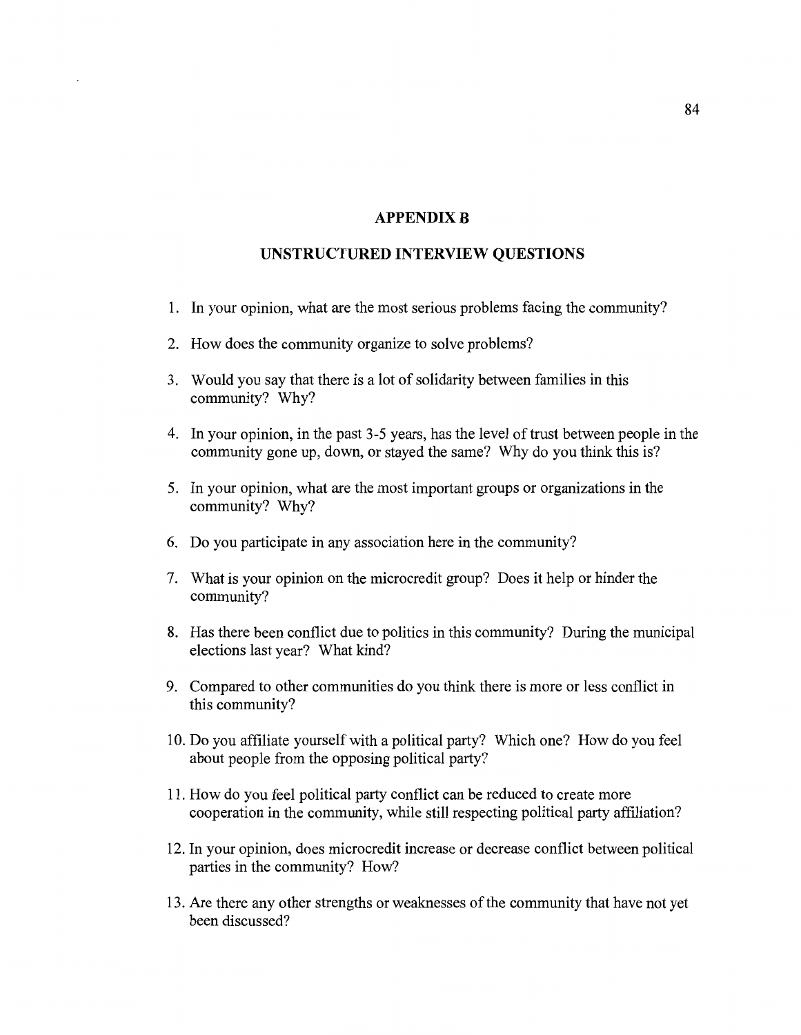## APPENDIX B

## UNSTRUCTURED INTERVIEW QUESTIONS

1. In your opinion, what are the most serious problems facing the community?
2. How does the community organize to solve problems?
3. Would you say that there is a lot of solidarity between families in this community? Why?
4. In your opinion, in the past 3-5 years, has the level of trust between people in the community gone up, down, or stayed the same? Why do you think this is?
5. In your opinion, what are the most important groups or organizations in the community? Why?
6. Do you participate in any association here in the community?
7. What is your opinion on the microcredit group? Does it help or hinder the community?
8. Has there been conflict due to politics in this community? During the municipal elections last year? What kind?
9. Compared to other communities do you think there is more or less conflict in this community?
10. Do you affiliate yourself with a political party? Which one? How do you feel about people from the opposing political party?
11. How do you feel political party conflict can be reduced to create more cooperation in the community, while still respecting political party affiliation?
12. In your opinion, does microcredit increase or decrease conflict between political parties in the community? How?
13. Are there any other strengths or weaknesses of the community that have not yet been discussed?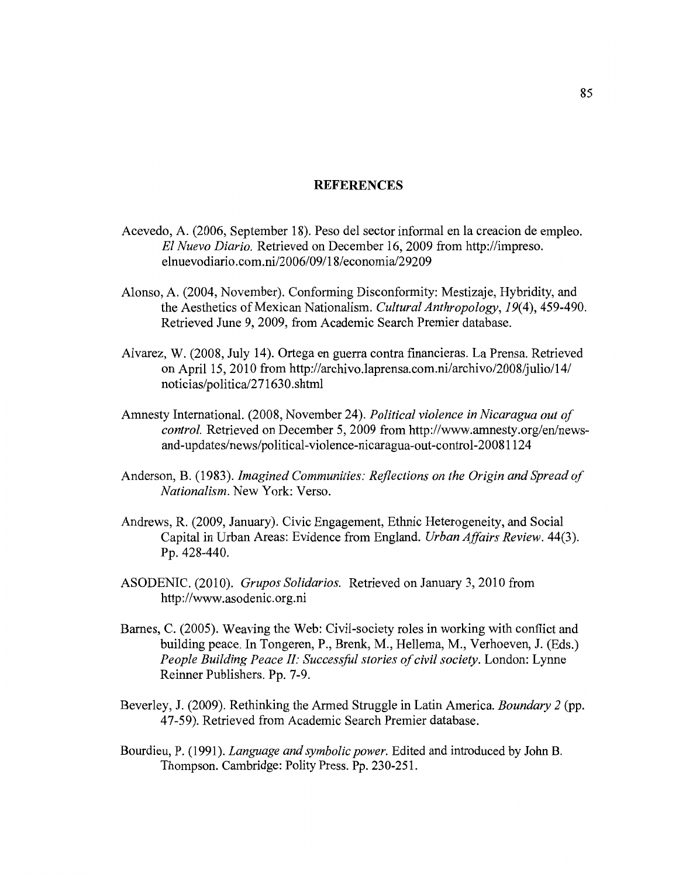## REFERENCES

Acevedo, A. (2006, September 18). Peso del sector informal en la creacion de empleo. *El Nuevo Diario.* Retrieved on December 16, 2009 from http://impreso.elnuevodiario.com.ni/2006/09/18/economia/29209

Alonso, A. (2004, November). Conforming Disconformity: Mestizaje, Hybridity, and the Aesthetics of Mexican Nationalism. *Cultural Anthropology, 19*(4), 459-490. Retrieved June 9, 2009, from Academic Search Premier database.

Alvarez, W. (2008, July 14). Ortega en guerra contra financieras. La Prensa. Retrieved on April 15, 2010 from http://archivo.laprensa.com.ni/archivo/2008/julio/14/noticias/politica/271630.shtml

Amnesty International. (2008, November 24). *Political violence in Nicaragua out of control.* Retrieved on December 5, 2009 from http://www.amnesty.org/en/news-and-updates/news/political-violence-nicaragua-out-control-20081124

Anderson, B. (1983). *Imagined Communities: Reflections on the Origin and Spread of Nationalism.* New York: Verso.

Andrews, R. (2009, January). Civic Engagement, Ethnic Heterogeneity, and Social Capital in Urban Areas: Evidence from England. *Urban Affairs Review.* 44(3). Pp. 428-440.

ASODENIC. (2010). *Grupos Solidarios.* Retrieved on January 3, 2010 from http://www.asodenic.org.ni

Barnes, C. (2005). Weaving the Web: Civil-society roles in working with conflict and building peace. In Tongeren, P., Brenk, M., Hellema, M., Verhoeven, J. (Eds.) *People Building Peace II: Successful stories of civil society.* London: Lynne Reinner Publishers. Pp. 7-9.

Beverley, J. (2009). Rethinking the Armed Struggle in Latin America. *Boundary 2* (pp. 47-59). Retrieved from Academic Search Premier database.

Bourdieu, P. (1991). *Language and symbolic power.* Edited and introduced by John B. Thompson. Cambridge: Polity Press. Pp. 230-251.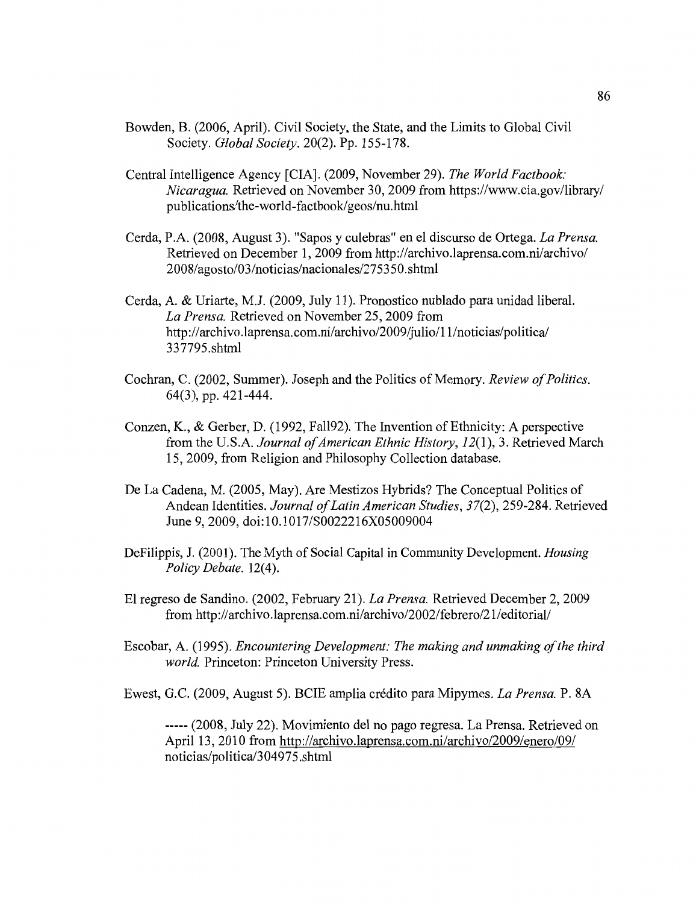Bowden, B. (2006, April). Civil Society, the State, and the Limits to Global Civil Society. *Global Society*. 20(2). Pp. 155-178.

Central Intelligence Agency [CIA]. (2009, November 29). *The World Factbook: Nicaragua.* Retrieved on November 30, 2009 from https://www.cia.gov/library/publications/the-world-factbook/geos/nu.html

Cerda, P.A. (2008, August 3). "Sapos y culebras" en el discurso de Ortega. *La Prensa.* Retrieved on December 1, 2009 from http://archivo.laprensa.com.ni/archivo/2008/agosto/03/noticias/nacionales/275350.shtml

Cerda, A. & Uriarte, M.J. (2009, July 11). Pronostico nublado para unidad liberal. *La Prensa.* Retrieved on November 25, 2009 from http://archivo.laprensa.com.ni/archivo/2009/julio/11/noticias/politica/337795.shtml

Cochran, C. (2002, Summer). Joseph and the Politics of Memory. *Review of Politics*. 64(3), pp. 421-444.

Conzen, K., & Gerber, D. (1992, Fall92). The Invention of Ethnicity: A perspective from the U.S.A. *Journal of American Ethnic History*, *12*(1), 3. Retrieved March 15, 2009, from Religion and Philosophy Collection database.

De La Cadena, M. (2005, May). Are Mestizos Hybrids? The Conceptual Politics of Andean Identities. *Journal of Latin American Studies*, *37*(2), 259-284. Retrieved June 9, 2009, doi:10.1017/S0022216X05009004

DeFilippis, J. (2001). The Myth of Social Capital in Community Development. *Housing Policy Debate*. 12(4).

El regreso de Sandino. (2002, February 21). *La Prensa.* Retrieved December 2, 2009 from http://archivo.laprensa.com.ni/archivo/2002/febrero/21/editorial/

Escobar, A. (1995). *Encountering Development: The making and unmaking of the third world.* Princeton: Princeton University Press.

Ewest, G.C. (2009, August 5). BCIE amplia crédito para Mipymes. *La Prensa.* P. 8A

----- (2008, July 22). Movimiento del no pago regresa. La Prensa. Retrieved on April 13, 2010 from http://archivo.laprensa.com.ni/archivo/2009/enero/09/noticias/politica/304975.shtml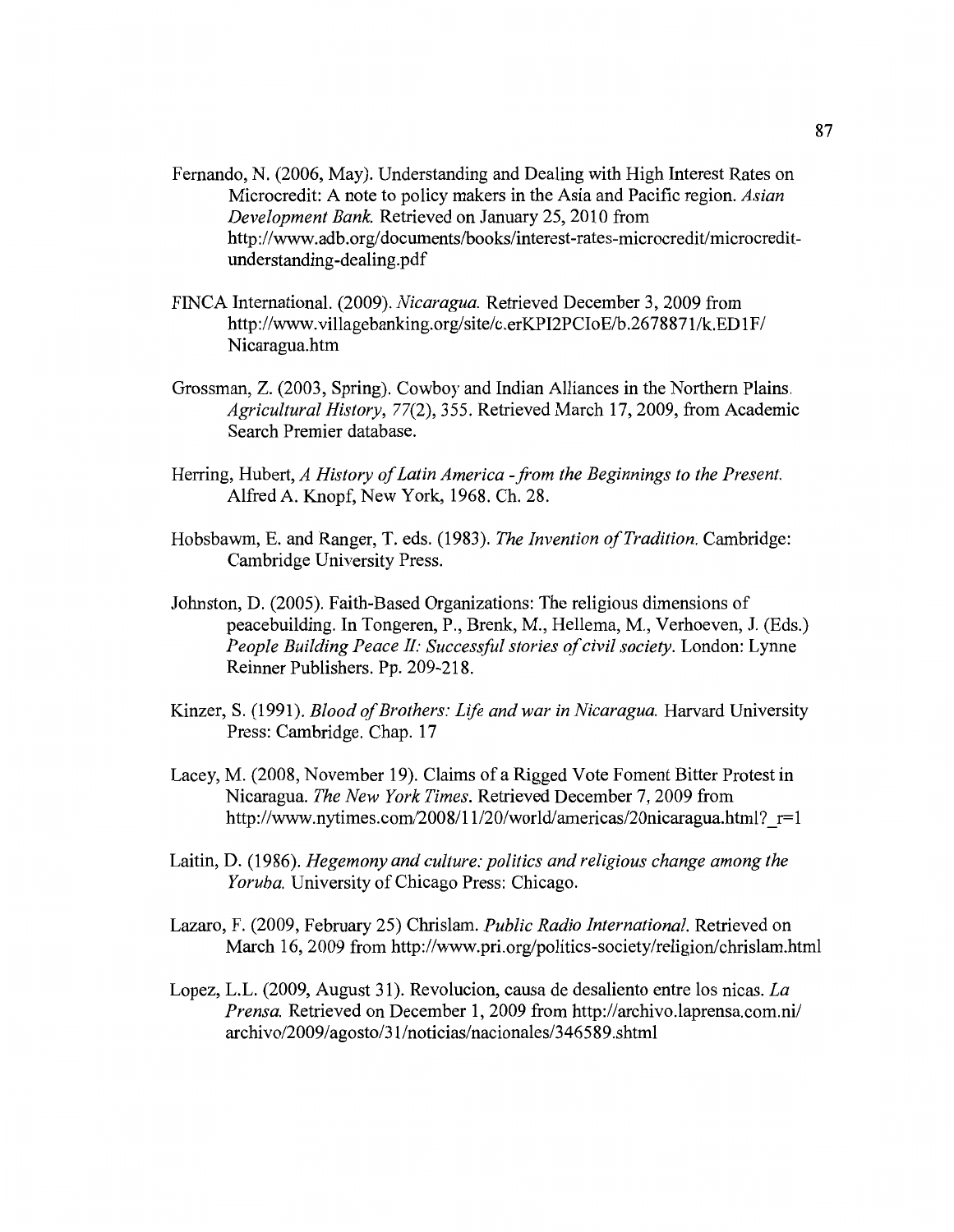Fernando, N. (2006, May). Understanding and Dealing with High Interest Rates on Microcredit: A note to policy makers in the Asia and Pacific region. *Asian Development Bank.* Retrieved on January 25, 2010 from http://www.adb.org/documents/books/interest-rates-microcredit/microcredit-understanding-dealing.pdf

FINCA International. (2009). *Nicaragua.* Retrieved December 3, 2009 from http://www.villagebanking.org/site/c.erKPI2PCIoE/b.2678871/k.ED1F/Nicaragua.htm

Grossman, Z. (2003, Spring). Cowboy and Indian Alliances in the Northern Plains. *Agricultural History, 77*(2), 355. Retrieved March 17, 2009, from Academic Search Premier database.

Herring, Hubert, *A History of Latin America - from the Beginnings to the Present.* Alfred A. Knopf, New York, 1968. Ch. 28.

Hobsbawm, E. and Ranger, T. eds. (1983). *The Invention of Tradition.* Cambridge: Cambridge University Press.

Johnston, D. (2005). Faith-Based Organizations: The religious dimensions of peacebuilding. In Tongeren, P., Brenk, M., Hellema, M., Verhoeven, J. (Eds.) *People Building Peace II: Successful stories of civil society.* London: Lynne Reinner Publishers. Pp. 209-218.

Kinzer, S. (1991). *Blood of Brothers: Life and war in Nicaragua.* Harvard University Press: Cambridge. Chap. 17

Lacey, M. (2008, November 19). Claims of a Rigged Vote Foment Bitter Protest in Nicaragua. *The New York Times.* Retrieved December 7, 2009 from http://www.nytimes.com/2008/11/20/world/americas/20nicaragua.html?_r=1

Laitin, D. (1986). *Hegemony and culture: politics and religious change among the Yoruba.* University of Chicago Press: Chicago.

Lazaro, F. (2009, February 25) Chrislam. *Public Radio International.* Retrieved on March 16, 2009 from http://www.pri.org/politics-society/religion/chrislam.html

Lopez, L.L. (2009, August 31). Revolucion, causa de desaliento entre los nicas. *La Prensa.* Retrieved on December 1, 2009 from http://archivo.laprensa.com.ni/archivo/2009/agosto/31/noticias/nacionales/346589.shtml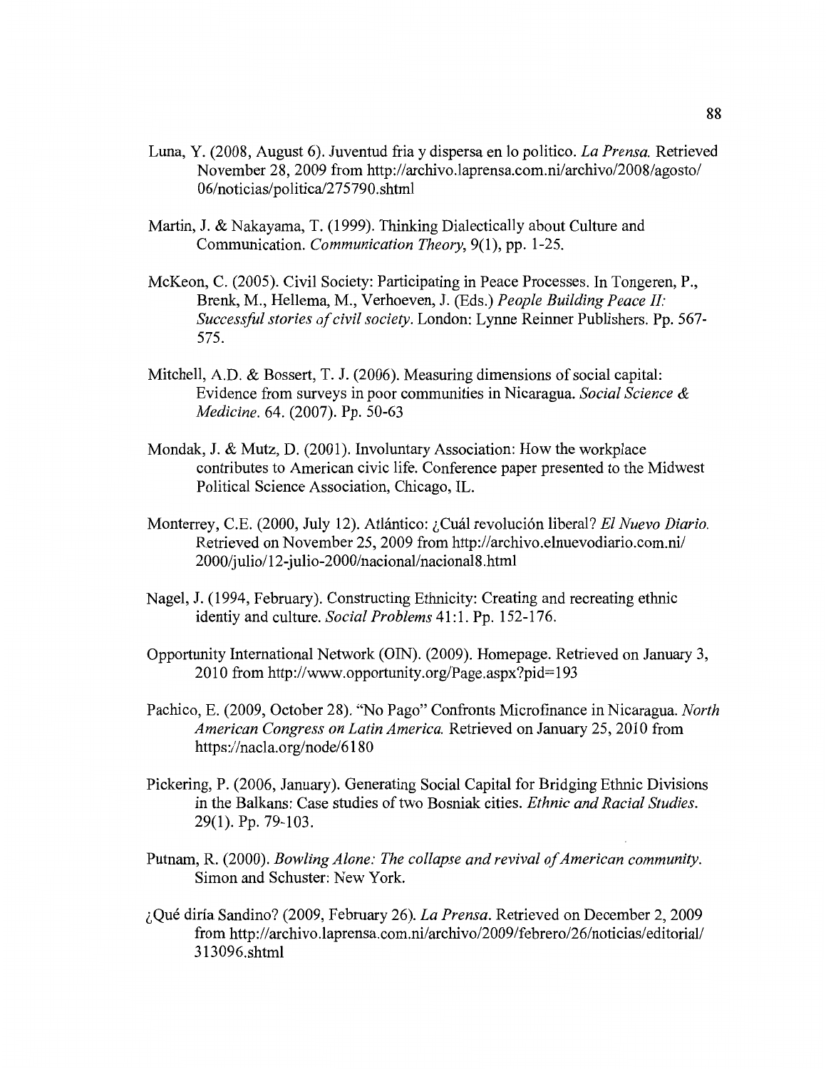Luna, Y. (2008, August 6). Juventud fria y dispersa en lo politico. *La Prensa.* Retrieved November 28, 2009 from http://archivo.laprensa.com.ni/archivo/2008/agosto/06/noticias/politica/275790.shtml

Martin, J. & Nakayama, T. (1999). Thinking Dialectically about Culture and Communication. *Communication Theory,* 9(1), pp. 1-25.

McKeon, C. (2005). Civil Society: Participating in Peace Processes. In Tongeren, P., Brenk, M., Hellema, M., Verhoeven, J. (Eds.) *People Building Peace II: Successful stories of civil society.* London: Lynne Reinner Publishers. Pp. 567-575.

Mitchell, A.D. & Bossert, T. J. (2006). Measuring dimensions of social capital: Evidence from surveys in poor communities in Nicaragua. *Social Science & Medicine.* 64. (2007). Pp. 50-63

Mondak, J. & Mutz, D. (2001). Involuntary Association: How the workplace contributes to American civic life. Conference paper presented to the Midwest Political Science Association, Chicago, IL.

Monterrey, C.E. (2000, July 12). Atlántico: ¿Cuál revolución liberal? *El Nuevo Diario.* Retrieved on November 25, 2009 from http://archivo.elnuevodiario.com.ni/2000/julio/12-julio-2000/nacional/nacional8.html

Nagel, J. (1994, February). Constructing Ethnicity: Creating and recreating ethnic identiy and culture. *Social Problems* 41:1. Pp. 152-176.

Opportunity International Network (OIN). (2009). Homepage. Retrieved on January 3, 2010 from http://www.opportunity.org/Page.aspx?pid=193

Pachico, E. (2009, October 28). "No Pago" Confronts Microfinance in Nicaragua. *North American Congress on Latin America.* Retrieved on January 25, 2010 from https://nacla.org/node/6180

Pickering, P. (2006, January). Generating Social Capital for Bridging Ethnic Divisions in the Balkans: Case studies of two Bosniak cities. *Ethnic and Racial Studies.* 29(1). Pp. 79-103.

Putnam, R. (2000). *Bowling Alone: The collapse and revival of American community.* Simon and Schuster: New York.

¿Qué diría Sandino? (2009, February 26). *La Prensa.* Retrieved on December 2, 2009 from http://archivo.laprensa.com.ni/archivo/2009/febrero/26/noticias/editorial/313096.shtml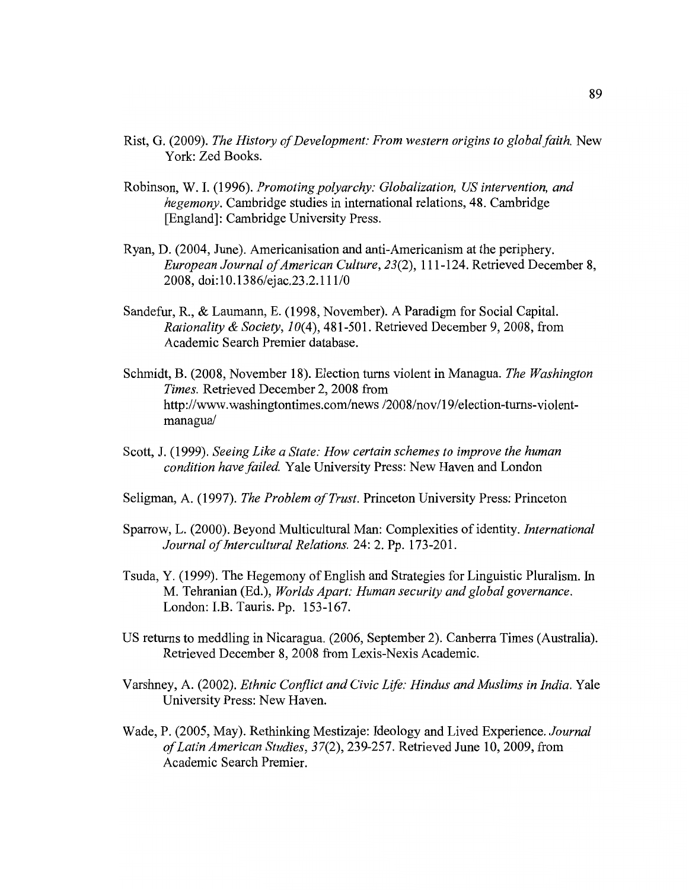Rist, G. (2009). *The History of Development: From western origins to global faith.* New York: Zed Books.

Robinson, W. I. (1996). *Promoting polyarchy: Globalization, US intervention, and hegemony.* Cambridge studies in international relations, 48. Cambridge [England]: Cambridge University Press.

Ryan, D. (2004, June). Americanisation and anti-Americanism at the periphery. *European Journal of American Culture, 23*(2), 111-124. Retrieved December 8, 2008, doi:10.1386/ejac.23.2.111/0

Sandefur, R., & Laumann, E. (1998, November). A Paradigm for Social Capital. *Rationality & Society, 10*(4), 481-501. Retrieved December 9, 2008, from Academic Search Premier database.

Schmidt, B. (2008, November 18). Election turns violent in Managua. *The Washington Times.* Retrieved December 2, 2008 from http://www.washingtontimes.com/news /2008/nov/19/election-turns-violent-managua/

Scott, J. (1999). *Seeing Like a State: How certain schemes to improve the human condition have failed.* Yale University Press: New Haven and London

Seligman, A. (1997). *The Problem of Trust.* Princeton University Press: Princeton

Sparrow, L. (2000). Beyond Multicultural Man: Complexities of identity. *International Journal of Intercultural Relations.* 24: 2. Pp. 173-201.

Tsuda, Y. (1999). The Hegemony of English and Strategies for Linguistic Pluralism. In M. Tehranian (Ed.), *Worlds Apart: Human security and global governance.* London: I.B. Tauris. Pp. 153-167.

US returns to meddling in Nicaragua. (2006, September 2). Canberra Times (Australia). Retrieved December 8, 2008 from Lexis-Nexis Academic.

Varshney, A. (2002). *Ethnic Conflict and Civic Life: Hindus and Muslims in India.* Yale University Press: New Haven.

Wade, P. (2005, May). Rethinking Mestizaje: Ideology and Lived Experience. *Journal of Latin American Studies, 37*(2), 239-257. Retrieved June 10, 2009, from Academic Search Premier.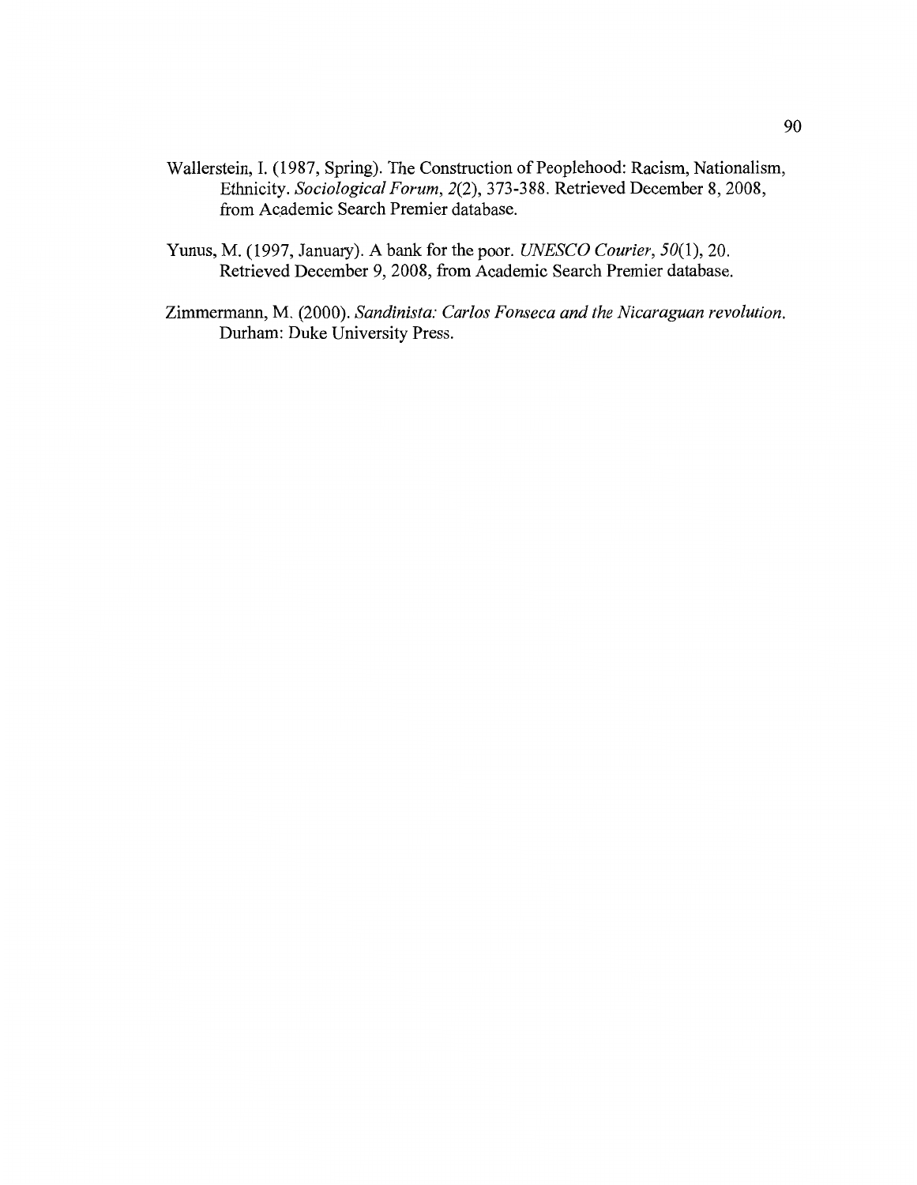Wallerstein, I. (1987, Spring). The Construction of Peoplehood: Racism, Nationalism, Ethnicity. *Sociological Forum, 2*(2), 373-388. Retrieved December 8, 2008, from Academic Search Premier database.

Yunus, M. (1997, January). A bank for the poor. *UNESCO Courier, 50*(1), 20. Retrieved December 9, 2008, from Academic Search Premier database.

Zimmermann, M. (2000). *Sandinista: Carlos Fonseca and the Nicaraguan revolution.* Durham: Duke University Press.